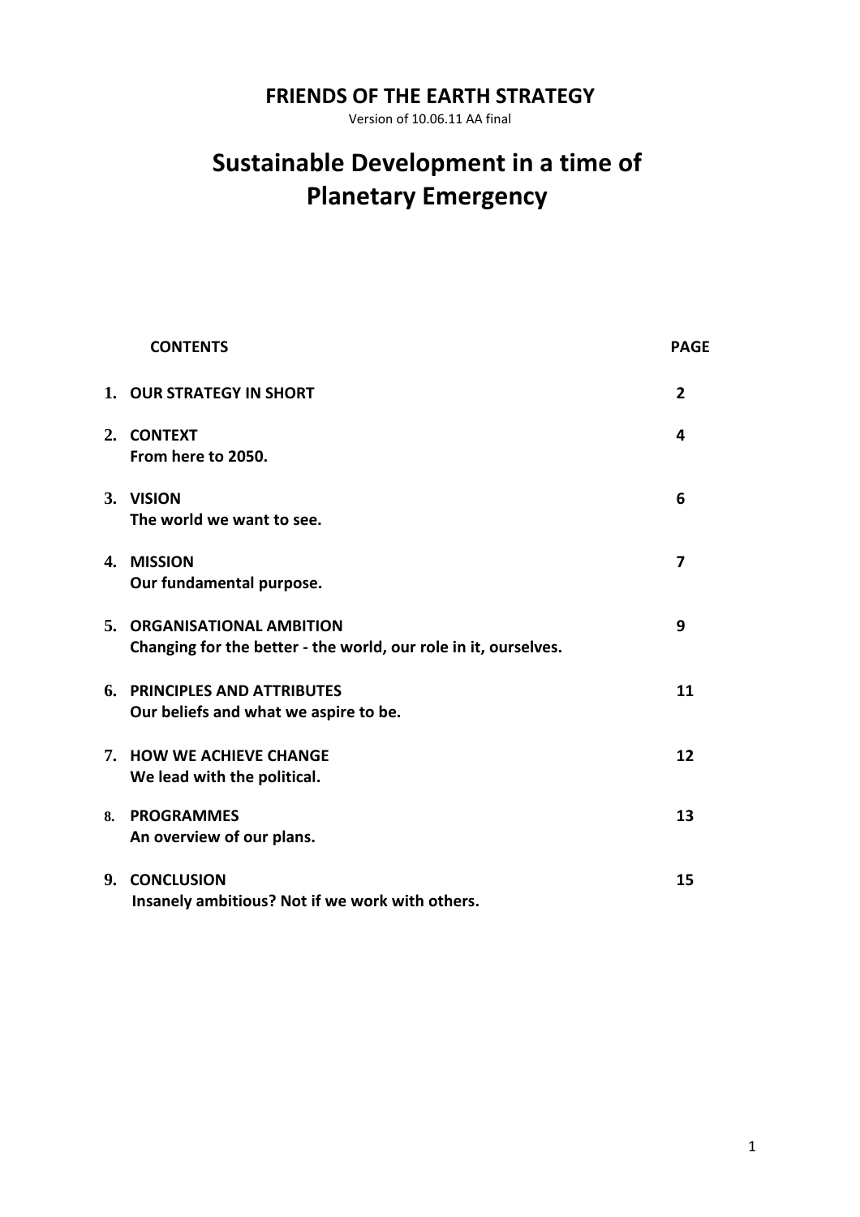**FRIENDS OF THE EARTH STRATEGY**

Version of 10.06.11 AA final

# Sustainable Development in a time of Planetary Emergency

| CONTENTS | PAGE |
|---|---|
| **1. OUR STRATEGY IN SHORT** | **2** |
| **2. CONTEXT**<br>**From here to 2050.** | **4** |
| **3. VISION**<br>**The world we want to see.** | **6** |
| **4. MISSION**<br>**Our fundamental purpose.** | **7** |
| **5. ORGANISATIONAL AMBITION**<br>**Changing for the better - the world, our role in it, ourselves.** | **9** |
| **6. PRINCIPLES AND ATTRIBUTES**<br>**Our beliefs and what we aspire to be.** | **11** |
| **7. HOW WE ACHIEVE CHANGE**<br>**We lead with the political.** | **12** |
| **8. PROGRAMMES**<br>**An overview of our plans.** | **13** |
| **9. CONCLUSION**<br>**Insanely ambitious? Not if we work with others.** | **15** |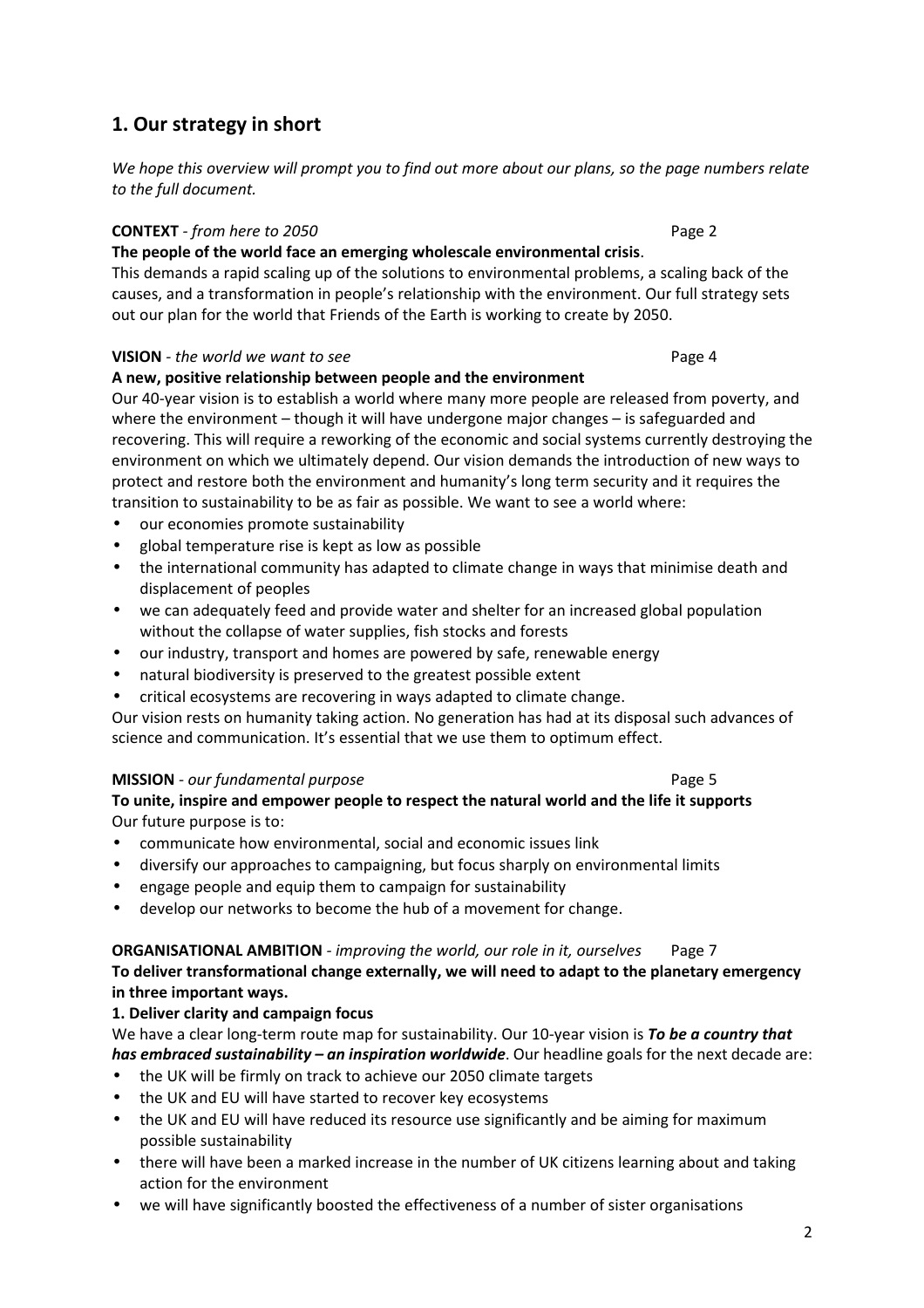## 1. Our strategy in short

*We hope this overview will prompt you to find out more about our plans, so the page numbers relate to the full document.*

**CONTEXT** - *from here to 2050* Page 2

**The people of the world face an emerging wholescale environmental crisis**.

This demands a rapid scaling up of the solutions to environmental problems, a scaling back of the causes, and a transformation in people's relationship with the environment. Our full strategy sets out our plan for the world that Friends of the Earth is working to create by 2050.

**VISION** - *the world we want to see* Page 4

**A new, positive relationship between people and the environment**

Our 40-year vision is to establish a world where many more people are released from poverty, and where the environment – though it will have undergone major changes – is safeguarded and recovering. This will require a reworking of the economic and social systems currently destroying the environment on which we ultimately depend. Our vision demands the introduction of new ways to protect and restore both the environment and humanity's long term security and it requires the transition to sustainability to be as fair as possible. We want to see a world where:

- our economies promote sustainability
- global temperature rise is kept as low as possible
- the international community has adapted to climate change in ways that minimise death and displacement of peoples
- we can adequately feed and provide water and shelter for an increased global population without the collapse of water supplies, fish stocks and forests
- our industry, transport and homes are powered by safe, renewable energy
- natural biodiversity is preserved to the greatest possible extent
- critical ecosystems are recovering in ways adapted to climate change.

Our vision rests on humanity taking action. No generation has had at its disposal such advances of science and communication. It's essential that we use them to optimum effect.

**MISSION** - *our fundamental purpose* Page 5

**To unite, inspire and empower people to respect the natural world and the life it supports**

Our future purpose is to:

- communicate how environmental, social and economic issues link
- diversify our approaches to campaigning, but focus sharply on environmental limits
- engage people and equip them to campaign for sustainability
- develop our networks to become the hub of a movement for change.

**ORGANISATIONAL AMBITION** - *improving the world, our role in it, ourselves* Page 7

**To deliver transformational change externally, we will need to adapt to the planetary emergency in three important ways.**

**1. Deliver clarity and campaign focus**

We have a clear long-term route map for sustainability. Our 10-year vision is ***To be a country that has embraced sustainability – an inspiration worldwide***. Our headline goals for the next decade are:

- the UK will be firmly on track to achieve our 2050 climate targets
- the UK and EU will have started to recover key ecosystems
- the UK and EU will have reduced its resource use significantly and be aiming for maximum possible sustainability
- there will have been a marked increase in the number of UK citizens learning about and taking action for the environment
- we will have significantly boosted the effectiveness of a number of sister organisations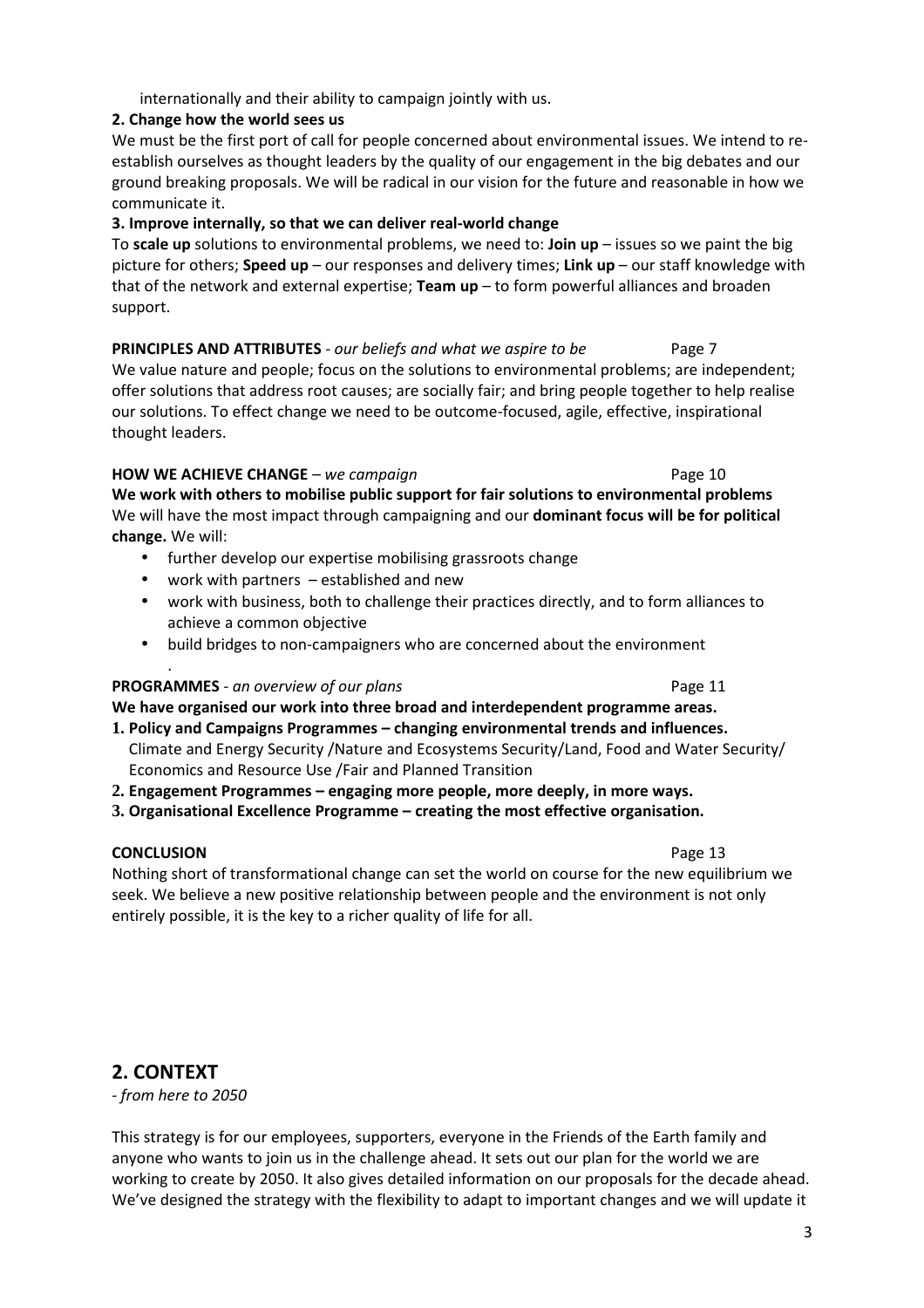internationally and their ability to campaign jointly with us.

**2. Change how the world sees us**

We must be the first port of call for people concerned about environmental issues. We intend to re-establish ourselves as thought leaders by the quality of our engagement in the big debates and our ground breaking proposals. We will be radical in our vision for the future and reasonable in how we communicate it.

**3. Improve internally, so that we can deliver real-world change**

To **scale up** solutions to environmental problems, we need to: **Join up** – issues so we paint the big picture for others; **Speed up** – our responses and delivery times; **Link up** – our staff knowledge with that of the network and external expertise; **Team up** – to form powerful alliances and broaden support.

**PRINCIPLES AND ATTRIBUTES** - *our beliefs and what we aspire to be* Page 7

We value nature and people; focus on the solutions to environmental problems; are independent; offer solutions that address root causes; are socially fair; and bring people together to help realise our solutions. To effect change we need to be outcome-focused, agile, effective, inspirational thought leaders.

**HOW WE ACHIEVE CHANGE** – *we campaign* Page 10

**We work with others to mobilise public support for fair solutions to environmental problems**

We will have the most impact through campaigning and our **dominant focus will be for political change.** We will:

- further develop our expertise mobilising grassroots change
- work with partners – established and new
- work with business, both to challenge their practices directly, and to form alliances to achieve a common objective
- build bridges to non-campaigners who are concerned about the environment

.

**PROGRAMMES** - *an overview of our plans* Page 11

**We have organised our work into three broad and interdependent programme areas.**

**1. Policy and Campaigns Programmes – changing environmental trends and influences.**
Climate and Energy Security /Nature and Ecosystems Security/Land, Food and Water Security/ Economics and Resource Use /Fair and Planned Transition

**2. Engagement Programmes – engaging more people, more deeply, in more ways.**

**3. Organisational Excellence Programme – creating the most effective organisation.**

**CONCLUSION** Page 13

Nothing short of transformational change can set the world on course for the new equilibrium we seek. We believe a new positive relationship between people and the environment is not only entirely possible, it is the key to a richer quality of life for all.

## 2. CONTEXT

*- from here to 2050*

This strategy is for our employees, supporters, everyone in the Friends of the Earth family and anyone who wants to join us in the challenge ahead. It sets out our plan for the world we are working to create by 2050. It also gives detailed information on our proposals for the decade ahead. We've designed the strategy with the flexibility to adapt to important changes and we will update it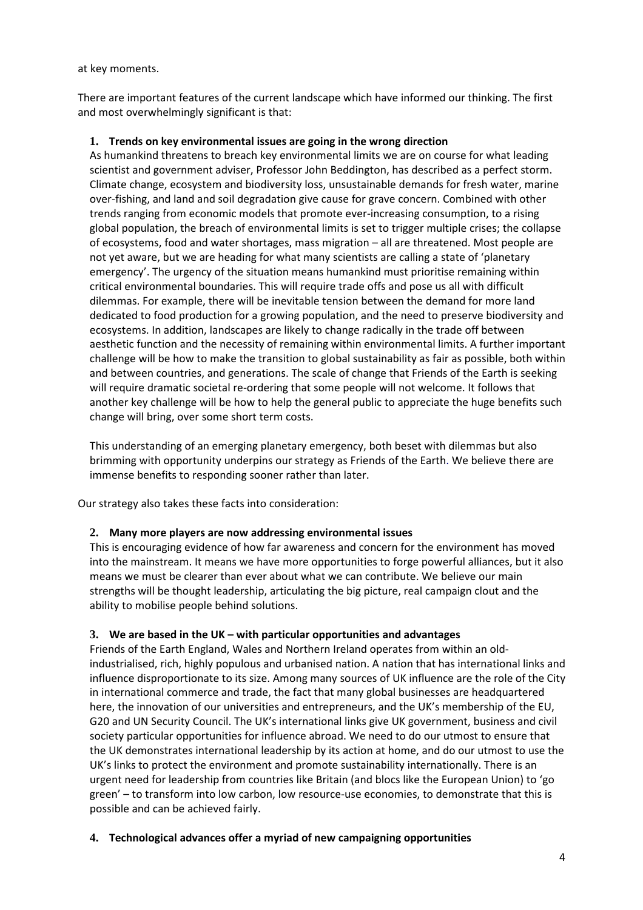at key moments.

There are important features of the current landscape which have informed our thinking. The first and most overwhelmingly significant is that:

1. **Trends on key environmental issues are going in the wrong direction**

   As humankind threatens to breach key environmental limits we are on course for what leading scientist and government adviser, Professor John Beddington, has described as a perfect storm. Climate change, ecosystem and biodiversity loss, unsustainable demands for fresh water, marine over-fishing, and land and soil degradation give cause for grave concern. Combined with other trends ranging from economic models that promote ever-increasing consumption, to a rising global population, the breach of environmental limits is set to trigger multiple crises; the collapse of ecosystems, food and water shortages, mass migration – all are threatened. Most people are not yet aware, but we are heading for what many scientists are calling a state of 'planetary emergency'. The urgency of the situation means humankind must prioritise remaining within critical environmental boundaries. This will require trade offs and pose us all with difficult dilemmas. For example, there will be inevitable tension between the demand for more land dedicated to food production for a growing population, and the need to preserve biodiversity and ecosystems. In addition, landscapes are likely to change radically in the trade off between aesthetic function and the necessity of remaining within environmental limits. A further important challenge will be how to make the transition to global sustainability as fair as possible, both within and between countries, and generations. The scale of change that Friends of the Earth is seeking will require dramatic societal re-ordering that some people will not welcome. It follows that another key challenge will be how to help the general public to appreciate the huge benefits such change will bring, over some short term costs.

   This understanding of an emerging planetary emergency, both beset with dilemmas but also brimming with opportunity underpins our strategy as Friends of the Earth. We believe there are immense benefits to responding sooner rather than later.

Our strategy also takes these facts into consideration:

2. **Many more players are now addressing environmental issues**

   This is encouraging evidence of how far awareness and concern for the environment has moved into the mainstream. It means we have more opportunities to forge powerful alliances, but it also means we must be clearer than ever about what we can contribute. We believe our main strengths will be thought leadership, articulating the big picture, real campaign clout and the ability to mobilise people behind solutions.

3. **We are based in the UK – with particular opportunities and advantages**

   Friends of the Earth England, Wales and Northern Ireland operates from within an old-industrialised, rich, highly populous and urbanised nation. A nation that has international links and influence disproportionate to its size. Among many sources of UK influence are the role of the City in international commerce and trade, the fact that many global businesses are headquartered here, the innovation of our universities and entrepreneurs, and the UK's membership of the EU, G20 and UN Security Council. The UK's international links give UK government, business and civil society particular opportunities for influence abroad. We need to do our utmost to ensure that the UK demonstrates international leadership by its action at home, and do our utmost to use the UK's links to protect the environment and promote sustainability internationally. There is an urgent need for leadership from countries like Britain (and blocs like the European Union) to 'go green' – to transform into low carbon, low resource-use economies, to demonstrate that this is possible and can be achieved fairly.

4. **Technological advances offer a myriad of new campaigning opportunities**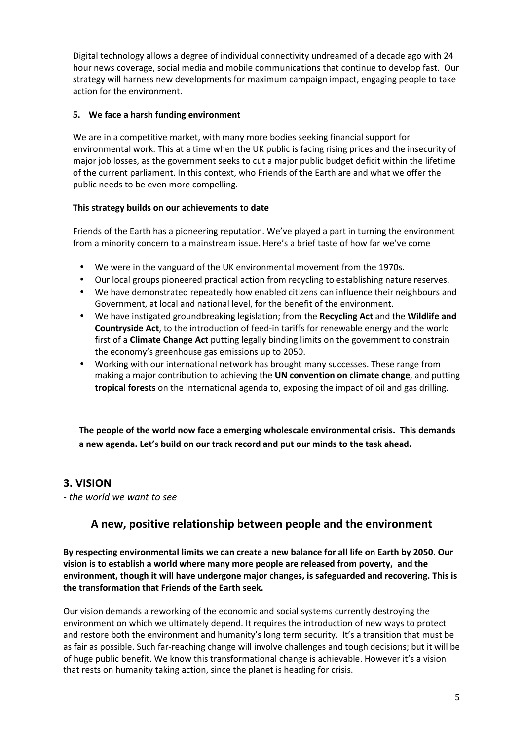Digital technology allows a degree of individual connectivity undreamed of a decade ago with 24 hour news coverage, social media and mobile communications that continue to develop fast. Our strategy will harness new developments for maximum campaign impact, engaging people to take action for the environment.

**5. We face a harsh funding environment**

We are in a competitive market, with many more bodies seeking financial support for environmental work. This at a time when the UK public is facing rising prices and the insecurity of major job losses, as the government seeks to cut a major public budget deficit within the lifetime of the current parliament. In this context, who Friends of the Earth are and what we offer the public needs to be even more compelling.

**This strategy builds on our achievements to date**

Friends of the Earth has a pioneering reputation. We've played a part in turning the environment from a minority concern to a mainstream issue. Here's a brief taste of how far we've come

- We were in the vanguard of the UK environmental movement from the 1970s.
- Our local groups pioneered practical action from recycling to establishing nature reserves.
- We have demonstrated repeatedly how enabled citizens can influence their neighbours and Government, at local and national level, for the benefit of the environment.
- We have instigated groundbreaking legislation; from the **Recycling Act** and the **Wildlife and Countryside Act**, to the introduction of feed-in tariffs for renewable energy and the world first of a **Climate Change Act** putting legally binding limits on the government to constrain the economy's greenhouse gas emissions up to 2050.
- Working with our international network has brought many successes. These range from making a major contribution to achieving the **UN convention on climate change**, and putting **tropical forests** on the international agenda to, exposing the impact of oil and gas drilling.

**The people of the world now face a emerging wholescale environmental crisis. This demands a new agenda. Let's build on our track record and put our minds to the task ahead.**

## 3. VISION

*- the world we want to see*

### A new, positive relationship between people and the environment

**By respecting environmental limits we can create a new balance for all life on Earth by 2050. Our vision is to establish a world where many more people are released from poverty, and the environment, though it will have undergone major changes, is safeguarded and recovering. This is the transformation that Friends of the Earth seek.**

Our vision demands a reworking of the economic and social systems currently destroying the environment on which we ultimately depend. It requires the introduction of new ways to protect and restore both the environment and humanity's long term security. It's a transition that must be as fair as possible. Such far-reaching change will involve challenges and tough decisions; but it will be of huge public benefit. We know this transformational change is achievable. However it's a vision that rests on humanity taking action, since the planet is heading for crisis.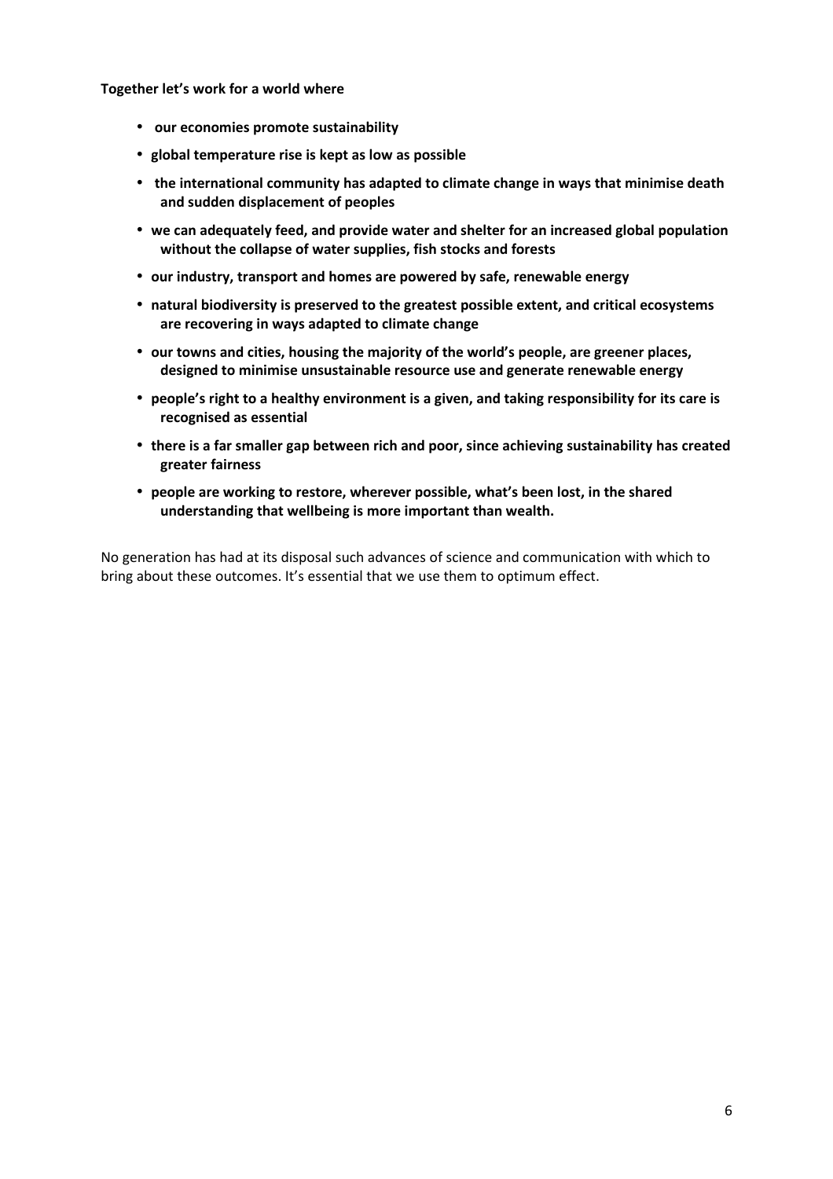**Together let's work for a world where**

- **our economies promote sustainability**
- **global temperature rise is kept as low as possible**
- **the international community has adapted to climate change in ways that minimise death and sudden displacement of peoples**
- **we can adequately feed, and provide water and shelter for an increased global population without the collapse of water supplies, fish stocks and forests**
- **our industry, transport and homes are powered by safe, renewable energy**
- **natural biodiversity is preserved to the greatest possible extent, and critical ecosystems are recovering in ways adapted to climate change**
- **our towns and cities, housing the majority of the world's people, are greener places, designed to minimise unsustainable resource use and generate renewable energy**
- **people's right to a healthy environment is a given, and taking responsibility for its care is recognised as essential**
- **there is a far smaller gap between rich and poor, since achieving sustainability has created greater fairness**
- **people are working to restore, wherever possible, what's been lost, in the shared understanding that wellbeing is more important than wealth.**

No generation has had at its disposal such advances of science and communication with which to bring about these outcomes. It's essential that we use them to optimum effect.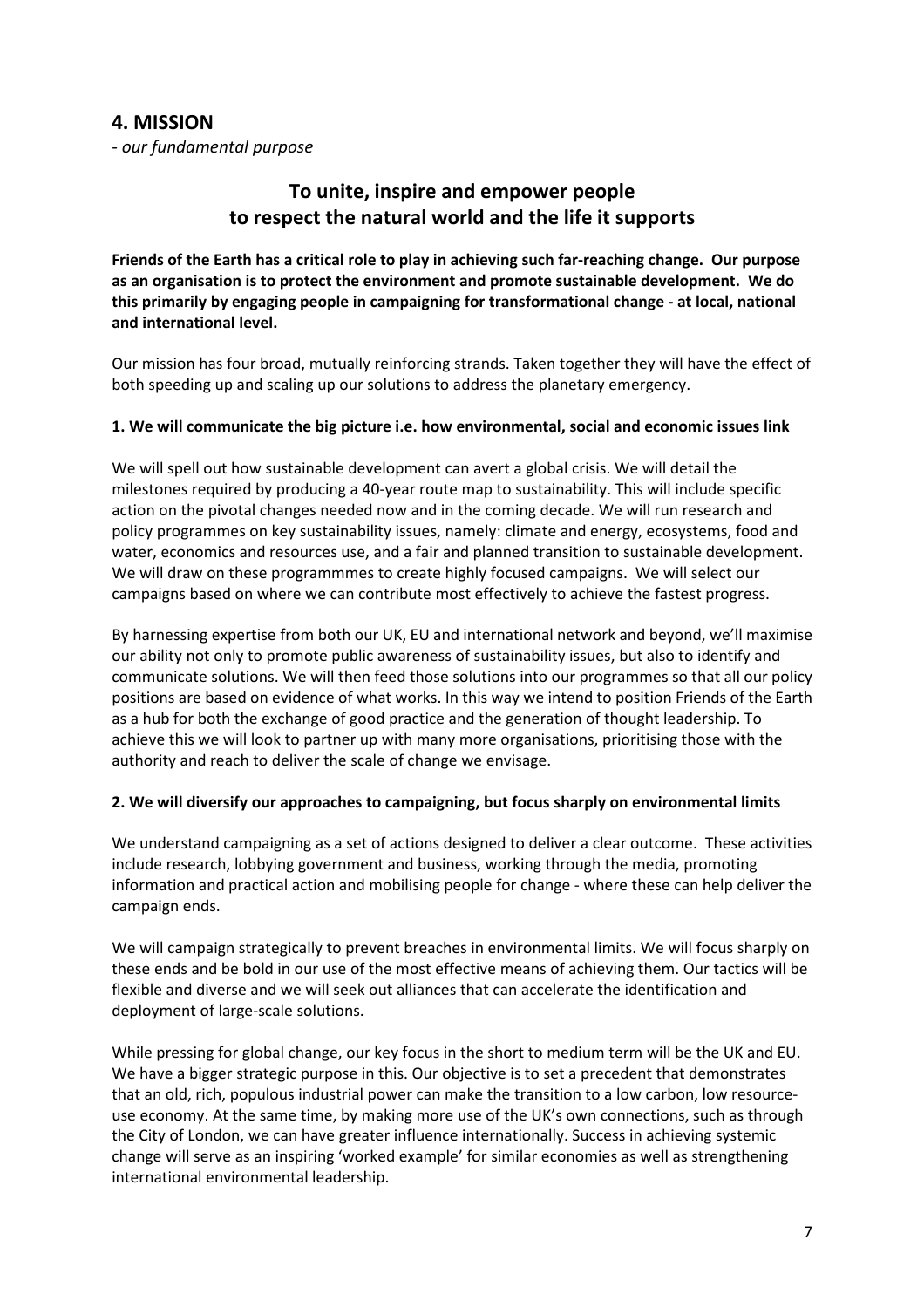## 4. MISSION

*- our fundamental purpose*

### To unite, inspire and empower people to respect the natural world and the life it supports

**Friends of the Earth has a critical role to play in achieving such far-reaching change. Our purpose as an organisation is to protect the environment and promote sustainable development. We do this primarily by engaging people in campaigning for transformational change - at local, national and international level.**

Our mission has four broad, mutually reinforcing strands. Taken together they will have the effect of both speeding up and scaling up our solutions to address the planetary emergency.

**1. We will communicate the big picture i.e. how environmental, social and economic issues link**

We will spell out how sustainable development can avert a global crisis. We will detail the milestones required by producing a 40-year route map to sustainability. This will include specific action on the pivotal changes needed now and in the coming decade. We will run research and policy programmes on key sustainability issues, namely: climate and energy, ecosystems, food and water, economics and resources use, and a fair and planned transition to sustainable development. We will draw on these programmmes to create highly focused campaigns. We will select our campaigns based on where we can contribute most effectively to achieve the fastest progress.

By harnessing expertise from both our UK, EU and international network and beyond, we'll maximise our ability not only to promote public awareness of sustainability issues, but also to identify and communicate solutions. We will then feed those solutions into our programmes so that all our policy positions are based on evidence of what works. In this way we intend to position Friends of the Earth as a hub for both the exchange of good practice and the generation of thought leadership. To achieve this we will look to partner up with many more organisations, prioritising those with the authority and reach to deliver the scale of change we envisage.

**2. We will diversify our approaches to campaigning, but focus sharply on environmental limits**

We understand campaigning as a set of actions designed to deliver a clear outcome. These activities include research, lobbying government and business, working through the media, promoting information and practical action and mobilising people for change - where these can help deliver the campaign ends.

We will campaign strategically to prevent breaches in environmental limits. We will focus sharply on these ends and be bold in our use of the most effective means of achieving them. Our tactics will be flexible and diverse and we will seek out alliances that can accelerate the identification and deployment of large-scale solutions.

While pressing for global change, our key focus in the short to medium term will be the UK and EU. We have a bigger strategic purpose in this. Our objective is to set a precedent that demonstrates that an old, rich, populous industrial power can make the transition to a low carbon, low resource-use economy. At the same time, by making more use of the UK's own connections, such as through the City of London, we can have greater influence internationally. Success in achieving systemic change will serve as an inspiring 'worked example' for similar economies as well as strengthening international environmental leadership.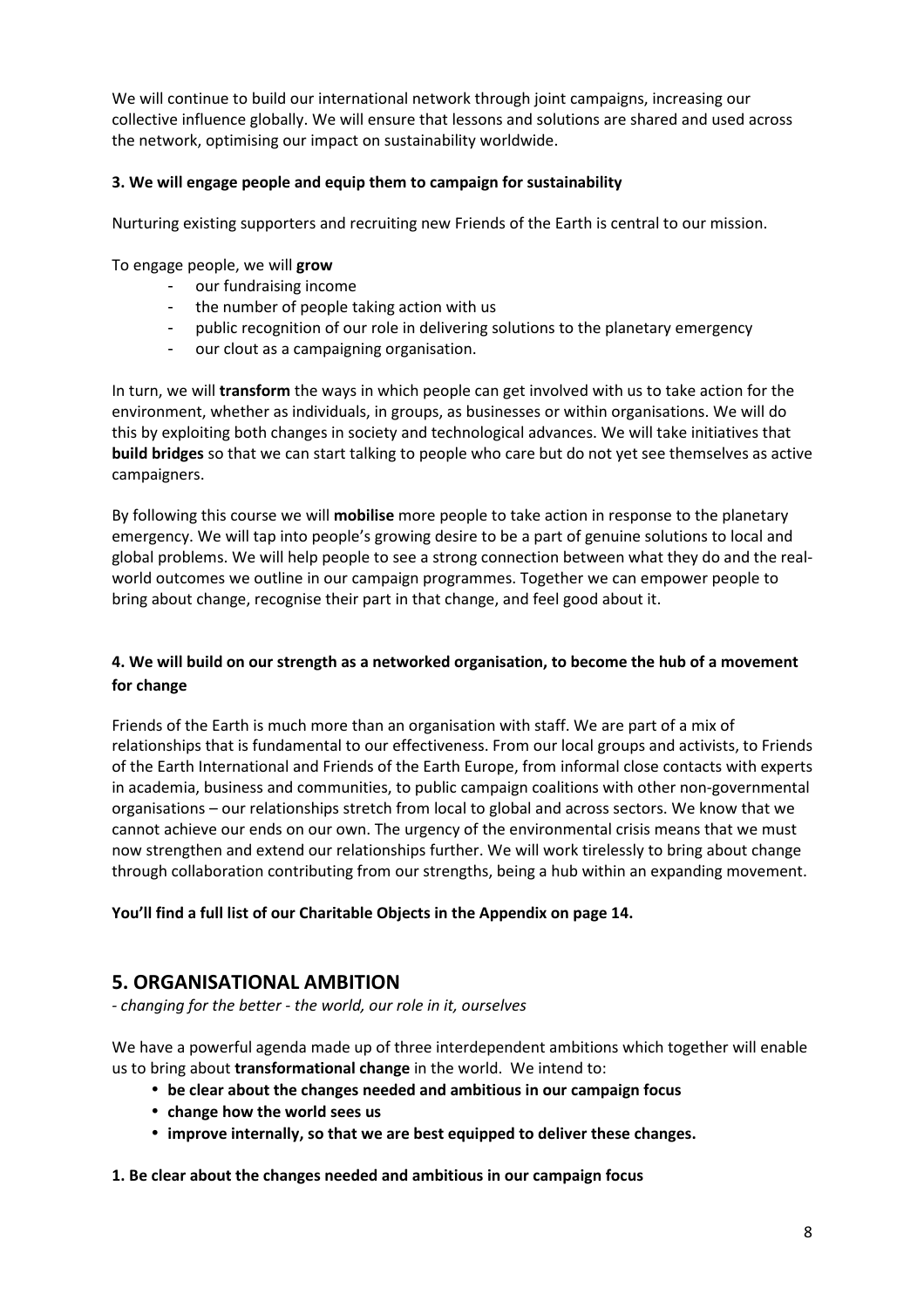We will continue to build our international network through joint campaigns, increasing our collective influence globally. We will ensure that lessons and solutions are shared and used across the network, optimising our impact on sustainability worldwide.

**3. We will engage people and equip them to campaign for sustainability**

Nurturing existing supporters and recruiting new Friends of the Earth is central to our mission.

To engage people, we will **grow**

- our fundraising income
- the number of people taking action with us
- public recognition of our role in delivering solutions to the planetary emergency
- our clout as a campaigning organisation.

In turn, we will **transform** the ways in which people can get involved with us to take action for the environment, whether as individuals, in groups, as businesses or within organisations. We will do this by exploiting both changes in society and technological advances. We will take initiatives that **build bridges** so that we can start talking to people who care but do not yet see themselves as active campaigners.

By following this course we will **mobilise** more people to take action in response to the planetary emergency. We will tap into people's growing desire to be a part of genuine solutions to local and global problems. We will help people to see a strong connection between what they do and the real-world outcomes we outline in our campaign programmes. Together we can empower people to bring about change, recognise their part in that change, and feel good about it.

**4. We will build on our strength as a networked organisation, to become the hub of a movement for change**

Friends of the Earth is much more than an organisation with staff. We are part of a mix of relationships that is fundamental to our effectiveness. From our local groups and activists, to Friends of the Earth International and Friends of the Earth Europe, from informal close contacts with experts in academia, business and communities, to public campaign coalitions with other non-governmental organisations – our relationships stretch from local to global and across sectors. We know that we cannot achieve our ends on our own. The urgency of the environmental crisis means that we must now strengthen and extend our relationships further. We will work tirelessly to bring about change through collaboration contributing from our strengths, being a hub within an expanding movement.

**You'll find a full list of our Charitable Objects in the Appendix on page 14.**

## 5. ORGANISATIONAL AMBITION

*- changing for the better - the world, our role in it, ourselves*

We have a powerful agenda made up of three interdependent ambitions which together will enable us to bring about **transformational change** in the world. We intend to:

- **be clear about the changes needed and ambitious in our campaign focus**
- **change how the world sees us**
- **improve internally, so that we are best equipped to deliver these changes.**

**1. Be clear about the changes needed and ambitious in our campaign focus**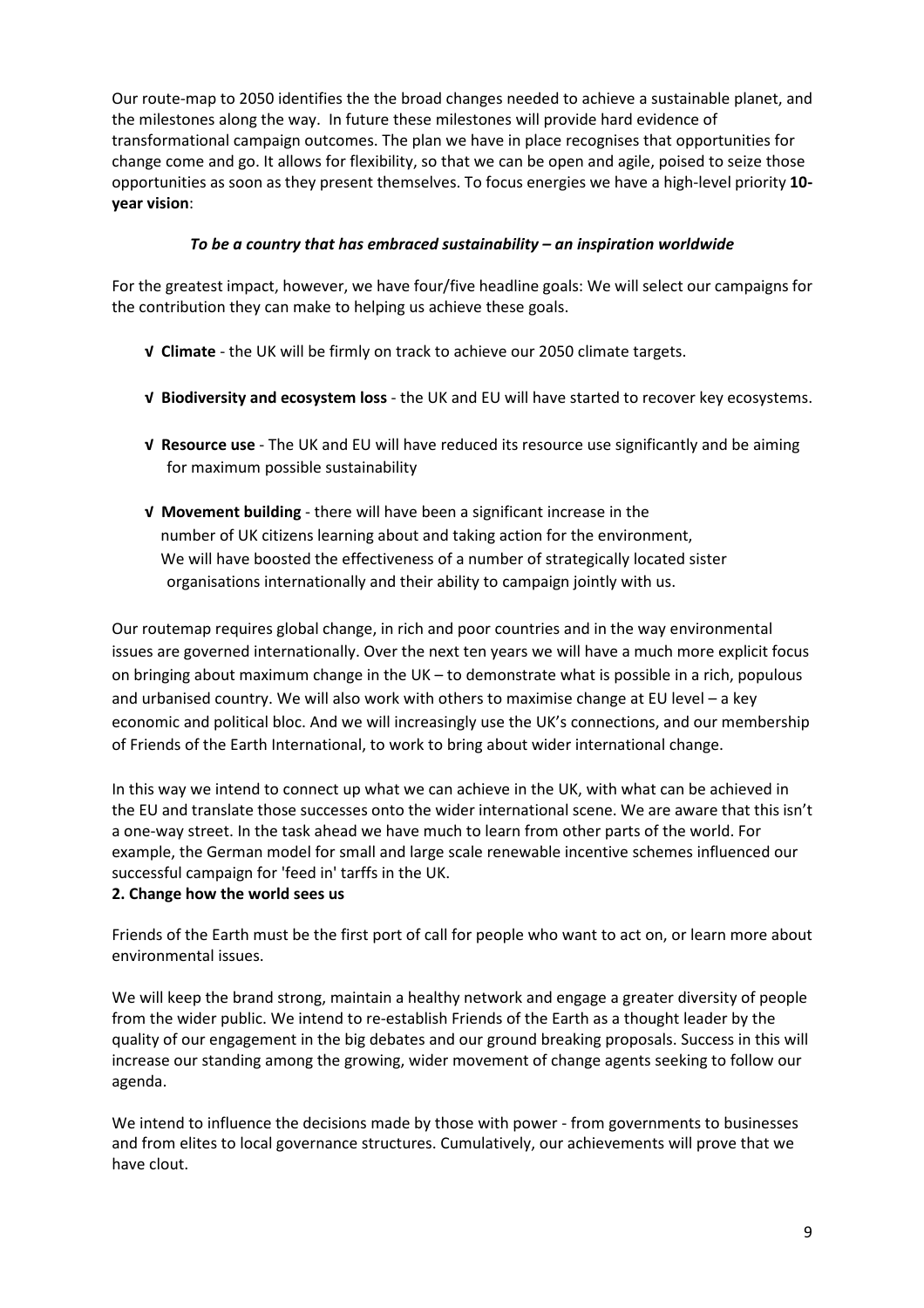Our route-map to 2050 identifies the the broad changes needed to achieve a sustainable planet, and the milestones along the way. In future these milestones will provide hard evidence of transformational campaign outcomes. The plan we have in place recognises that opportunities for change come and go. It allows for flexibility, so that we can be open and agile, poised to seize those opportunities as soon as they present themselves. To focus energies we have a high-level priority **10-year vision**:

***To be a country that has embraced sustainability – an inspiration worldwide***

For the greatest impact, however, we have four/five headline goals: We will select our campaigns for the contribution they can make to helping us achieve these goals.

- √ **Climate** - the UK will be firmly on track to achieve our 2050 climate targets.
- √ **Biodiversity and ecosystem loss** - the UK and EU will have started to recover key ecosystems.
- √ **Resource use** - The UK and EU will have reduced its resource use significantly and be aiming for maximum possible sustainability
- √ **Movement building** - there will have been a significant increase in the number of UK citizens learning about and taking action for the environment, We will have boosted the effectiveness of a number of strategically located sister organisations internationally and their ability to campaign jointly with us.

Our routemap requires global change, in rich and poor countries and in the way environmental issues are governed internationally. Over the next ten years we will have a much more explicit focus on bringing about maximum change in the UK – to demonstrate what is possible in a rich, populous and urbanised country. We will also work with others to maximise change at EU level – a key economic and political bloc. And we will increasingly use the UK's connections, and our membership of Friends of the Earth International, to work to bring about wider international change.

In this way we intend to connect up what we can achieve in the UK, with what can be achieved in the EU and translate those successes onto the wider international scene. We are aware that this isn't a one-way street. In the task ahead we have much to learn from other parts of the world. For example, the German model for small and large scale renewable incentive schemes influenced our successful campaign for 'feed in' tarffs in the UK.

## 2. Change how the world sees us

Friends of the Earth must be the first port of call for people who want to act on, or learn more about environmental issues.

We will keep the brand strong, maintain a healthy network and engage a greater diversity of people from the wider public. We intend to re-establish Friends of the Earth as a thought leader by the quality of our engagement in the big debates and our ground breaking proposals. Success in this will increase our standing among the growing, wider movement of change agents seeking to follow our agenda.

We intend to influence the decisions made by those with power - from governments to businesses and from elites to local governance structures. Cumulatively, our achievements will prove that we have clout.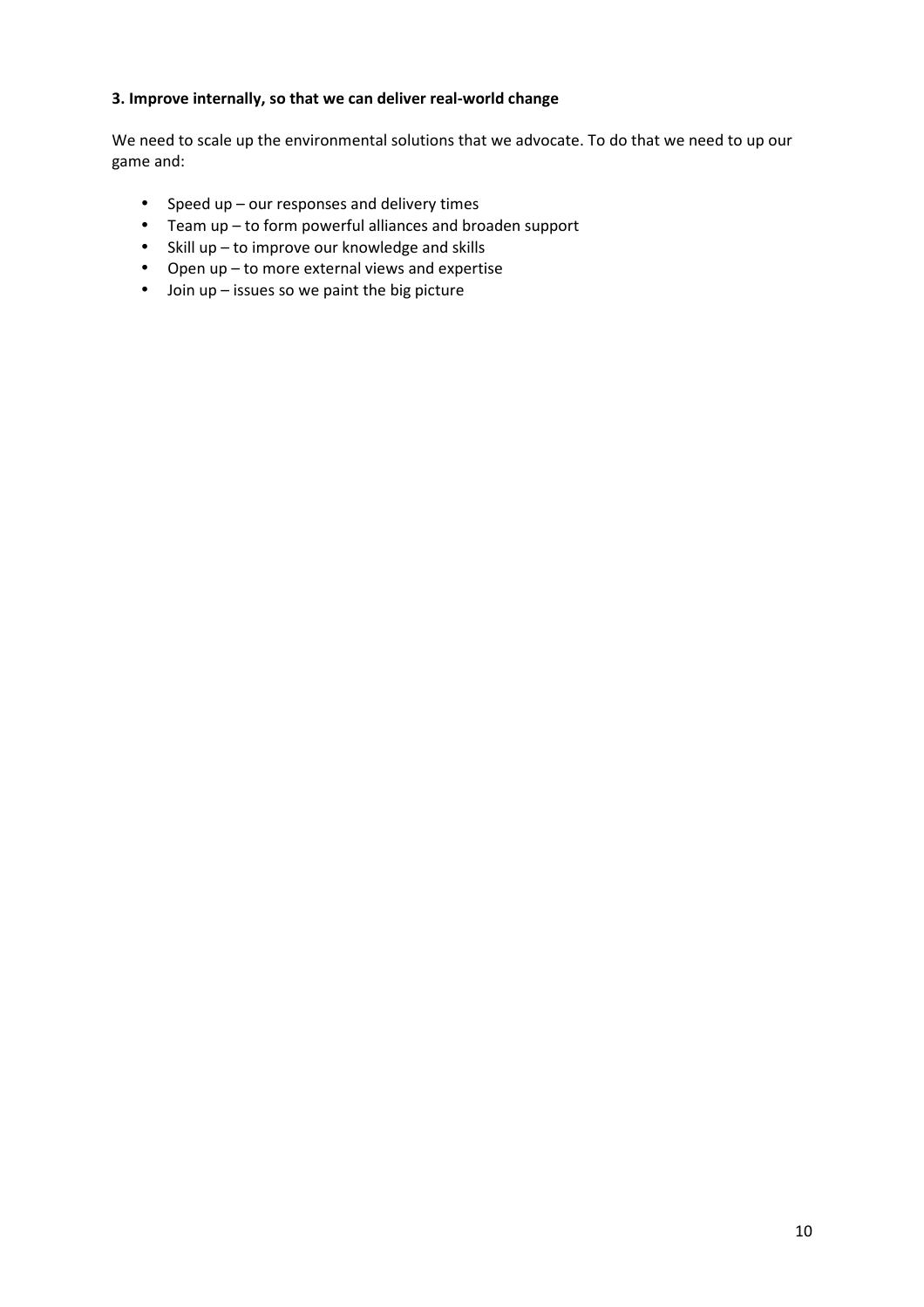**3. Improve internally, so that we can deliver real-world change**

We need to scale up the environmental solutions that we advocate. To do that we need to up our game and:

- Speed up – our responses and delivery times
- Team up – to form powerful alliances and broaden support
- Skill up – to improve our knowledge and skills
- Open up – to more external views and expertise
- Join up – issues so we paint the big picture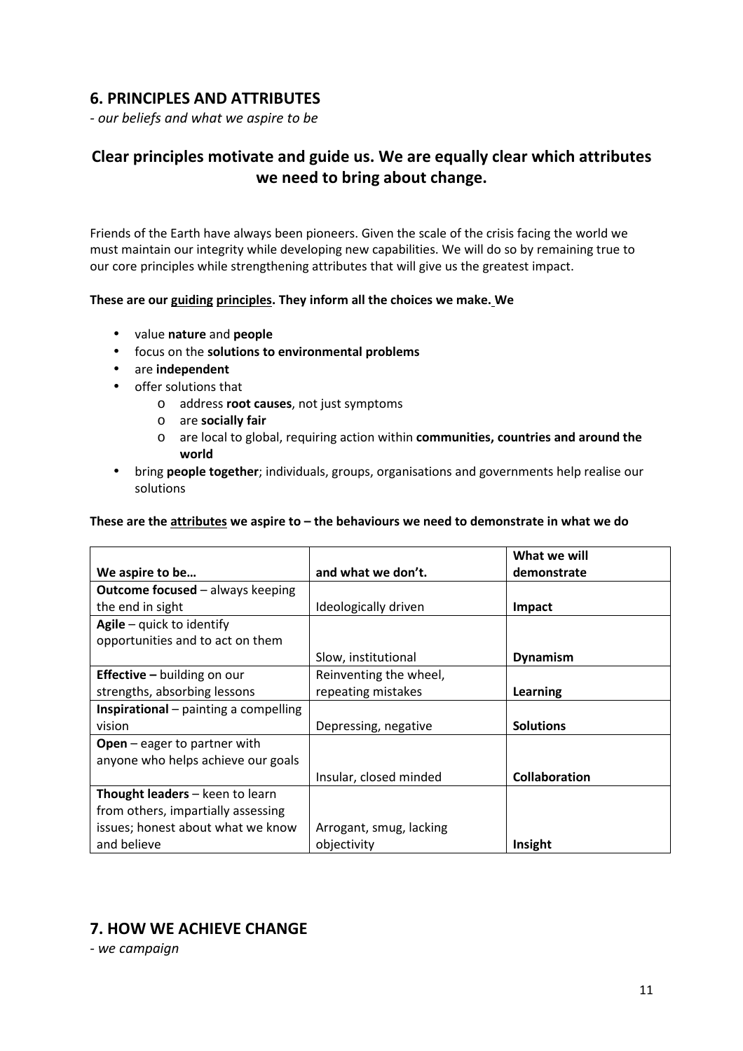## 6. PRINCIPLES AND ATTRIBUTES

*- our beliefs and what we aspire to be*

### Clear principles motivate and guide us. We are equally clear which attributes we need to bring about change.

Friends of the Earth have always been pioneers. Given the scale of the crisis facing the world we must maintain our integrity while developing new capabilities. We will do so by remaining true to our core principles while strengthening attributes that will give us the greatest impact.

**These are our guiding principles. They inform all the choices we make. We**

- value **nature** and **people**
- focus on the **solutions to environmental problems**
- are **independent**
- offer solutions that
    - address **root causes**, not just symptoms
    - are **socially fair**
    - are local to global, requiring action within **communities, countries and around the world**
- bring **people together**; individuals, groups, organisations and governments help realise our solutions

**These are the attributes we aspire to – the behaviours we need to demonstrate in what we do**

| We aspire to be… | and what we don't. | What we will demonstrate |
|---|---|---|
| **Outcome focused** – always keeping the end in sight | Ideologically driven | **Impact** |
| **Agile** – quick to identify opportunities and to act on them | Slow, institutional | **Dynamism** |
| **Effective –** building on our strengths, absorbing lessons | Reinventing the wheel, repeating mistakes | **Learning** |
| **Inspirational** – painting a compelling vision | Depressing, negative | **Solutions** |
| **Open** – eager to partner with anyone who helps achieve our goals | Insular, closed minded | **Collaboration** |
| **Thought leaders** – keen to learn from others, impartially assessing issues; honest about what we know and believe | Arrogant, smug, lacking objectivity | **Insight** |

## 7. HOW WE ACHIEVE CHANGE

*- we campaign*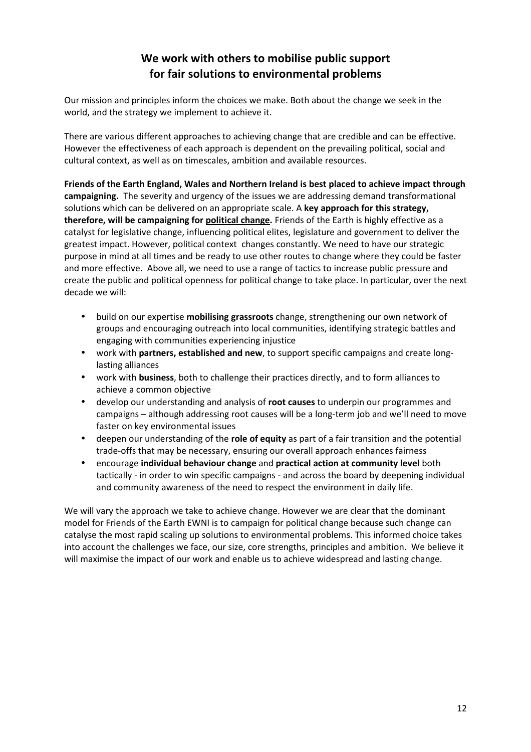## We work with others to mobilise public support for fair solutions to environmental problems

Our mission and principles inform the choices we make. Both about the change we seek in the world, and the strategy we implement to achieve it.

There are various different approaches to achieving change that are credible and can be effective. However the effectiveness of each approach is dependent on the prevailing political, social and cultural context, as well as on timescales, ambition and available resources.

**Friends of the Earth England, Wales and Northern Ireland is best placed to achieve impact through campaigning.** The severity and urgency of the issues we are addressing demand transformational solutions which can be delivered on an appropriate scale. A **key approach for this strategy, therefore, will be campaigning for <u>political change</u>.** Friends of the Earth is highly effective as a catalyst for legislative change, influencing political elites, legislature and government to deliver the greatest impact. However, political context changes constantly. We need to have our strategic purpose in mind at all times and be ready to use other routes to change where they could be faster and more effective. Above all, we need to use a range of tactics to increase public pressure and create the public and political openness for political change to take place. In particular, over the next decade we will:

- build on our expertise **mobilising grassroots** change, strengthening our own network of groups and encouraging outreach into local communities, identifying strategic battles and engaging with communities experiencing injustice
- work with **partners, established and new**, to support specific campaigns and create long-lasting alliances
- work with **business**, both to challenge their practices directly, and to form alliances to achieve a common objective
- develop our understanding and analysis of **root causes** to underpin our programmes and campaigns – although addressing root causes will be a long-term job and we'll need to move faster on key environmental issues
- deepen our understanding of the **role of equity** as part of a fair transition and the potential trade-offs that may be necessary, ensuring our overall approach enhances fairness
- encourage **individual behaviour change** and **practical action at community level** both tactically - in order to win specific campaigns - and across the board by deepening individual and community awareness of the need to respect the environment in daily life.

We will vary the approach we take to achieve change. However we are clear that the dominant model for Friends of the Earth EWNI is to campaign for political change because such change can catalyse the most rapid scaling up solutions to environmental problems. This informed choice takes into account the challenges we face, our size, core strengths, principles and ambition. We believe it will maximise the impact of our work and enable us to achieve widespread and lasting change.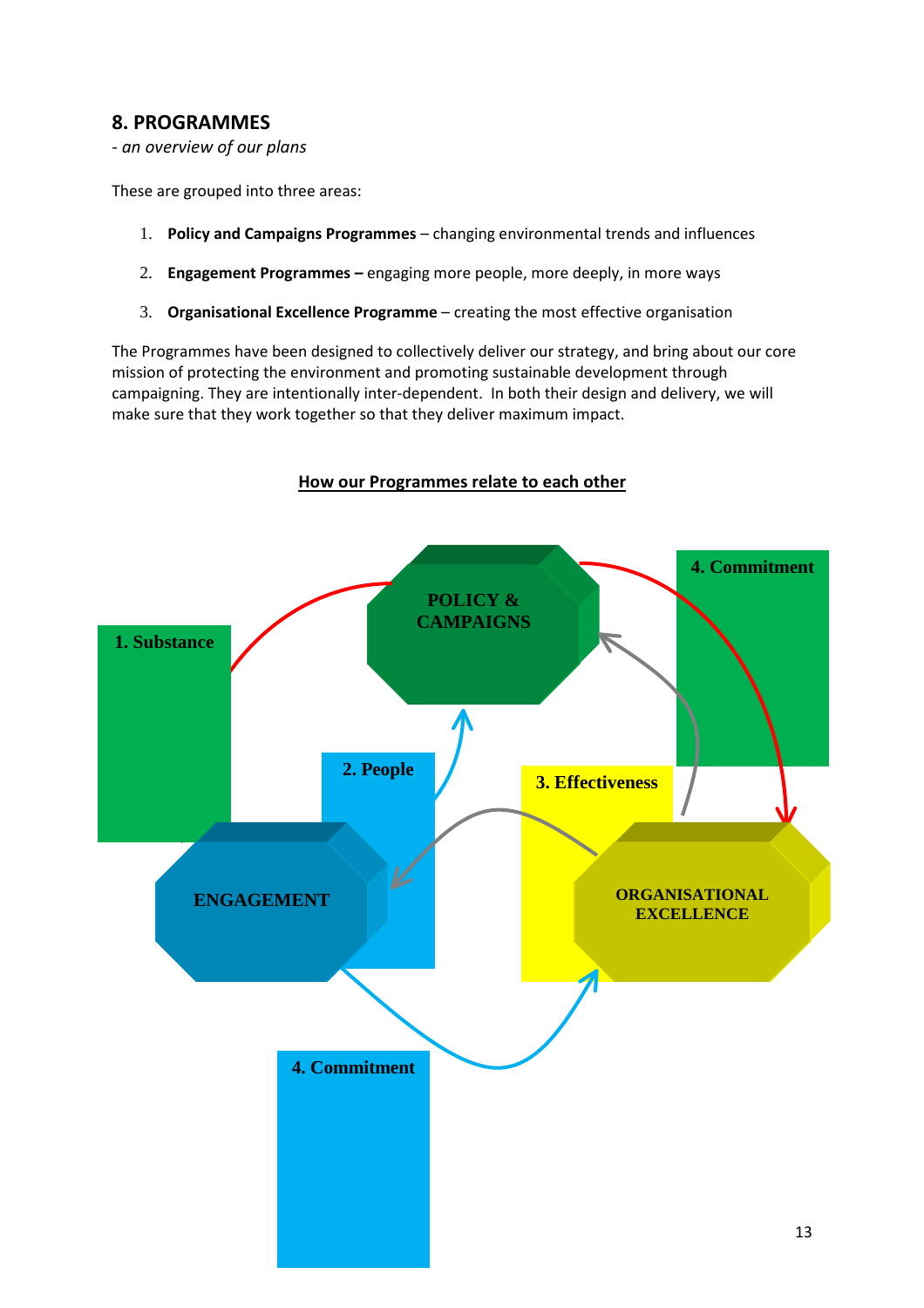## 8. PROGRAMMES

*- an overview of our plans*

These are grouped into three areas:

1. **Policy and Campaigns Programmes** – changing environmental trends and influences
2. **Engagement Programmes –** engaging more people, more deeply, in more ways
3. **Organisational Excellence Programme** – creating the most effective organisation

The Programmes have been designed to collectively deliver our strategy, and bring about our core mission of protecting the environment and promoting sustainable development through campaigning. They are intentionally inter-dependent. In both their design and delivery, we will make sure that they work together so that they deliver maximum impact.

**How our Programmes relate to each other**

POLICY & CAMPAIGNS

1. Substance

4. Commitment

2. People

3. Effectiveness

ENGAGEMENT

ORGANISATIONAL EXCELLENCE

4. Commitment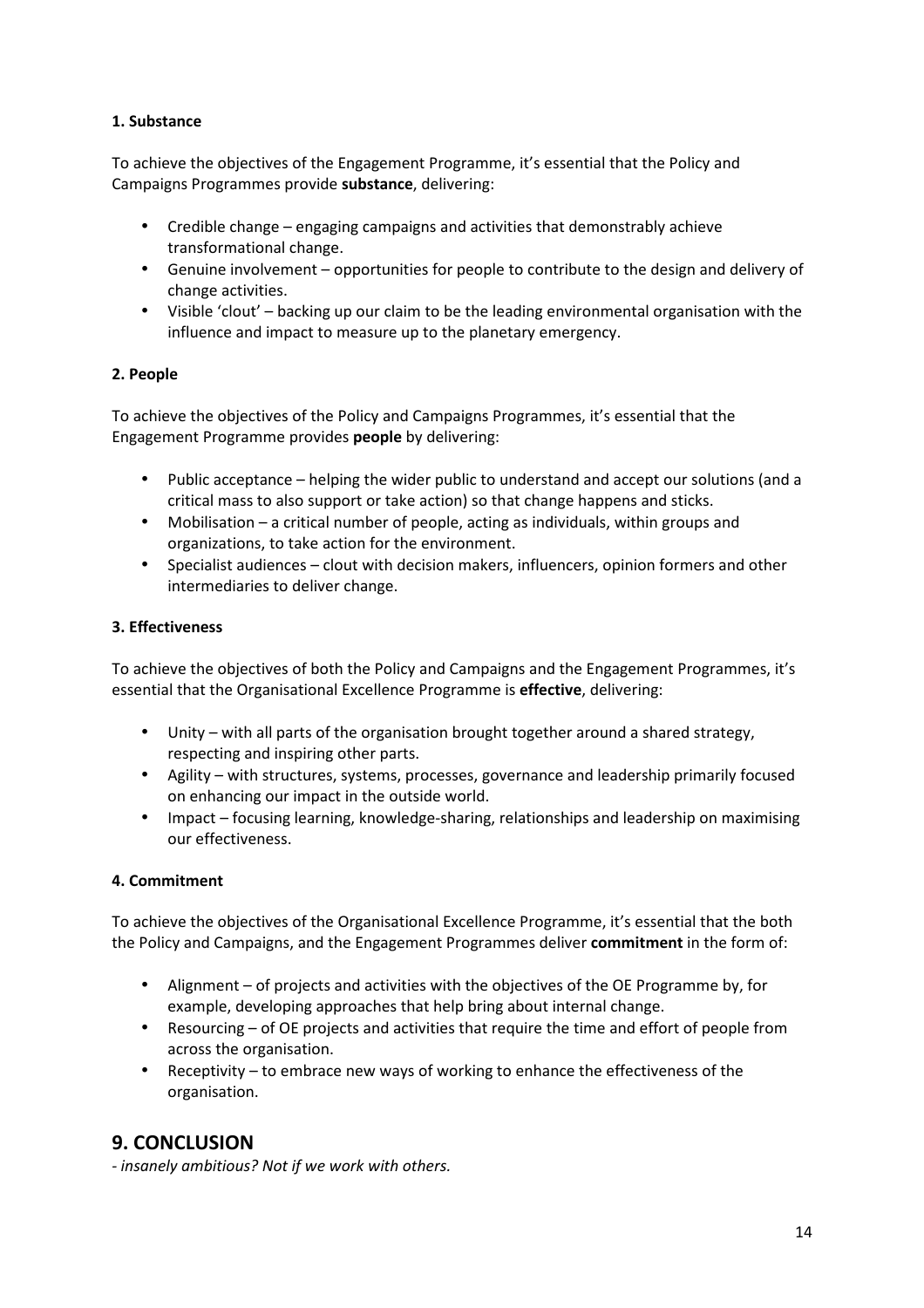**1. Substance**

To achieve the objectives of the Engagement Programme, it's essential that the Policy and Campaigns Programmes provide **substance**, delivering:

- Credible change – engaging campaigns and activities that demonstrably achieve transformational change.
- Genuine involvement – opportunities for people to contribute to the design and delivery of change activities.
- Visible 'clout' – backing up our claim to be the leading environmental organisation with the influence and impact to measure up to the planetary emergency.

**2. People**

To achieve the objectives of the Policy and Campaigns Programmes, it's essential that the Engagement Programme provides **people** by delivering:

- Public acceptance – helping the wider public to understand and accept our solutions (and a critical mass to also support or take action) so that change happens and sticks.
- Mobilisation – a critical number of people, acting as individuals, within groups and organizations, to take action for the environment.
- Specialist audiences – clout with decision makers, influencers, opinion formers and other intermediaries to deliver change.

**3. Effectiveness**

To achieve the objectives of both the Policy and Campaigns and the Engagement Programmes, it's essential that the Organisational Excellence Programme is **effective**, delivering:

- Unity – with all parts of the organisation brought together around a shared strategy, respecting and inspiring other parts.
- Agility – with structures, systems, processes, governance and leadership primarily focused on enhancing our impact in the outside world.
- Impact – focusing learning, knowledge-sharing, relationships and leadership on maximising our effectiveness.

**4. Commitment**

To achieve the objectives of the Organisational Excellence Programme, it's essential that the both the Policy and Campaigns, and the Engagement Programmes deliver **commitment** in the form of:

- Alignment – of projects and activities with the objectives of the OE Programme by, for example, developing approaches that help bring about internal change.
- Resourcing – of OE projects and activities that require the time and effort of people from across the organisation.
- Receptivity – to embrace new ways of working to enhance the effectiveness of the organisation.

## 9. CONCLUSION

*- insanely ambitious? Not if we work with others.*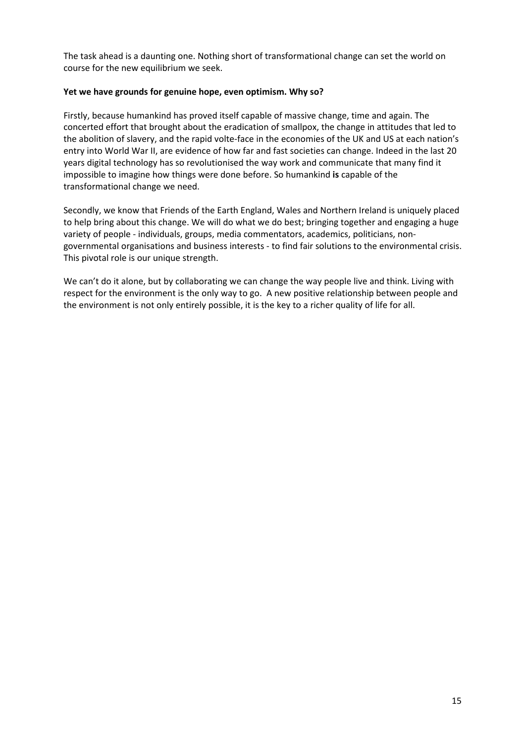The task ahead is a daunting one. Nothing short of transformational change can set the world on course for the new equilibrium we seek.

**Yet we have grounds for genuine hope, even optimism. Why so?**

Firstly, because humankind has proved itself capable of massive change, time and again. The concerted effort that brought about the eradication of smallpox, the change in attitudes that led to the abolition of slavery, and the rapid volte-face in the economies of the UK and US at each nation's entry into World War II, are evidence of how far and fast societies can change. Indeed in the last 20 years digital technology has so revolutionised the way work and communicate that many find it impossible to imagine how things were done before. So humankind **is** capable of the transformational change we need.

Secondly, we know that Friends of the Earth England, Wales and Northern Ireland is uniquely placed to help bring about this change. We will do what we do best; bringing together and engaging a huge variety of people - individuals, groups, media commentators, academics, politicians, non-governmental organisations and business interests - to find fair solutions to the environmental crisis. This pivotal role is our unique strength.

We can't do it alone, but by collaborating we can change the way people live and think. Living with respect for the environment is the only way to go. A new positive relationship between people and the environment is not only entirely possible, it is the key to a richer quality of life for all.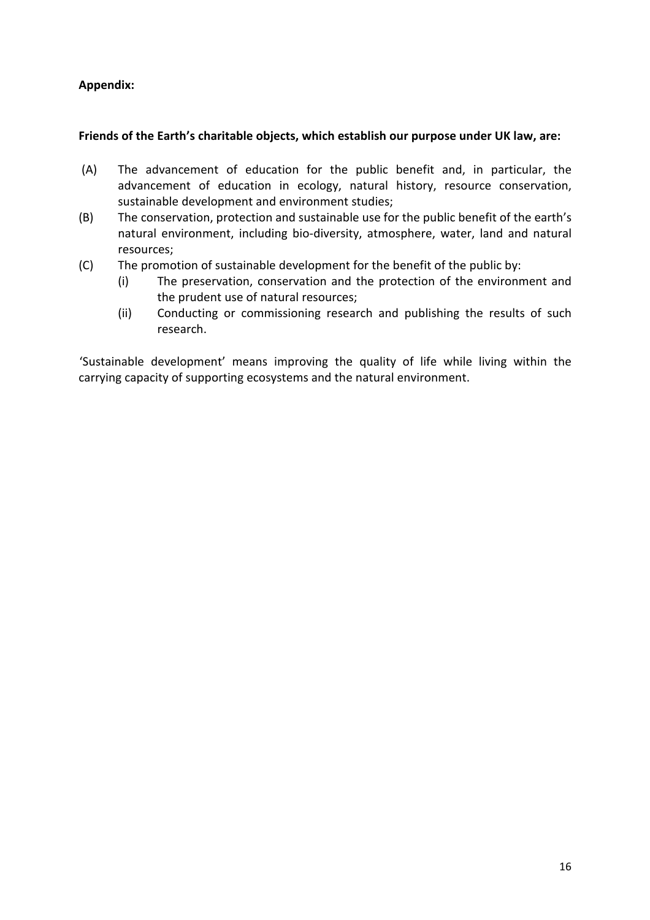**Appendix:**

**Friends of the Earth's charitable objects, which establish our purpose under UK law, are:**

(A) The advancement of education for the public benefit and, in particular, the advancement of education in ecology, natural history, resource conservation, sustainable development and environment studies;

(B) The conservation, protection and sustainable use for the public benefit of the earth's natural environment, including bio-diversity, atmosphere, water, land and natural resources;

(C) The promotion of sustainable development for the benefit of the public by:

  (i) The preservation, conservation and the protection of the environment and the prudent use of natural resources;

  (ii) Conducting or commissioning research and publishing the results of such research.

'Sustainable development' means improving the quality of life while living within the carrying capacity of supporting ecosystems and the natural environment.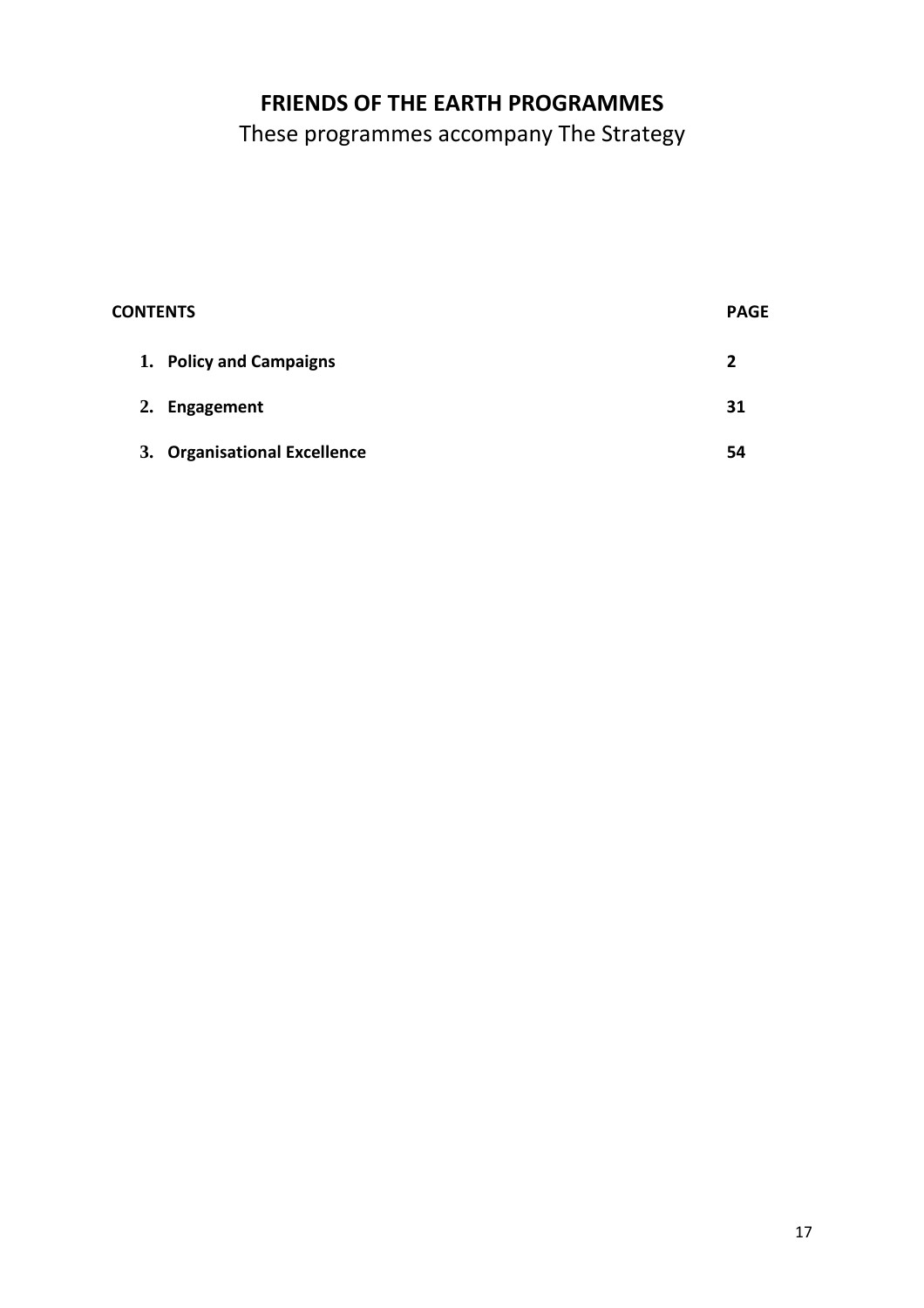# FRIENDS OF THE EARTH PROGRAMMES

These programmes accompany The Strategy

| CONTENTS | PAGE |
|---|---|
| **1. Policy and Campaigns** | **2** |
| **2. Engagement** | **31** |
| **3. Organisational Excellence** | **54** |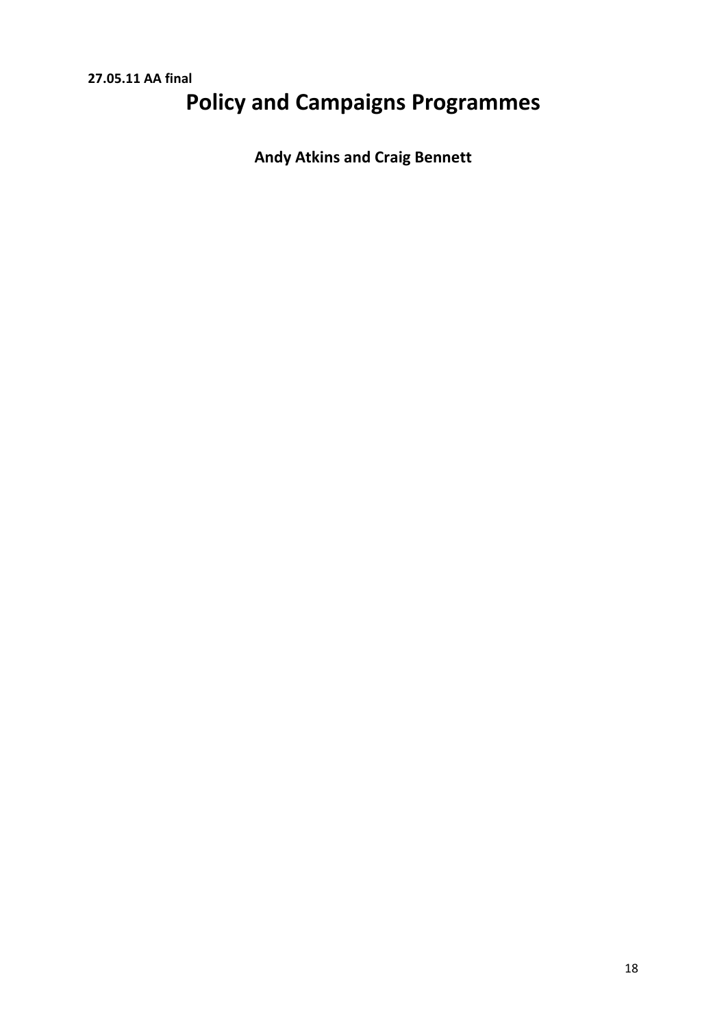**27.05.11 AA final**

# Policy and Campaigns Programmes

**Andy Atkins and Craig Bennett**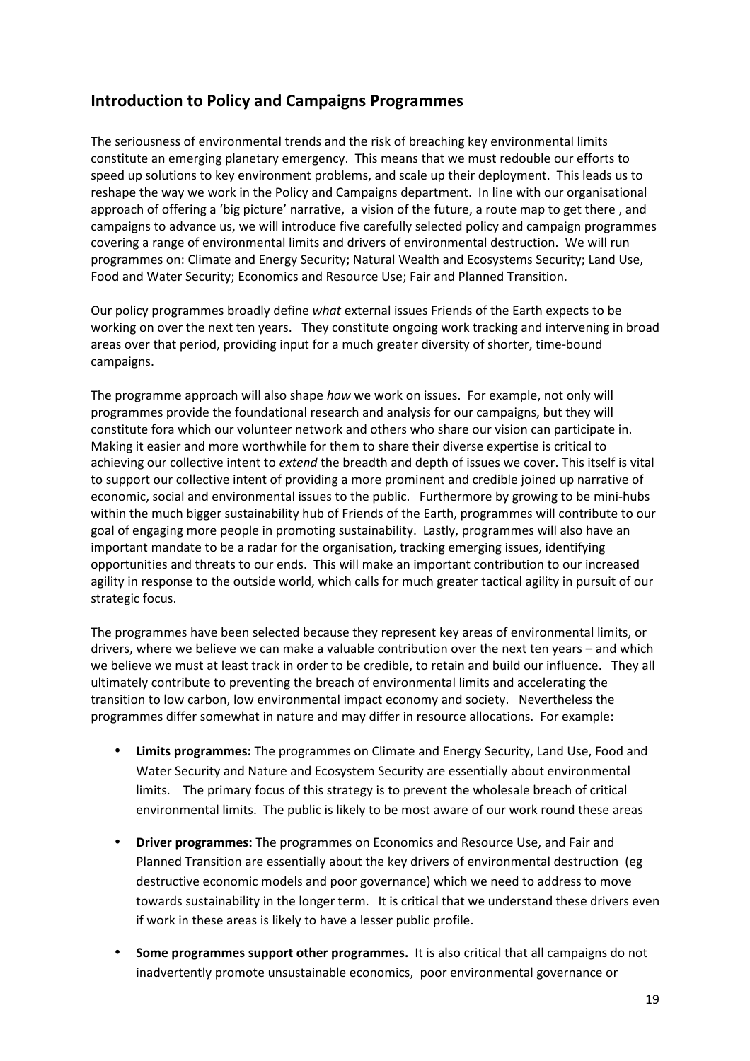## Introduction to Policy and Campaigns Programmes

The seriousness of environmental trends and the risk of breaching key environmental limits constitute an emerging planetary emergency. This means that we must redouble our efforts to speed up solutions to key environment problems, and scale up their deployment. This leads us to reshape the way we work in the Policy and Campaigns department. In line with our organisational approach of offering a 'big picture' narrative, a vision of the future, a route map to get there , and campaigns to advance us, we will introduce five carefully selected policy and campaign programmes covering a range of environmental limits and drivers of environmental destruction. We will run programmes on: Climate and Energy Security; Natural Wealth and Ecosystems Security; Land Use, Food and Water Security; Economics and Resource Use; Fair and Planned Transition.

Our policy programmes broadly define *what* external issues Friends of the Earth expects to be working on over the next ten years. They constitute ongoing work tracking and intervening in broad areas over that period, providing input for a much greater diversity of shorter, time-bound campaigns.

The programme approach will also shape *how* we work on issues. For example, not only will programmes provide the foundational research and analysis for our campaigns, but they will constitute fora which our volunteer network and others who share our vision can participate in. Making it easier and more worthwhile for them to share their diverse expertise is critical to achieving our collective intent to *extend* the breadth and depth of issues we cover. This itself is vital to support our collective intent of providing a more prominent and credible joined up narrative of economic, social and environmental issues to the public. Furthermore by growing to be mini-hubs within the much bigger sustainability hub of Friends of the Earth, programmes will contribute to our goal of engaging more people in promoting sustainability. Lastly, programmes will also have an important mandate to be a radar for the organisation, tracking emerging issues, identifying opportunities and threats to our ends. This will make an important contribution to our increased agility in response to the outside world, which calls for much greater tactical agility in pursuit of our strategic focus.

The programmes have been selected because they represent key areas of environmental limits, or drivers, where we believe we can make a valuable contribution over the next ten years – and which we believe we must at least track in order to be credible, to retain and build our influence. They all ultimately contribute to preventing the breach of environmental limits and accelerating the transition to low carbon, low environmental impact economy and society. Nevertheless the programmes differ somewhat in nature and may differ in resource allocations. For example:

- **Limits programmes:** The programmes on Climate and Energy Security, Land Use, Food and Water Security and Nature and Ecosystem Security are essentially about environmental limits. The primary focus of this strategy is to prevent the wholesale breach of critical environmental limits. The public is likely to be most aware of our work round these areas
- **Driver programmes:** The programmes on Economics and Resource Use, and Fair and Planned Transition are essentially about the key drivers of environmental destruction (eg destructive economic models and poor governance) which we need to address to move towards sustainability in the longer term. It is critical that we understand these drivers even if work in these areas is likely to have a lesser public profile.
- **Some programmes support other programmes.** It is also critical that all campaigns do not inadvertently promote unsustainable economics, poor environmental governance or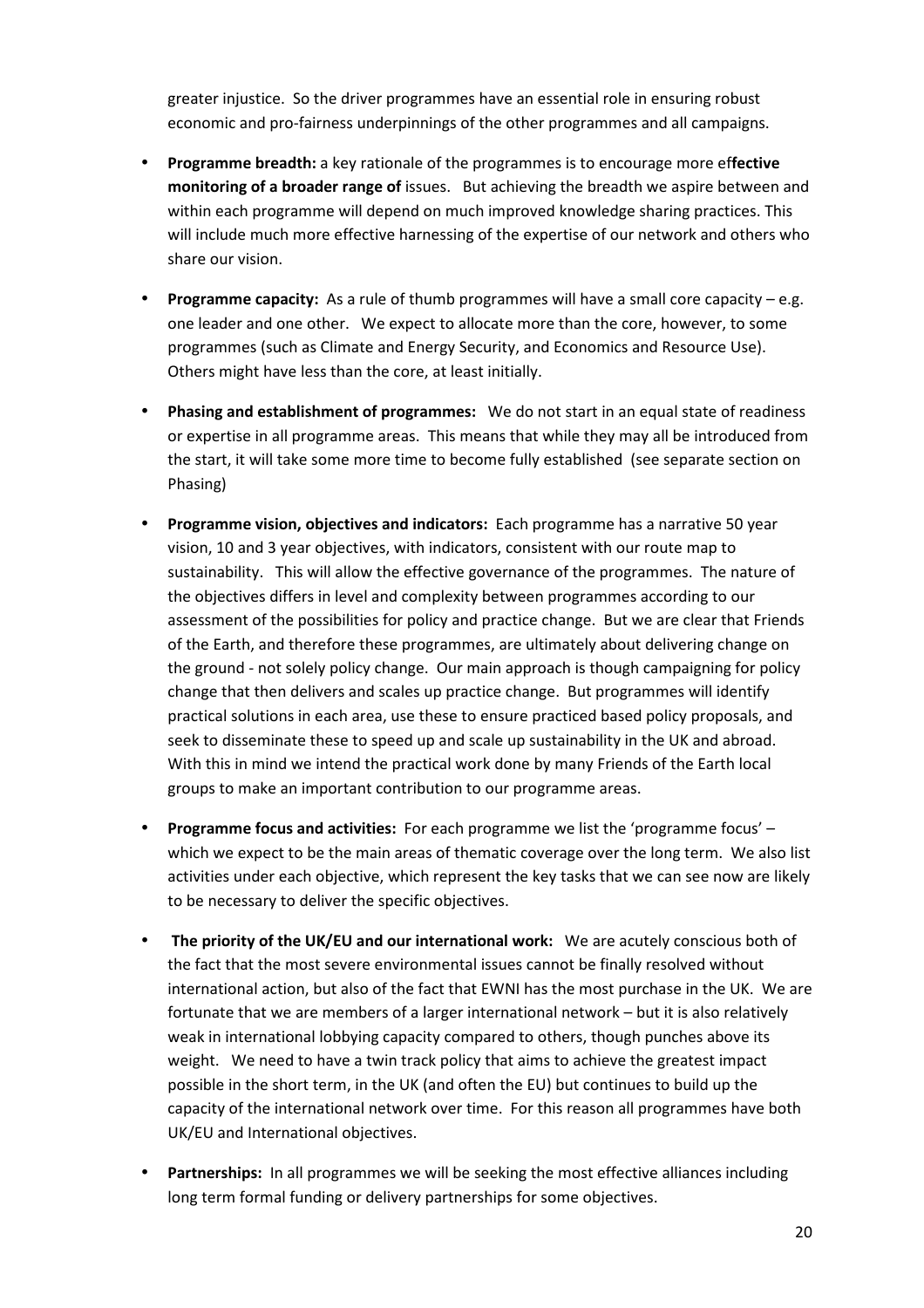greater injustice. So the driver programmes have an essential role in ensuring robust economic and pro-fairness underpinnings of the other programmes and all campaigns.

- **Programme breadth:** a key rationale of the programmes is to encourage more ef**fective monitoring of a broader range of** issues. But achieving the breadth we aspire between and within each programme will depend on much improved knowledge sharing practices. This will include much more effective harnessing of the expertise of our network and others who share our vision.

- **Programme capacity:** As a rule of thumb programmes will have a small core capacity – e.g. one leader and one other. We expect to allocate more than the core, however, to some programmes (such as Climate and Energy Security, and Economics and Resource Use). Others might have less than the core, at least initially.

- **Phasing and establishment of programmes:** We do not start in an equal state of readiness or expertise in all programme areas. This means that while they may all be introduced from the start, it will take some more time to become fully established (see separate section on Phasing)

- **Programme vision, objectives and indicators:** Each programme has a narrative 50 year vision, 10 and 3 year objectives, with indicators, consistent with our route map to sustainability. This will allow the effective governance of the programmes. The nature of the objectives differs in level and complexity between programmes according to our assessment of the possibilities for policy and practice change. But we are clear that Friends of the Earth, and therefore these programmes, are ultimately about delivering change on the ground - not solely policy change. Our main approach is though campaigning for policy change that then delivers and scales up practice change. But programmes will identify practical solutions in each area, use these to ensure practiced based policy proposals, and seek to disseminate these to speed up and scale up sustainability in the UK and abroad. With this in mind we intend the practical work done by many Friends of the Earth local groups to make an important contribution to our programme areas.

- **Programme focus and activities:** For each programme we list the 'programme focus' – which we expect to be the main areas of thematic coverage over the long term. We also list activities under each objective, which represent the key tasks that we can see now are likely to be necessary to deliver the specific objectives.

- **The priority of the UK/EU and our international work:** We are acutely conscious both of the fact that the most severe environmental issues cannot be finally resolved without international action, but also of the fact that EWNI has the most purchase in the UK. We are fortunate that we are members of a larger international network – but it is also relatively weak in international lobbying capacity compared to others, though punches above its weight. We need to have a twin track policy that aims to achieve the greatest impact possible in the short term, in the UK (and often the EU) but continues to build up the capacity of the international network over time. For this reason all programmes have both UK/EU and International objectives.

- **Partnerships:** In all programmes we will be seeking the most effective alliances including long term formal funding or delivery partnerships for some objectives.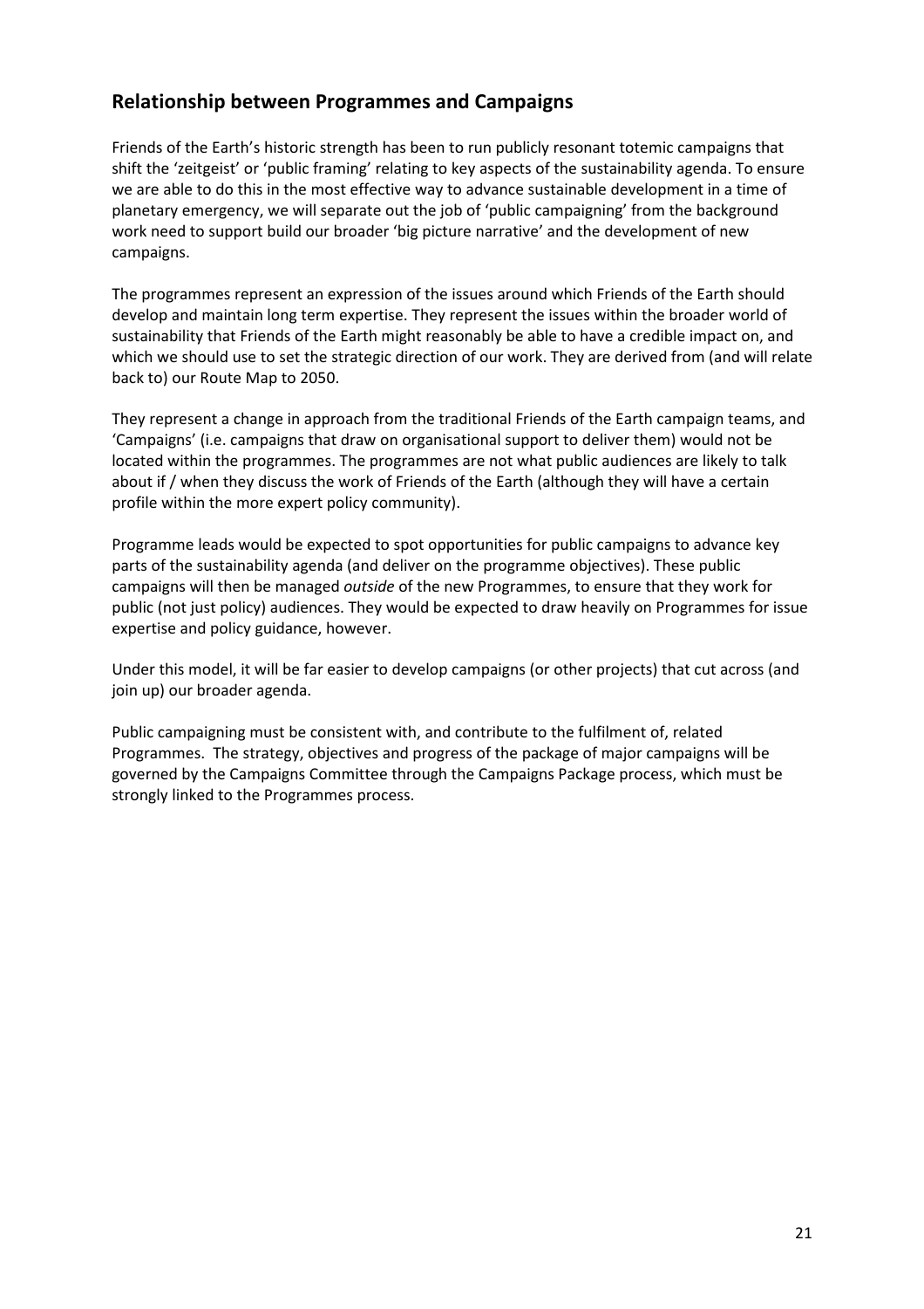## Relationship between Programmes and Campaigns

Friends of the Earth's historic strength has been to run publicly resonant totemic campaigns that shift the 'zeitgeist' or 'public framing' relating to key aspects of the sustainability agenda. To ensure we are able to do this in the most effective way to advance sustainable development in a time of planetary emergency, we will separate out the job of 'public campaigning' from the background work need to support build our broader 'big picture narrative' and the development of new campaigns.

The programmes represent an expression of the issues around which Friends of the Earth should develop and maintain long term expertise. They represent the issues within the broader world of sustainability that Friends of the Earth might reasonably be able to have a credible impact on, and which we should use to set the strategic direction of our work. They are derived from (and will relate back to) our Route Map to 2050.

They represent a change in approach from the traditional Friends of the Earth campaign teams, and 'Campaigns' (i.e. campaigns that draw on organisational support to deliver them) would not be located within the programmes. The programmes are not what public audiences are likely to talk about if / when they discuss the work of Friends of the Earth (although they will have a certain profile within the more expert policy community).

Programme leads would be expected to spot opportunities for public campaigns to advance key parts of the sustainability agenda (and deliver on the programme objectives). These public campaigns will then be managed *outside* of the new Programmes, to ensure that they work for public (not just policy) audiences. They would be expected to draw heavily on Programmes for issue expertise and policy guidance, however.

Under this model, it will be far easier to develop campaigns (or other projects) that cut across (and join up) our broader agenda.

Public campaigning must be consistent with, and contribute to the fulfilment of, related Programmes. The strategy, objectives and progress of the package of major campaigns will be governed by the Campaigns Committee through the Campaigns Package process, which must be strongly linked to the Programmes process.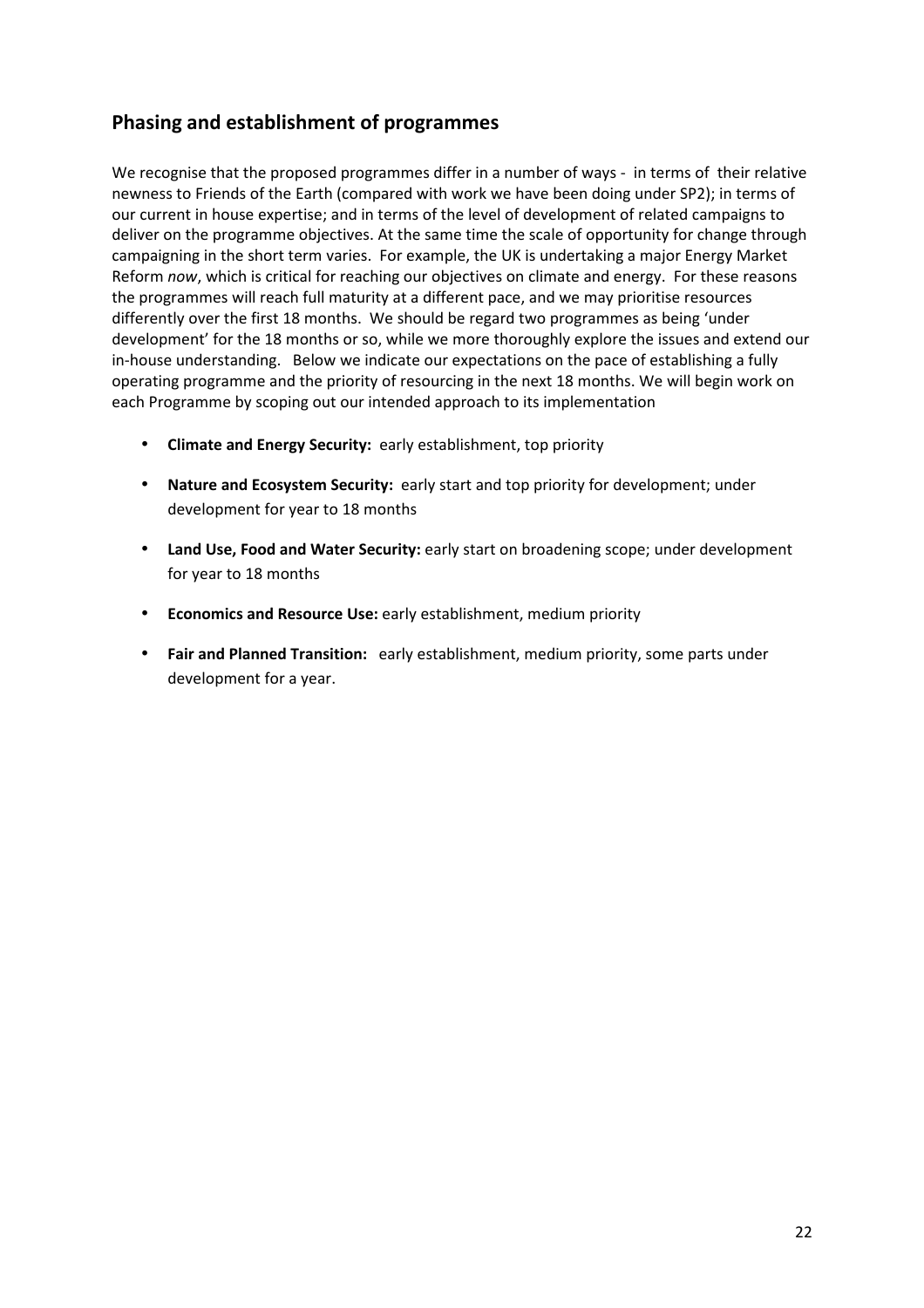## Phasing and establishment of programmes

We recognise that the proposed programmes differ in a number of ways - in terms of their relative newness to Friends of the Earth (compared with work we have been doing under SP2); in terms of our current in house expertise; and in terms of the level of development of related campaigns to deliver on the programme objectives. At the same time the scale of opportunity for change through campaigning in the short term varies. For example, the UK is undertaking a major Energy Market Reform *now*, which is critical for reaching our objectives on climate and energy. For these reasons the programmes will reach full maturity at a different pace, and we may prioritise resources differently over the first 18 months. We should be regard two programmes as being 'under development' for the 18 months or so, while we more thoroughly explore the issues and extend our in-house understanding. Below we indicate our expectations on the pace of establishing a fully operating programme and the priority of resourcing in the next 18 months. We will begin work on each Programme by scoping out our intended approach to its implementation

- **Climate and Energy Security:** early establishment, top priority
- **Nature and Ecosystem Security:** early start and top priority for development; under development for year to 18 months
- **Land Use, Food and Water Security:** early start on broadening scope; under development for year to 18 months
- **Economics and Resource Use:** early establishment, medium priority
- **Fair and Planned Transition:** early establishment, medium priority, some parts under development for a year.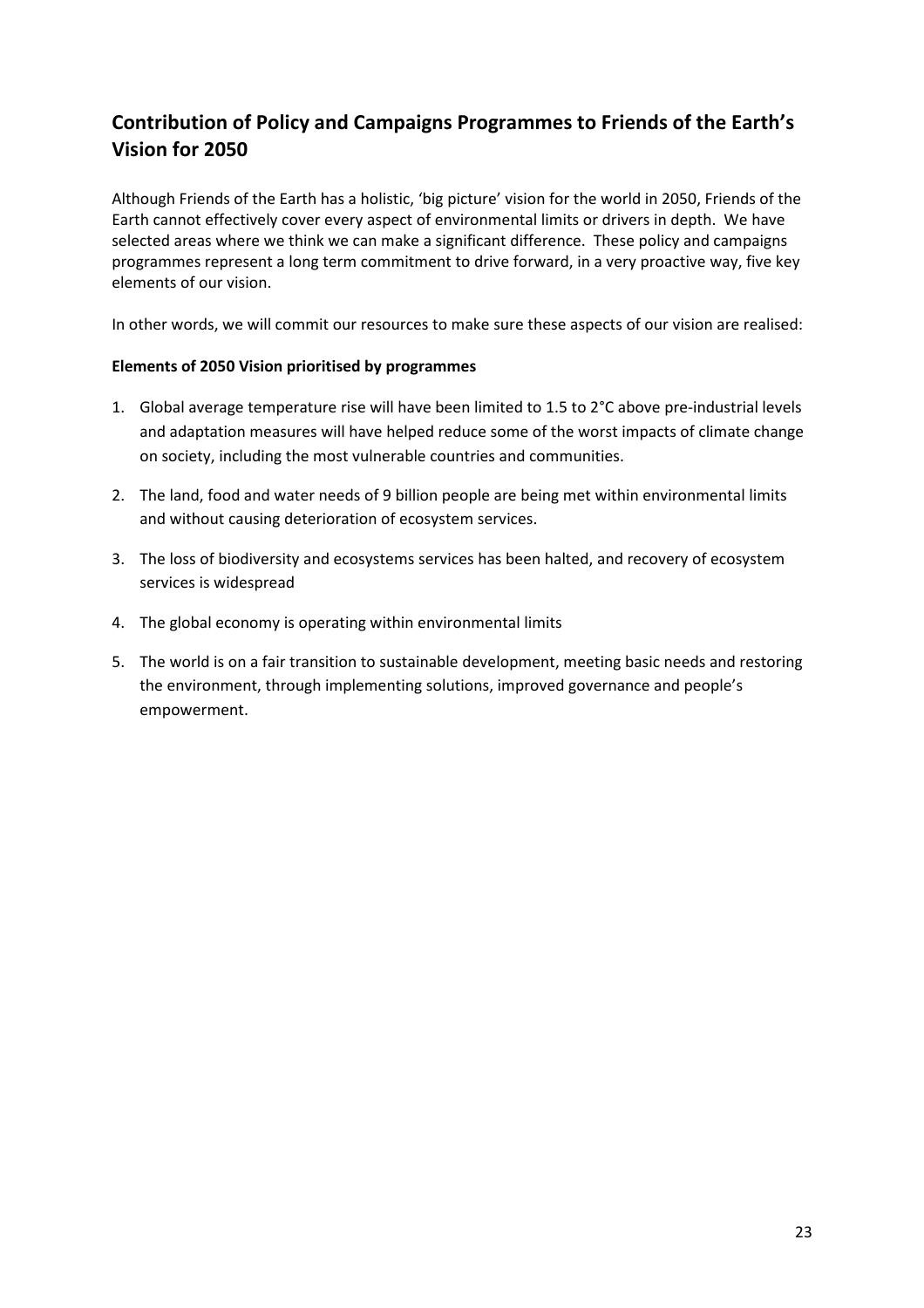## Contribution of Policy and Campaigns Programmes to Friends of the Earth's Vision for 2050

Although Friends of the Earth has a holistic, 'big picture' vision for the world in 2050, Friends of the Earth cannot effectively cover every aspect of environmental limits or drivers in depth. We have selected areas where we think we can make a significant difference. These policy and campaigns programmes represent a long term commitment to drive forward, in a very proactive way, five key elements of our vision.

In other words, we will commit our resources to make sure these aspects of our vision are realised:

**Elements of 2050 Vision prioritised by programmes**

1. Global average temperature rise will have been limited to 1.5 to 2°C above pre-industrial levels and adaptation measures will have helped reduce some of the worst impacts of climate change on society, including the most vulnerable countries and communities.
2. The land, food and water needs of 9 billion people are being met within environmental limits and without causing deterioration of ecosystem services.
3. The loss of biodiversity and ecosystems services has been halted, and recovery of ecosystem services is widespread
4. The global economy is operating within environmental limits
5. The world is on a fair transition to sustainable development, meeting basic needs and restoring the environment, through implementing solutions, improved governance and people's empowerment.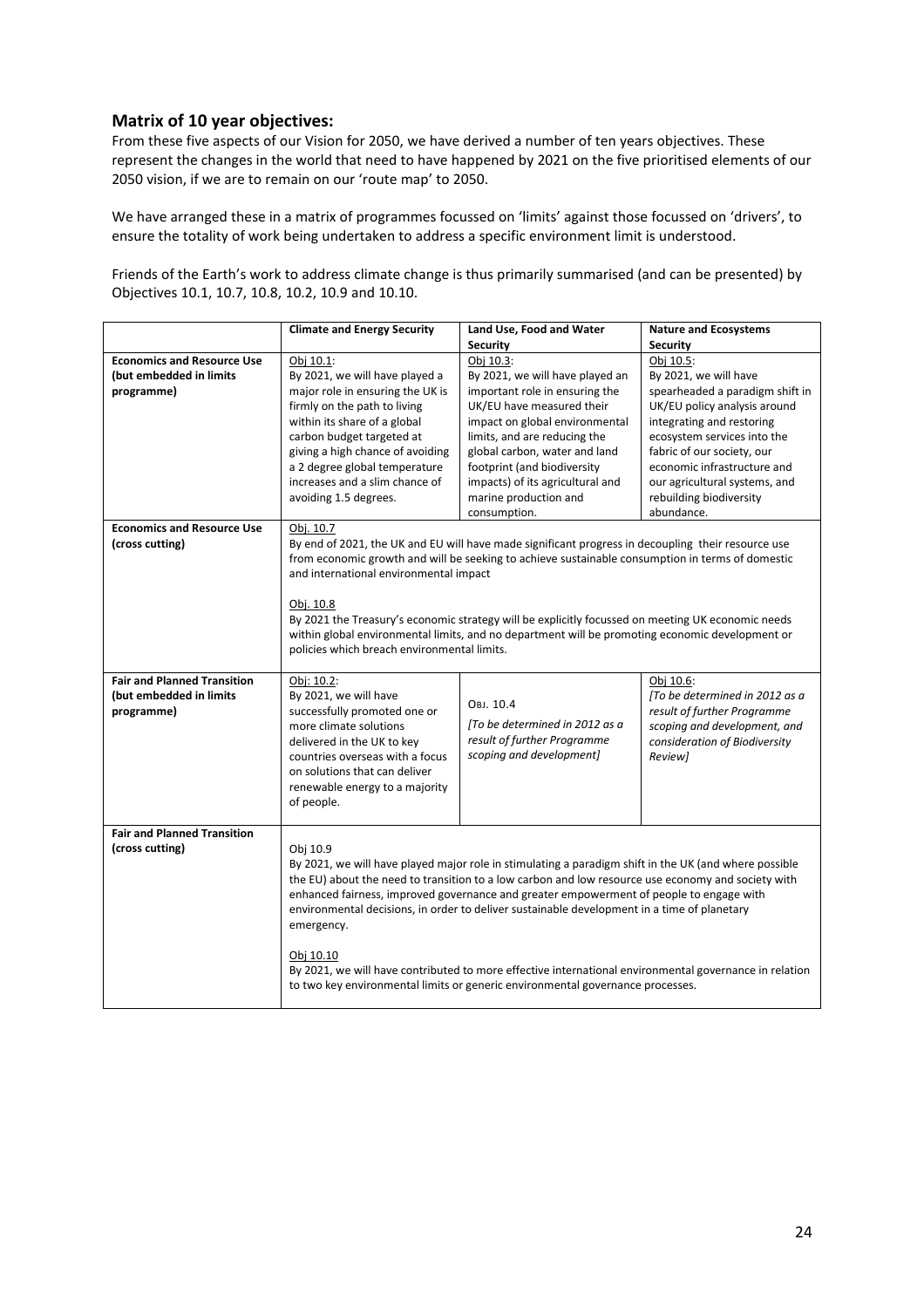### Matrix of 10 year objectives:

From these five aspects of our Vision for 2050, we have derived a number of ten years objectives. These represent the changes in the world that need to have happened by 2021 on the five prioritised elements of our 2050 vision, if we are to remain on our 'route map' to 2050.

We have arranged these in a matrix of programmes focussed on 'limits' against those focussed on 'drivers', to ensure the totality of work being undertaken to address a specific environment limit is understood.

Friends of the Earth's work to address climate change is thus primarily summarised (and can be presented) by Objectives 10.1, 10.7, 10.8, 10.2, 10.9 and 10.10.

| | **Climate and Energy Security** | **Land Use, Food and Water Security** | **Nature and Ecosystems Security** |
|---|---|---|---|
| **Economics and Resource Use (but embedded in limits programme)** | Obj 10.1: By 2021, we will have played a major role in ensuring the UK is firmly on the path to living within its share of a global carbon budget targeted at giving a high chance of avoiding a 2 degree global temperature increases and a slim chance of avoiding 1.5 degrees. | Obj 10.3: By 2021, we will have played an important role in ensuring the UK/EU have measured their impact on global environmental limits, and are reducing the global carbon, water and land footprint (and biodiversity impacts) of its agricultural and marine production and consumption. | Obj 10.5: By 2021, we will have spearheaded a paradigm shift in UK/EU policy analysis around integrating and restoring ecosystem services into the fabric of our society, our economic infrastructure and our agricultural systems, and rebuilding biodiversity abundance. |
| **Economics and Resource Use (cross cutting)** | Obj. 10.7 By end of 2021, the UK and EU will have made significant progress in decoupling their resource use from economic growth and will be seeking to achieve sustainable consumption in terms of domestic and international environmental impact<br><br>Obj. 10.8 By 2021 the Treasury's economic strategy will be explicitly focussed on meeting UK economic needs within global environmental limits, and no department will be promoting economic development or policies which breach environmental limits. | | |
| **Fair and Planned Transition (but embedded in limits programme)** | Obj: 10.2: By 2021, we will have successfully promoted one or more climate solutions delivered in the UK to key countries overseas with a focus on solutions that can deliver renewable energy to a majority of people. | OBJ. 10.4 *[To be determined in 2012 as a result of further Programme scoping and development]* | Obj 10.6: *[To be determined in 2012 as a result of further Programme scoping and development, and consideration of Biodiversity Review]* |
| **Fair and Planned Transition (cross cutting)** | Obj 10.9 By 2021, we will have played major role in stimulating a paradigm shift in the UK (and where possible the EU) about the need to transition to a low carbon and low resource use economy and society with enhanced fairness, improved governance and greater empowerment of people to engage with environmental decisions, in order to deliver sustainable development in a time of planetary emergency.<br><br>Obj 10.10 By 2021, we will have contributed to more effective international environmental governance in relation to two key environmental limits or generic environmental governance processes. | | |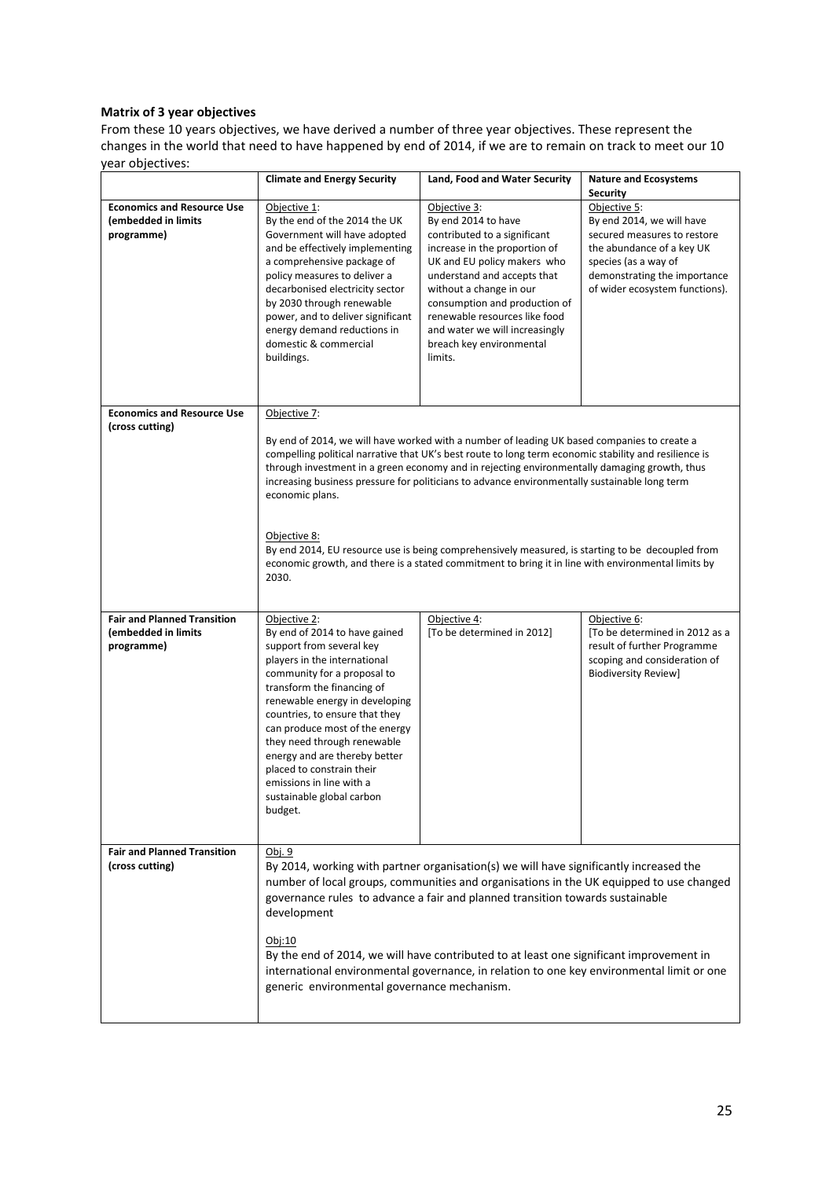**Matrix of 3 year objectives**

From these 10 years objectives, we have derived a number of three year objectives. These represent the changes in the world that need to have happened by end of 2014, if we are to remain on track to meet our 10 year objectives:

| | **Climate and Energy Security** | **Land, Food and Water Security** | **Nature and Ecosystems Security** |
|---|---|---|---|
| **Economics and Resource Use (embedded in limits programme)** | Objective 1: By the end of the 2014 the UK Government will have adopted and be effectively implementing a comprehensive package of policy measures to deliver a decarbonised electricity sector by 2030 through renewable power, and to deliver significant energy demand reductions in domestic & commercial buildings. | Objective 3: By end 2014 to have contributed to a significant increase in the proportion of UK and EU policy makers who understand and accepts that without a change in our consumption and production of renewable resources like food and water we will increasingly breach key environmental limits. | Objective 5: By end 2014, we will have secured measures to restore the abundance of a key UK species (as a way of demonstrating the importance of wider ecosystem functions). |
| **Economics and Resource Use (cross cutting)** | Objective 7: By end of 2014, we will have worked with a number of leading UK based companies to create a compelling political narrative that UK's best route to long term economic stability and resilience is through investment in a green economy and in rejecting environmentally damaging growth, thus increasing business pressure for politicians to advance environmentally sustainable long term economic plans. Objective 8: By end 2014, EU resource use is being comprehensively measured, is starting to be decoupled from economic growth, and there is a stated commitment to bring it in line with environmental limits by 2030. | | |
| **Fair and Planned Transition (embedded in limits programme)** | Objective 2: By end of 2014 to have gained support from several key players in the international community for a proposal to transform the financing of renewable energy in developing countries, to ensure that they can produce most of the energy they need through renewable energy and are thereby better placed to constrain their emissions in line with a sustainable global carbon budget. | Objective 4: [To be determined in 2012] | Objective 6: [To be determined in 2012 as a result of further Programme scoping and consideration of Biodiversity Review] |
| **Fair and Planned Transition (cross cutting)** | Obj. 9 By 2014, working with partner organisation(s) we will have significantly increased the number of local groups, communities and organisations in the UK equipped to use changed governance rules to advance a fair and planned transition towards sustainable development. Obj:10 By the end of 2014, we will have contributed to at least one significant improvement in international environmental governance, in relation to one key environmental limit or one generic environmental governance mechanism. | | |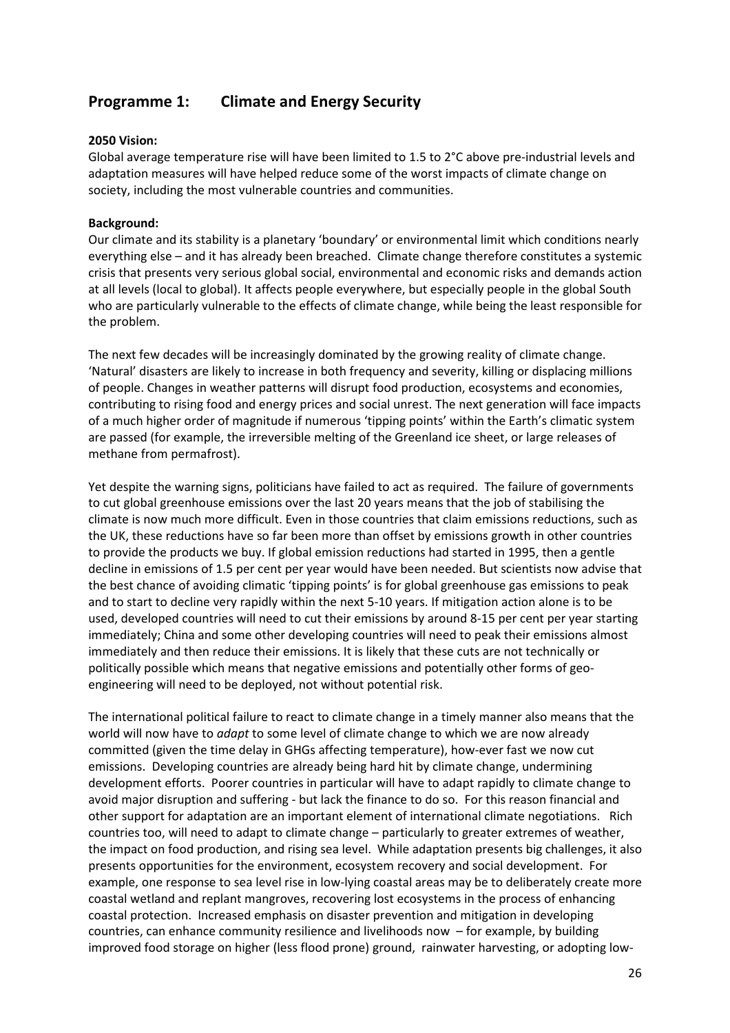## Programme 1: Climate and Energy Security

**2050 Vision:**
Global average temperature rise will have been limited to 1.5 to 2°C above pre-industrial levels and adaptation measures will have helped reduce some of the worst impacts of climate change on society, including the most vulnerable countries and communities.

**Background:**
Our climate and its stability is a planetary 'boundary' or environmental limit which conditions nearly everything else – and it has already been breached. Climate change therefore constitutes a systemic crisis that presents very serious global social, environmental and economic risks and demands action at all levels (local to global). It affects people everywhere, but especially people in the global South who are particularly vulnerable to the effects of climate change, while being the least responsible for the problem.

The next few decades will be increasingly dominated by the growing reality of climate change. 'Natural' disasters are likely to increase in both frequency and severity, killing or displacing millions of people. Changes in weather patterns will disrupt food production, ecosystems and economies, contributing to rising food and energy prices and social unrest. The next generation will face impacts of a much higher order of magnitude if numerous 'tipping points' within the Earth's climatic system are passed (for example, the irreversible melting of the Greenland ice sheet, or large releases of methane from permafrost).

Yet despite the warning signs, politicians have failed to act as required. The failure of governments to cut global greenhouse emissions over the last 20 years means that the job of stabilising the climate is now much more difficult. Even in those countries that claim emissions reductions, such as the UK, these reductions have so far been more than offset by emissions growth in other countries to provide the products we buy. If global emission reductions had started in 1995, then a gentle decline in emissions of 1.5 per cent per year would have been needed. But scientists now advise that the best chance of avoiding climatic 'tipping points' is for global greenhouse gas emissions to peak and to start to decline very rapidly within the next 5-10 years. If mitigation action alone is to be used, developed countries will need to cut their emissions by around 8-15 per cent per year starting immediately; China and some other developing countries will need to peak their emissions almost immediately and then reduce their emissions. It is likely that these cuts are not technically or politically possible which means that negative emissions and potentially other forms of geo-engineering will need to be deployed, not without potential risk.

The international political failure to react to climate change in a timely manner also means that the world will now have to *adapt* to some level of climate change to which we are now already committed (given the time delay in GHGs affecting temperature), how-ever fast we now cut emissions. Developing countries are already being hard hit by climate change, undermining development efforts. Poorer countries in particular will have to adapt rapidly to climate change to avoid major disruption and suffering - but lack the finance to do so. For this reason financial and other support for adaptation are an important element of international climate negotiations. Rich countries too, will need to adapt to climate change – particularly to greater extremes of weather, the impact on food production, and rising sea level. While adaptation presents big challenges, it also presents opportunities for the environment, ecosystem recovery and social development. For example, one response to sea level rise in low-lying coastal areas may be to deliberately create more coastal wetland and replant mangroves, recovering lost ecosystems in the process of enhancing coastal protection. Increased emphasis on disaster prevention and mitigation in developing countries, can enhance community resilience and livelihoods now – for example, by building improved food storage on higher (less flood prone) ground, rainwater harvesting, or adopting low-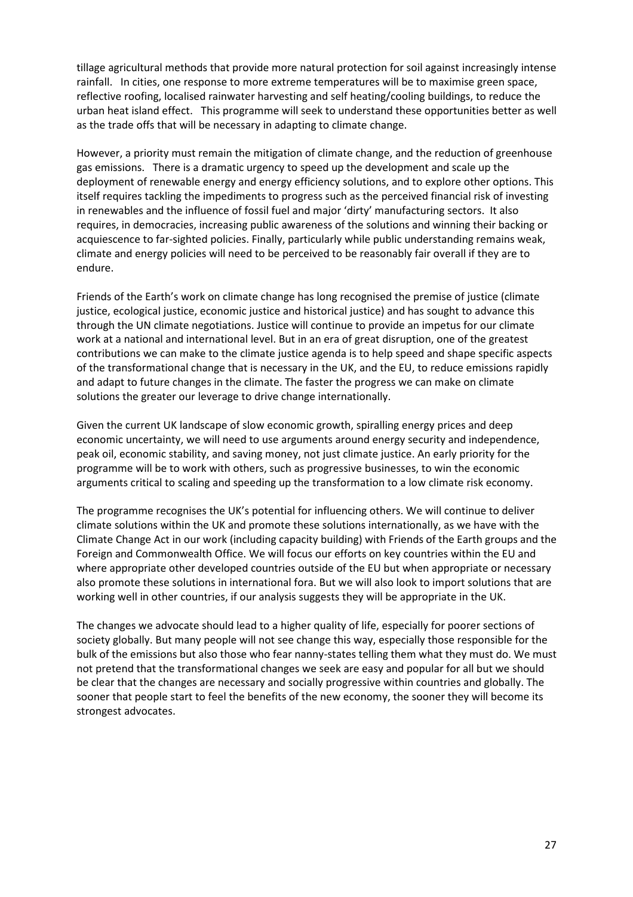tillage agricultural methods that provide more natural protection for soil against increasingly intense rainfall. In cities, one response to more extreme temperatures will be to maximise green space, reflective roofing, localised rainwater harvesting and self heating/cooling buildings, to reduce the urban heat island effect. This programme will seek to understand these opportunities better as well as the trade offs that will be necessary in adapting to climate change.

However, a priority must remain the mitigation of climate change, and the reduction of greenhouse gas emissions. There is a dramatic urgency to speed up the development and scale up the deployment of renewable energy and energy efficiency solutions, and to explore other options. This itself requires tackling the impediments to progress such as the perceived financial risk of investing in renewables and the influence of fossil fuel and major 'dirty' manufacturing sectors. It also requires, in democracies, increasing public awareness of the solutions and winning their backing or acquiescence to far-sighted policies. Finally, particularly while public understanding remains weak, climate and energy policies will need to be perceived to be reasonably fair overall if they are to endure.

Friends of the Earth's work on climate change has long recognised the premise of justice (climate justice, ecological justice, economic justice and historical justice) and has sought to advance this through the UN climate negotiations. Justice will continue to provide an impetus for our climate work at a national and international level. But in an era of great disruption, one of the greatest contributions we can make to the climate justice agenda is to help speed and shape specific aspects of the transformational change that is necessary in the UK, and the EU, to reduce emissions rapidly and adapt to future changes in the climate. The faster the progress we can make on climate solutions the greater our leverage to drive change internationally.

Given the current UK landscape of slow economic growth, spiralling energy prices and deep economic uncertainty, we will need to use arguments around energy security and independence, peak oil, economic stability, and saving money, not just climate justice. An early priority for the programme will be to work with others, such as progressive businesses, to win the economic arguments critical to scaling and speeding up the transformation to a low climate risk economy.

The programme recognises the UK's potential for influencing others. We will continue to deliver climate solutions within the UK and promote these solutions internationally, as we have with the Climate Change Act in our work (including capacity building) with Friends of the Earth groups and the Foreign and Commonwealth Office. We will focus our efforts on key countries within the EU and where appropriate other developed countries outside of the EU but when appropriate or necessary also promote these solutions in international fora. But we will also look to import solutions that are working well in other countries, if our analysis suggests they will be appropriate in the UK.

The changes we advocate should lead to a higher quality of life, especially for poorer sections of society globally. But many people will not see change this way, especially those responsible for the bulk of the emissions but also those who fear nanny-states telling them what they must do. We must not pretend that the transformational changes we seek are easy and popular for all but we should be clear that the changes are necessary and socially progressive within countries and globally. The sooner that people start to feel the benefits of the new economy, the sooner they will become its strongest advocates.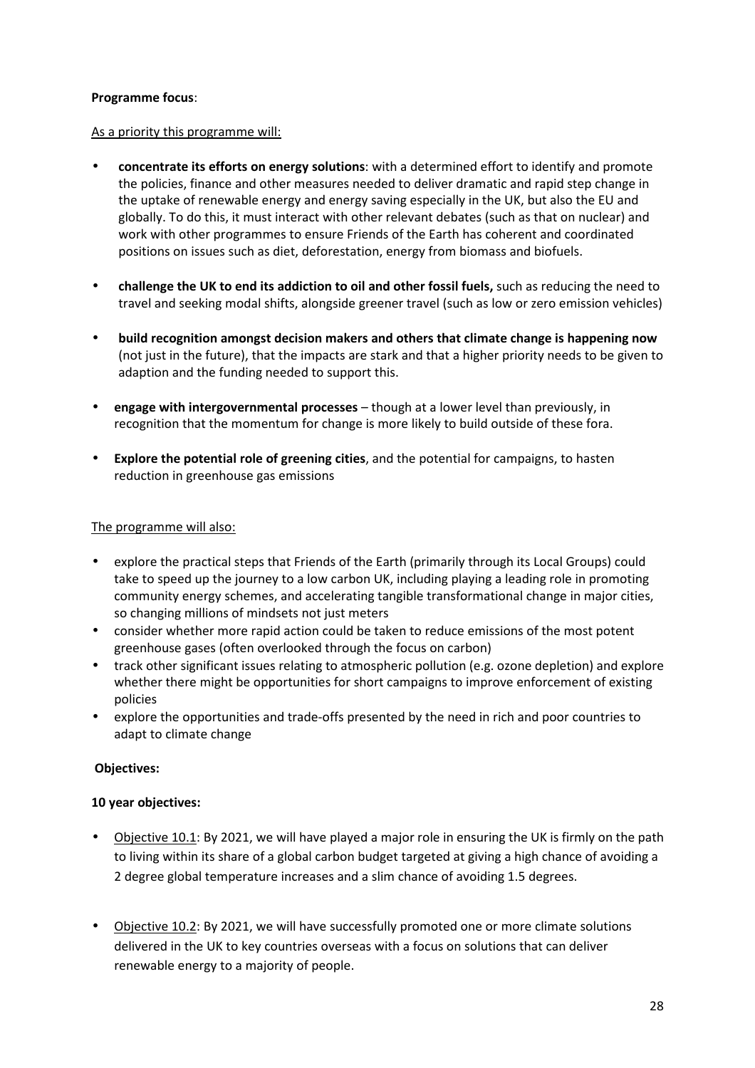**Programme focus**:

As a priority this programme will:

- **concentrate its efforts on energy solutions**: with a determined effort to identify and promote the policies, finance and other measures needed to deliver dramatic and rapid step change in the uptake of renewable energy and energy saving especially in the UK, but also the EU and globally. To do this, it must interact with other relevant debates (such as that on nuclear) and work with other programmes to ensure Friends of the Earth has coherent and coordinated positions on issues such as diet, deforestation, energy from biomass and biofuels.

- **challenge the UK to end its addiction to oil and other fossil fuels,** such as reducing the need to travel and seeking modal shifts, alongside greener travel (such as low or zero emission vehicles)

- **build recognition amongst decision makers and others that climate change is happening now** (not just in the future), that the impacts are stark and that a higher priority needs to be given to adaption and the funding needed to support this.

- **engage with intergovernmental processes** – though at a lower level than previously, in recognition that the momentum for change is more likely to build outside of these fora.

- **Explore the potential role of greening cities**, and the potential for campaigns, to hasten reduction in greenhouse gas emissions

The programme will also:

- explore the practical steps that Friends of the Earth (primarily through its Local Groups) could take to speed up the journey to a low carbon UK, including playing a leading role in promoting community energy schemes, and accelerating tangible transformational change in major cities, so changing millions of mindsets not just meters
- consider whether more rapid action could be taken to reduce emissions of the most potent greenhouse gases (often overlooked through the focus on carbon)
- track other significant issues relating to atmospheric pollution (e.g. ozone depletion) and explore whether there might be opportunities for short campaigns to improve enforcement of existing policies
- explore the opportunities and trade-offs presented by the need in rich and poor countries to adapt to climate change

**Objectives:**

**10 year objectives:**

- Objective 10.1: By 2021, we will have played a major role in ensuring the UK is firmly on the path to living within its share of a global carbon budget targeted at giving a high chance of avoiding a 2 degree global temperature increases and a slim chance of avoiding 1.5 degrees.

- Objective 10.2: By 2021, we will have successfully promoted one or more climate solutions delivered in the UK to key countries overseas with a focus on solutions that can deliver renewable energy to a majority of people.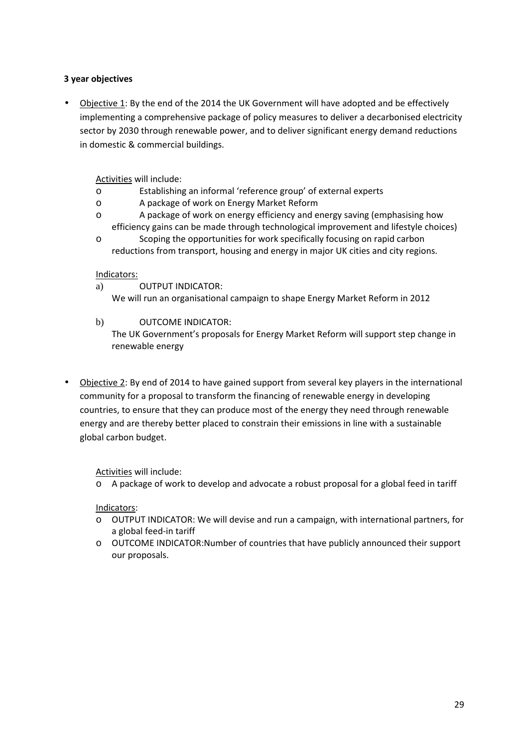**3 year objectives**

- Objective 1: By the end of the 2014 the UK Government will have adopted and be effectively implementing a comprehensive package of policy measures to deliver a decarbonised electricity sector by 2030 through renewable power, and to deliver significant energy demand reductions in domestic & commercial buildings.

  Activities will include:
  - Establishing an informal 'reference group' of external experts
  - A package of work on Energy Market Reform
  - A package of work on energy efficiency and energy saving (emphasising how efficiency gains can be made through technological improvement and lifestyle choices)
  - Scoping the opportunities for work specifically focusing on rapid carbon reductions from transport, housing and energy in major UK cities and city regions.

  Indicators:

  a) OUTPUT INDICATOR:
  We will run an organisational campaign to shape Energy Market Reform in 2012

  b) OUTCOME INDICATOR:
  The UK Government's proposals for Energy Market Reform will support step change in renewable energy

- Objective 2: By end of 2014 to have gained support from several key players in the international community for a proposal to transform the financing of renewable energy in developing countries, to ensure that they can produce most of the energy they need through renewable energy and are thereby better placed to constrain their emissions in line with a sustainable global carbon budget.

  Activities will include:
  - A package of work to develop and advocate a robust proposal for a global feed in tariff

  Indicators:
  - OUTPUT INDICATOR: We will devise and run a campaign, with international partners, for a global feed-in tariff
  - OUTCOME INDICATOR:Number of countries that have publicly announced their support our proposals.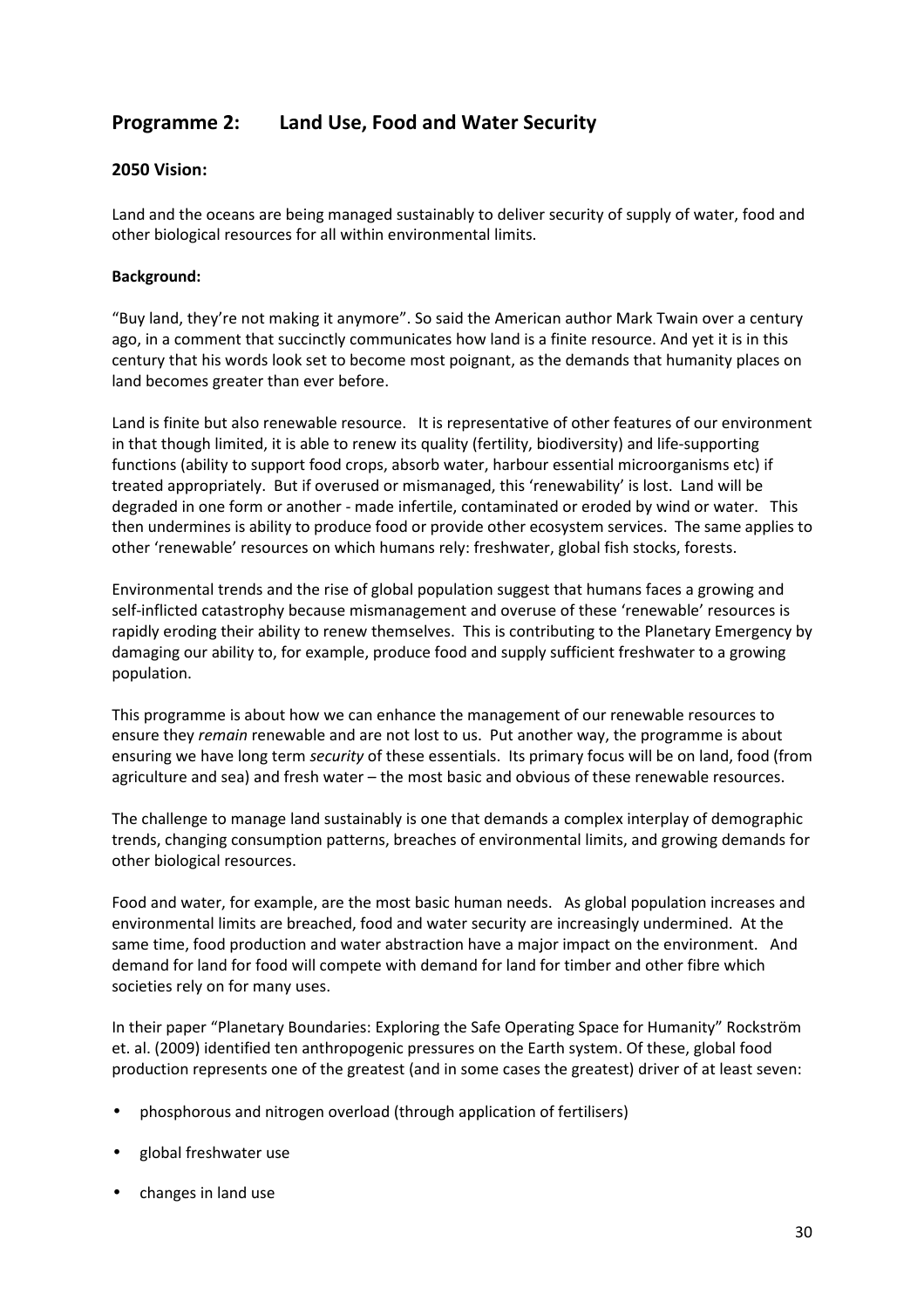## Programme 2: Land Use, Food and Water Security

### 2050 Vision:

Land and the oceans are being managed sustainably to deliver security of supply of water, food and other biological resources for all within environmental limits.

**Background:**

"Buy land, they're not making it anymore". So said the American author Mark Twain over a century ago, in a comment that succinctly communicates how land is a finite resource. And yet it is in this century that his words look set to become most poignant, as the demands that humanity places on land becomes greater than ever before.

Land is finite but also renewable resource. It is representative of other features of our environment in that though limited, it is able to renew its quality (fertility, biodiversity) and life-supporting functions (ability to support food crops, absorb water, harbour essential microorganisms etc) if treated appropriately. But if overused or mismanaged, this 'renewability' is lost. Land will be degraded in one form or another - made infertile, contaminated or eroded by wind or water. This then undermines is ability to produce food or provide other ecosystem services. The same applies to other 'renewable' resources on which humans rely: freshwater, global fish stocks, forests.

Environmental trends and the rise of global population suggest that humans faces a growing and self-inflicted catastrophy because mismanagement and overuse of these 'renewable' resources is rapidly eroding their ability to renew themselves. This is contributing to the Planetary Emergency by damaging our ability to, for example, produce food and supply sufficient freshwater to a growing population.

This programme is about how we can enhance the management of our renewable resources to ensure they *remain* renewable and are not lost to us. Put another way, the programme is about ensuring we have long term *security* of these essentials. Its primary focus will be on land, food (from agriculture and sea) and fresh water – the most basic and obvious of these renewable resources.

The challenge to manage land sustainably is one that demands a complex interplay of demographic trends, changing consumption patterns, breaches of environmental limits, and growing demands for other biological resources.

Food and water, for example, are the most basic human needs. As global population increases and environmental limits are breached, food and water security are increasingly undermined. At the same time, food production and water abstraction have a major impact on the environment. And demand for land for food will compete with demand for land for timber and other fibre which societies rely on for many uses.

In their paper "Planetary Boundaries: Exploring the Safe Operating Space for Humanity" Rockström et. al. (2009) identified ten anthropogenic pressures on the Earth system. Of these, global food production represents one of the greatest (and in some cases the greatest) driver of at least seven:

- phosphorous and nitrogen overload (through application of fertilisers)
- global freshwater use
- changes in land use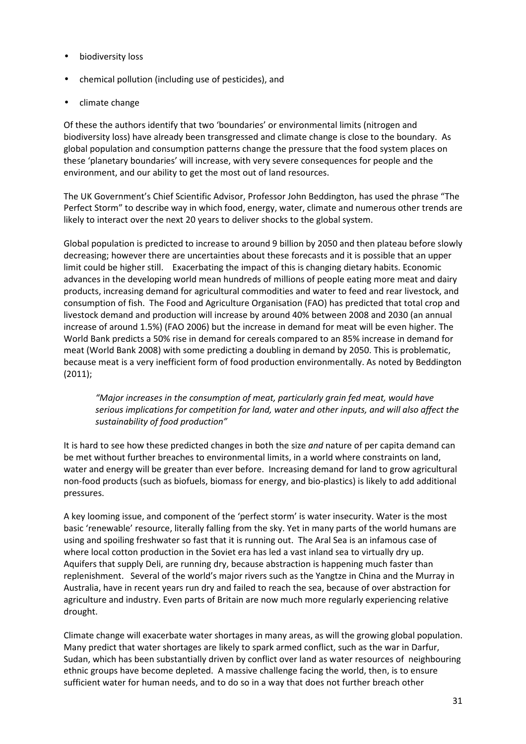- biodiversity loss
- chemical pollution (including use of pesticides), and
- climate change

Of these the authors identify that two 'boundaries' or environmental limits (nitrogen and biodiversity loss) have already been transgressed and climate change is close to the boundary. As global population and consumption patterns change the pressure that the food system places on these 'planetary boundaries' will increase, with very severe consequences for people and the environment, and our ability to get the most out of land resources.

The UK Government's Chief Scientific Advisor, Professor John Beddington, has used the phrase "The Perfect Storm" to describe way in which food, energy, water, climate and numerous other trends are likely to interact over the next 20 years to deliver shocks to the global system.

Global population is predicted to increase to around 9 billion by 2050 and then plateau before slowly decreasing; however there are uncertainties about these forecasts and it is possible that an upper limit could be higher still. Exacerbating the impact of this is changing dietary habits. Economic advances in the developing world mean hundreds of millions of people eating more meat and dairy products, increasing demand for agricultural commodities and water to feed and rear livestock, and consumption of fish. The Food and Agriculture Organisation (FAO) has predicted that total crop and livestock demand and production will increase by around 40% between 2008 and 2030 (an annual increase of around 1.5%) (FAO 2006) but the increase in demand for meat will be even higher. The World Bank predicts a 50% rise in demand for cereals compared to an 85% increase in demand for meat (World Bank 2008) with some predicting a doubling in demand by 2050. This is problematic, because meat is a very inefficient form of food production environmentally. As noted by Beddington (2011);

> *"Major increases in the consumption of meat, particularly grain fed meat, would have serious implications for competition for land, water and other inputs, and will also affect the sustainability of food production"*

It is hard to see how these predicted changes in both the size *and* nature of per capita demand can be met without further breaches to environmental limits, in a world where constraints on land, water and energy will be greater than ever before. Increasing demand for land to grow agricultural non-food products (such as biofuels, biomass for energy, and bio-plastics) is likely to add additional pressures.

A key looming issue, and component of the 'perfect storm' is water insecurity. Water is the most basic 'renewable' resource, literally falling from the sky. Yet in many parts of the world humans are using and spoiling freshwater so fast that it is running out. The Aral Sea is an infamous case of where local cotton production in the Soviet era has led a vast inland sea to virtually dry up. Aquifers that supply Deli, are running dry, because abstraction is happening much faster than replenishment. Several of the world's major rivers such as the Yangtze in China and the Murray in Australia, have in recent years run dry and failed to reach the sea, because of over abstraction for agriculture and industry. Even parts of Britain are now much more regularly experiencing relative drought.

Climate change will exacerbate water shortages in many areas, as will the growing global population. Many predict that water shortages are likely to spark armed conflict, such as the war in Darfur, Sudan, which has been substantially driven by conflict over land as water resources of neighbouring ethnic groups have become depleted. A massive challenge facing the world, then, is to ensure sufficient water for human needs, and to do so in a way that does not further breach other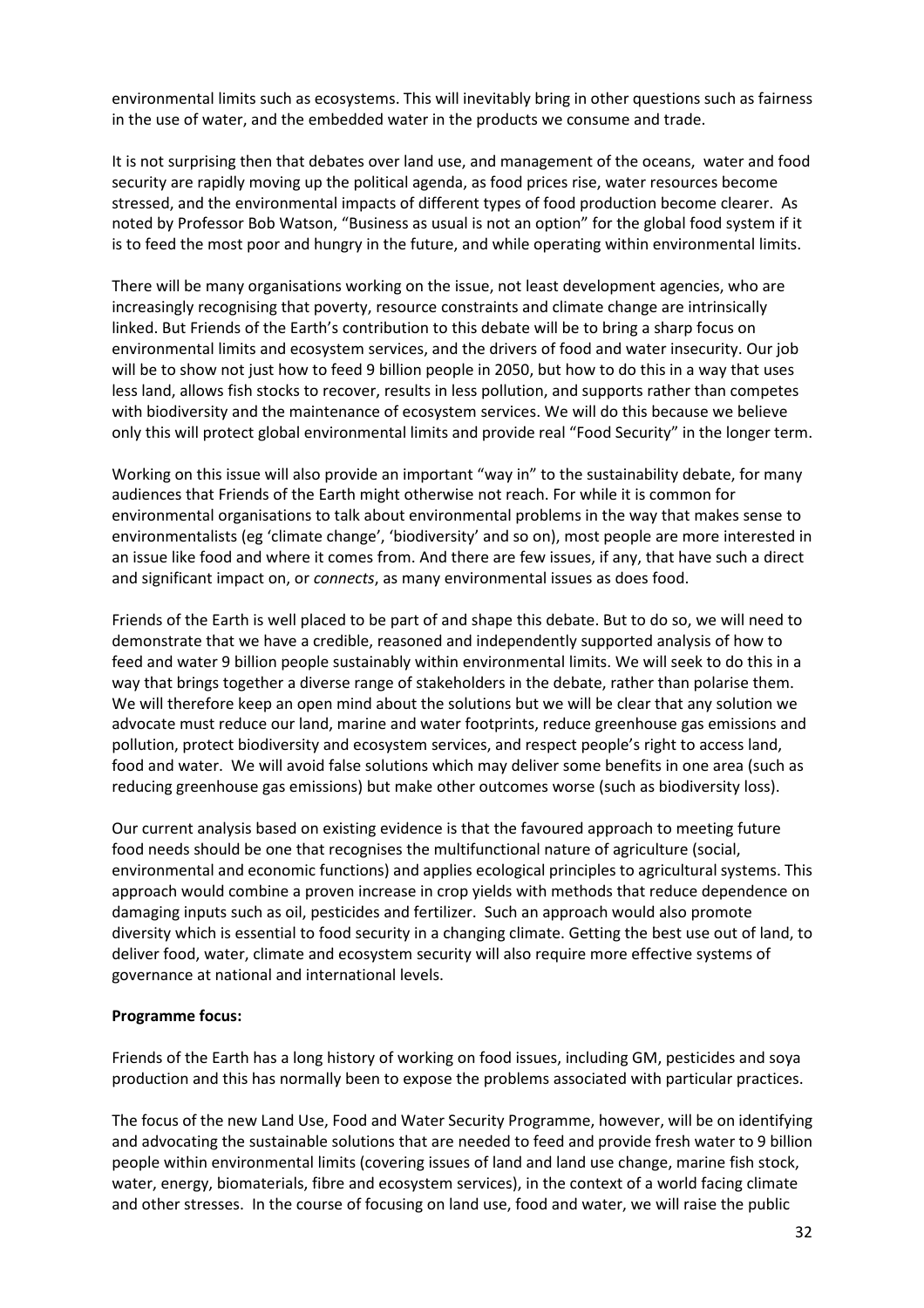environmental limits such as ecosystems. This will inevitably bring in other questions such as fairness in the use of water, and the embedded water in the products we consume and trade.

It is not surprising then that debates over land use, and management of the oceans, water and food security are rapidly moving up the political agenda, as food prices rise, water resources become stressed, and the environmental impacts of different types of food production become clearer. As noted by Professor Bob Watson, "Business as usual is not an option" for the global food system if it is to feed the most poor and hungry in the future, and while operating within environmental limits.

There will be many organisations working on the issue, not least development agencies, who are increasingly recognising that poverty, resource constraints and climate change are intrinsically linked. But Friends of the Earth's contribution to this debate will be to bring a sharp focus on environmental limits and ecosystem services, and the drivers of food and water insecurity. Our job will be to show not just how to feed 9 billion people in 2050, but how to do this in a way that uses less land, allows fish stocks to recover, results in less pollution, and supports rather than competes with biodiversity and the maintenance of ecosystem services. We will do this because we believe only this will protect global environmental limits and provide real "Food Security" in the longer term.

Working on this issue will also provide an important "way in" to the sustainability debate, for many audiences that Friends of the Earth might otherwise not reach. For while it is common for environmental organisations to talk about environmental problems in the way that makes sense to environmentalists (eg 'climate change', 'biodiversity' and so on), most people are more interested in an issue like food and where it comes from. And there are few issues, if any, that have such a direct and significant impact on, or *connects*, as many environmental issues as does food.

Friends of the Earth is well placed to be part of and shape this debate. But to do so, we will need to demonstrate that we have a credible, reasoned and independently supported analysis of how to feed and water 9 billion people sustainably within environmental limits. We will seek to do this in a way that brings together a diverse range of stakeholders in the debate, rather than polarise them. We will therefore keep an open mind about the solutions but we will be clear that any solution we advocate must reduce our land, marine and water footprints, reduce greenhouse gas emissions and pollution, protect biodiversity and ecosystem services, and respect people's right to access land, food and water. We will avoid false solutions which may deliver some benefits in one area (such as reducing greenhouse gas emissions) but make other outcomes worse (such as biodiversity loss).

Our current analysis based on existing evidence is that the favoured approach to meeting future food needs should be one that recognises the multifunctional nature of agriculture (social, environmental and economic functions) and applies ecological principles to agricultural systems. This approach would combine a proven increase in crop yields with methods that reduce dependence on damaging inputs such as oil, pesticides and fertilizer. Such an approach would also promote diversity which is essential to food security in a changing climate. Getting the best use out of land, to deliver food, water, climate and ecosystem security will also require more effective systems of governance at national and international levels.

**Programme focus:**

Friends of the Earth has a long history of working on food issues, including GM, pesticides and soya production and this has normally been to expose the problems associated with particular practices.

The focus of the new Land Use, Food and Water Security Programme, however, will be on identifying and advocating the sustainable solutions that are needed to feed and provide fresh water to 9 billion people within environmental limits (covering issues of land and land use change, marine fish stock, water, energy, biomaterials, fibre and ecosystem services), in the context of a world facing climate and other stresses. In the course of focusing on land use, food and water, we will raise the public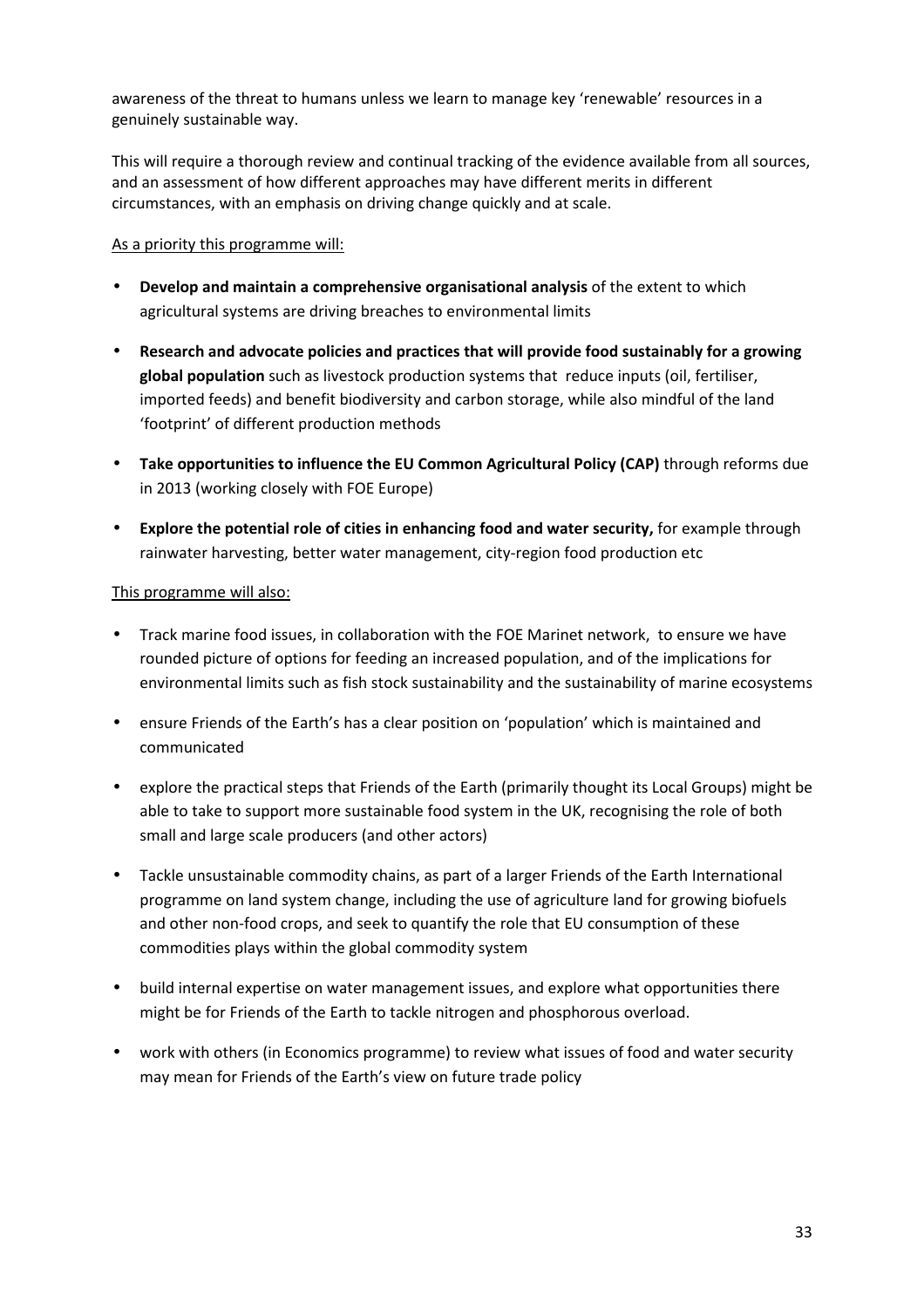awareness of the threat to humans unless we learn to manage key 'renewable' resources in a genuinely sustainable way.

This will require a thorough review and continual tracking of the evidence available from all sources, and an assessment of how different approaches may have different merits in different circumstances, with an emphasis on driving change quickly and at scale.

<u>As a priority this programme will:</u>

- **Develop and maintain a comprehensive organisational analysis** of the extent to which agricultural systems are driving breaches to environmental limits
- **Research and advocate policies and practices that will provide food sustainably for a growing global population** such as livestock production systems that reduce inputs (oil, fertiliser, imported feeds) and benefit biodiversity and carbon storage, while also mindful of the land 'footprint' of different production methods
- **Take opportunities to influence the EU Common Agricultural Policy (CAP)** through reforms due in 2013 (working closely with FOE Europe)
- **Explore the potential role of cities in enhancing food and water security,** for example through rainwater harvesting, better water management, city-region food production etc

<u>This programme will also:</u>

- Track marine food issues, in collaboration with the FOE Marinet network, to ensure we have rounded picture of options for feeding an increased population, and of the implications for environmental limits such as fish stock sustainability and the sustainability of marine ecosystems
- ensure Friends of the Earth's has a clear position on 'population' which is maintained and communicated
- explore the practical steps that Friends of the Earth (primarily thought its Local Groups) might be able to take to support more sustainable food system in the UK, recognising the role of both small and large scale producers (and other actors)
- Tackle unsustainable commodity chains, as part of a larger Friends of the Earth International programme on land system change, including the use of agriculture land for growing biofuels and other non-food crops, and seek to quantify the role that EU consumption of these commodities plays within the global commodity system
- build internal expertise on water management issues, and explore what opportunities there might be for Friends of the Earth to tackle nitrogen and phosphorous overload.
- work with others (in Economics programme) to review what issues of food and water security may mean for Friends of the Earth's view on future trade policy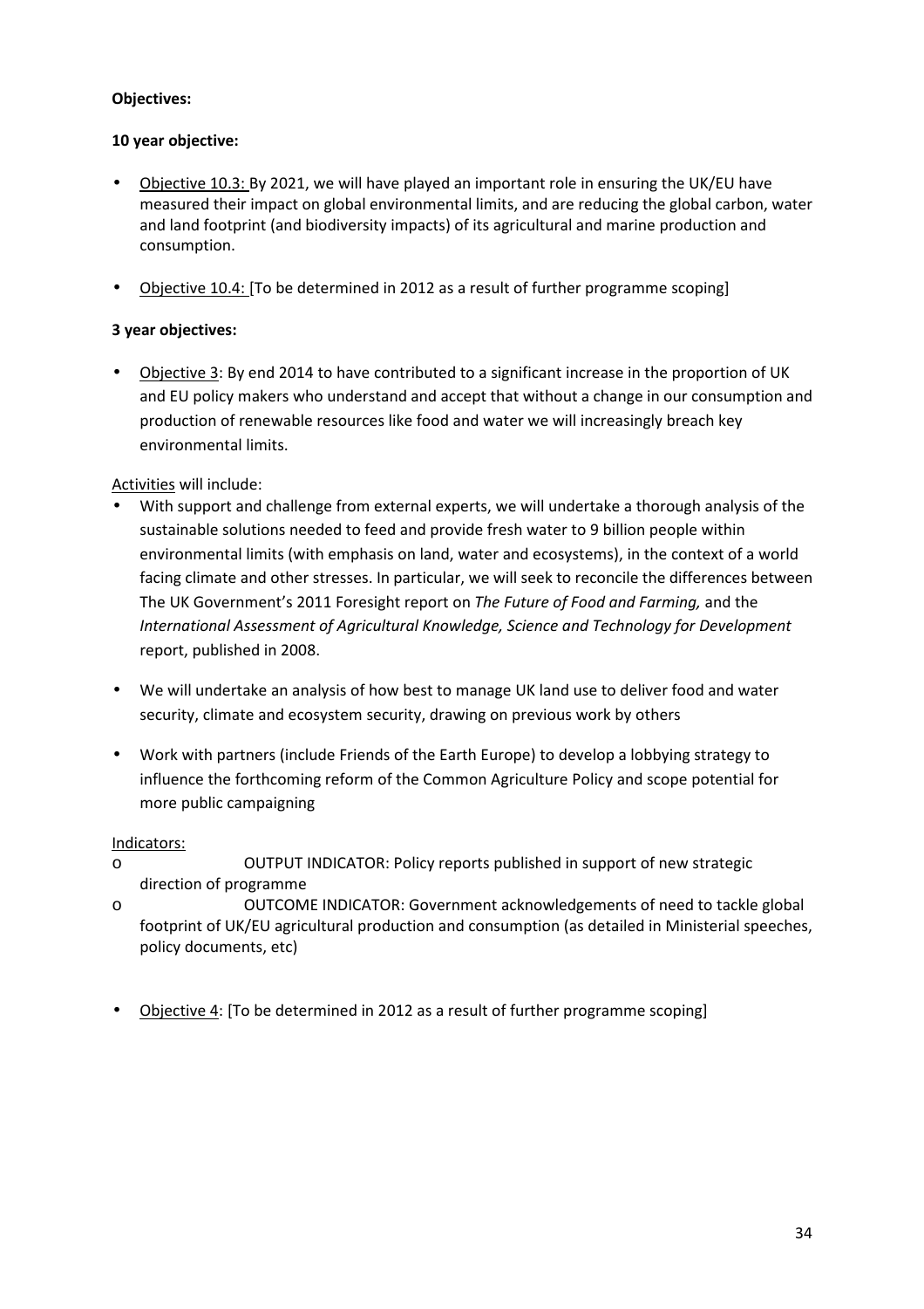**Objectives:**

**10 year objective:**

- Objective 10.3: By 2021, we will have played an important role in ensuring the UK/EU have measured their impact on global environmental limits, and are reducing the global carbon, water and land footprint (and biodiversity impacts) of its agricultural and marine production and consumption.
- Objective 10.4: [To be determined in 2012 as a result of further programme scoping]

**3 year objectives:**

- Objective 3: By end 2014 to have contributed to a significant increase in the proportion of UK and EU policy makers who understand and accept that without a change in our consumption and production of renewable resources like food and water we will increasingly breach key environmental limits.

Activities will include:

- With support and challenge from external experts, we will undertake a thorough analysis of the sustainable solutions needed to feed and provide fresh water to 9 billion people within environmental limits (with emphasis on land, water and ecosystems), in the context of a world facing climate and other stresses. In particular, we will seek to reconcile the differences between The UK Government's 2011 Foresight report on *The Future of Food and Farming,* and the *International Assessment of Agricultural Knowledge, Science and Technology for Development* report, published in 2008.
- We will undertake an analysis of how best to manage UK land use to deliver food and water security, climate and ecosystem security, drawing on previous work by others
- Work with partners (include Friends of the Earth Europe) to develop a lobbying strategy to influence the forthcoming reform of the Common Agriculture Policy and scope potential for more public campaigning

Indicators:

- OUTPUT INDICATOR: Policy reports published in support of new strategic direction of programme
- OUTCOME INDICATOR: Government acknowledgements of need to tackle global footprint of UK/EU agricultural production and consumption (as detailed in Ministerial speeches, policy documents, etc)

- Objective 4: [To be determined in 2012 as a result of further programme scoping]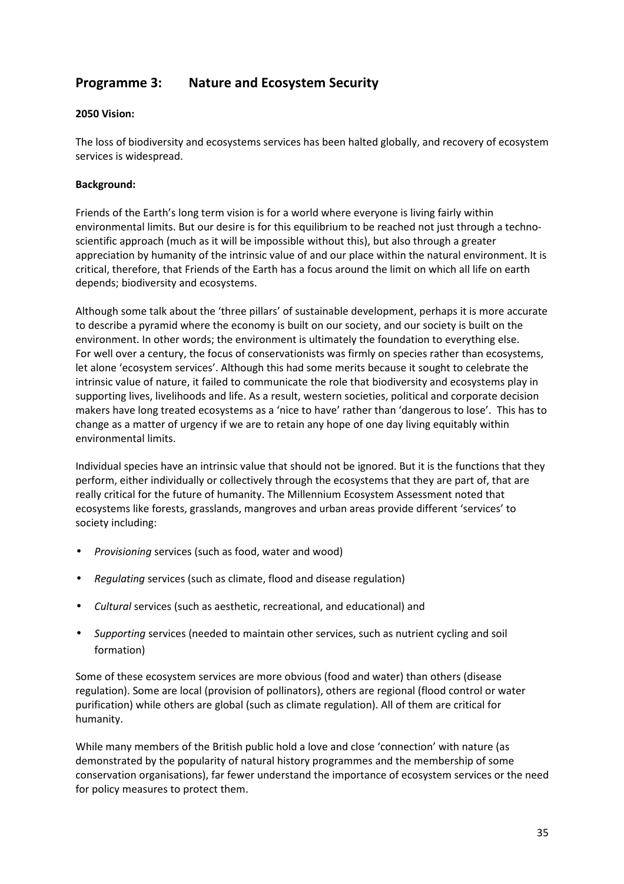## Programme 3: Nature and Ecosystem Security

**2050 Vision:**

The loss of biodiversity and ecosystems services has been halted globally, and recovery of ecosystem services is widespread.

**Background:**

Friends of the Earth's long term vision is for a world where everyone is living fairly within environmental limits. But our desire is for this equilibrium to be reached not just through a techno-scientific approach (much as it will be impossible without this), but also through a greater appreciation by humanity of the intrinsic value of and our place within the natural environment. It is critical, therefore, that Friends of the Earth has a focus around the limit on which all life on earth depends; biodiversity and ecosystems.

Although some talk about the 'three pillars' of sustainable development, perhaps it is more accurate to describe a pyramid where the economy is built on our society, and our society is built on the environment. In other words; the environment is ultimately the foundation to everything else. For well over a century, the focus of conservationists was firmly on species rather than ecosystems, let alone 'ecosystem services'. Although this had some merits because it sought to celebrate the intrinsic value of nature, it failed to communicate the role that biodiversity and ecosystems play in supporting lives, livelihoods and life. As a result, western societies, political and corporate decision makers have long treated ecosystems as a 'nice to have' rather than 'dangerous to lose'. This has to change as a matter of urgency if we are to retain any hope of one day living equitably within environmental limits.

Individual species have an intrinsic value that should not be ignored. But it is the functions that they perform, either individually or collectively through the ecosystems that they are part of, that are really critical for the future of humanity. The Millennium Ecosystem Assessment noted that ecosystems like forests, grasslands, mangroves and urban areas provide different 'services' to society including:

- *Provisioning* services (such as food, water and wood)
- *Regulating* services (such as climate, flood and disease regulation)
- *Cultural* services (such as aesthetic, recreational, and educational) and
- *Supporting* services (needed to maintain other services, such as nutrient cycling and soil formation)

Some of these ecosystem services are more obvious (food and water) than others (disease regulation). Some are local (provision of pollinators), others are regional (flood control or water purification) while others are global (such as climate regulation). All of them are critical for humanity.

While many members of the British public hold a love and close 'connection' with nature (as demonstrated by the popularity of natural history programmes and the membership of some conservation organisations), far fewer understand the importance of ecosystem services or the need for policy measures to protect them.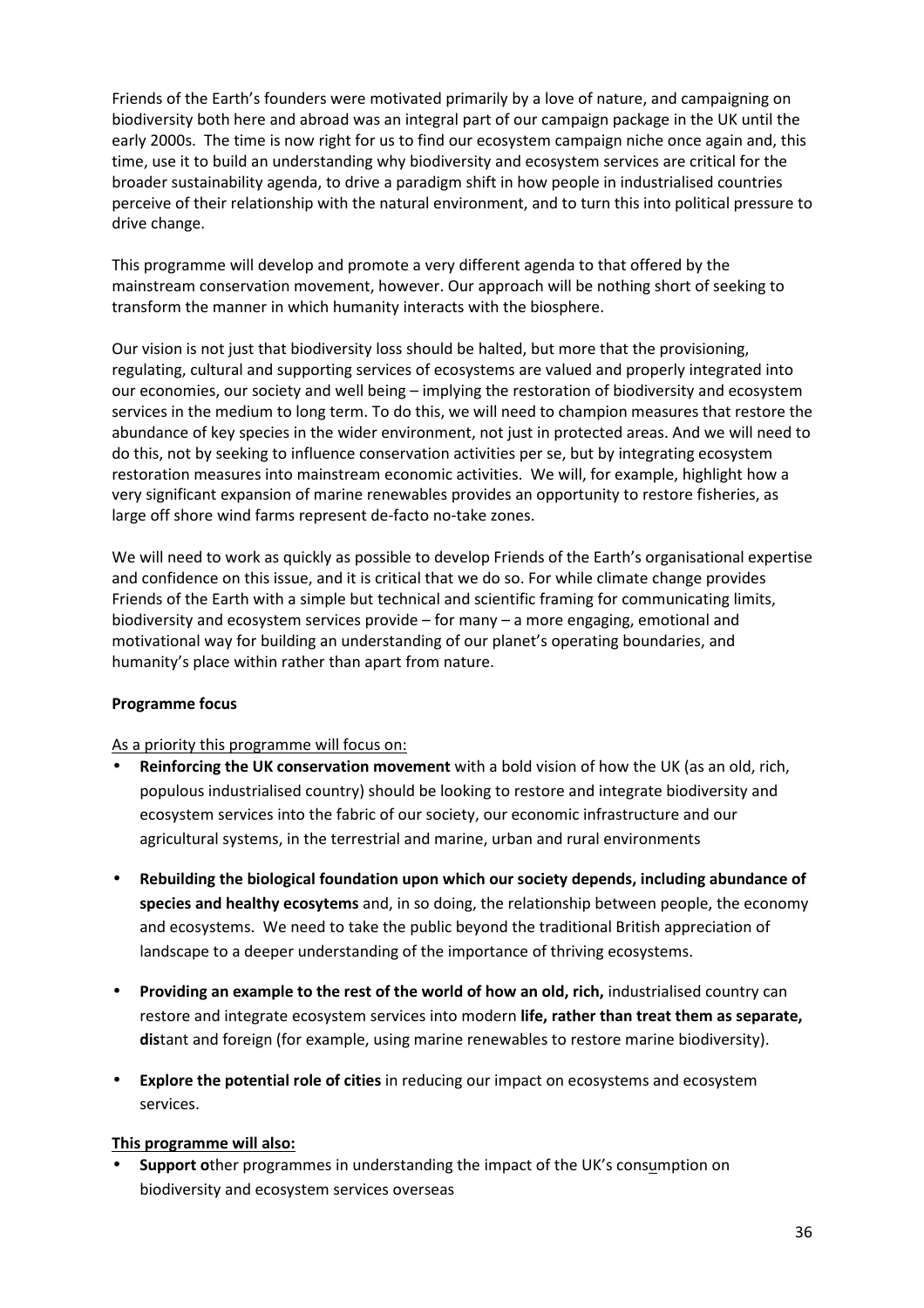Friends of the Earth's founders were motivated primarily by a love of nature, and campaigning on biodiversity both here and abroad was an integral part of our campaign package in the UK until the early 2000s. The time is now right for us to find our ecosystem campaign niche once again and, this time, use it to build an understanding why biodiversity and ecosystem services are critical for the broader sustainability agenda, to drive a paradigm shift in how people in industrialised countries perceive of their relationship with the natural environment, and to turn this into political pressure to drive change.

This programme will develop and promote a very different agenda to that offered by the mainstream conservation movement, however. Our approach will be nothing short of seeking to transform the manner in which humanity interacts with the biosphere.

Our vision is not just that biodiversity loss should be halted, but more that the provisioning, regulating, cultural and supporting services of ecosystems are valued and properly integrated into our economies, our society and well being – implying the restoration of biodiversity and ecosystem services in the medium to long term. To do this, we will need to champion measures that restore the abundance of key species in the wider environment, not just in protected areas. And we will need to do this, not by seeking to influence conservation activities per se, but by integrating ecosystem restoration measures into mainstream economic activities. We will, for example, highlight how a very significant expansion of marine renewables provides an opportunity to restore fisheries, as large off shore wind farms represent de-facto no-take zones.

We will need to work as quickly as possible to develop Friends of the Earth's organisational expertise and confidence on this issue, and it is critical that we do so. For while climate change provides Friends of the Earth with a simple but technical and scientific framing for communicating limits, biodiversity and ecosystem services provide – for many – a more engaging, emotional and motivational way for building an understanding of our planet's operating boundaries, and humanity's place within rather than apart from nature.

**Programme focus**

As a priority this programme will focus on:

- **Reinforcing the UK conservation movement** with a bold vision of how the UK (as an old, rich, populous industrialised country) should be looking to restore and integrate biodiversity and ecosystem services into the fabric of our society, our economic infrastructure and our agricultural systems, in the terrestrial and marine, urban and rural environments

- **Rebuilding the biological foundation upon which our society depends, including abundance of species and healthy ecosytems** and, in so doing, the relationship between people, the economy and ecosystems. We need to take the public beyond the traditional British appreciation of landscape to a deeper understanding of the importance of thriving ecosystems.

- **Providing an example to the rest of the world of how an old, rich,** industrialised country can restore and integrate ecosystem services into modern **life, rather than treat them as separate, dis**tant and foreign (for example, using marine renewables to restore marine biodiversity).

- **Explore the potential role of cities** in reducing our impact on ecosystems and ecosystem services.

**This programme will also:**

- **Support o**ther programmes in understanding the impact of the UK's consumption on biodiversity and ecosystem services overseas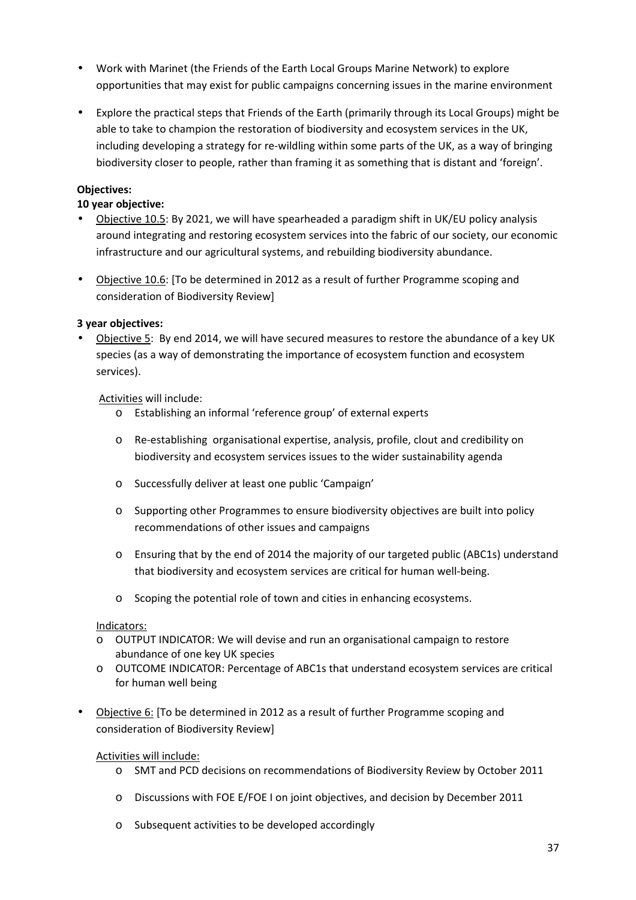- Work with Marinet (the Friends of the Earth Local Groups Marine Network) to explore opportunities that may exist for public campaigns concerning issues in the marine environment

- Explore the practical steps that Friends of the Earth (primarily through its Local Groups) might be able to take to champion the restoration of biodiversity and ecosystem services in the UK, including developing a strategy for re-wildling within some parts of the UK, as a way of bringing biodiversity closer to people, rather than framing it as something that is distant and 'foreign'.

**Objectives:**

**10 year objective:**

- Objective 10.5: By 2021, we will have spearheaded a paradigm shift in UK/EU policy analysis around integrating and restoring ecosystem services into the fabric of our society, our economic infrastructure and our agricultural systems, and rebuilding biodiversity abundance.

- Objective 10.6: [To be determined in 2012 as a result of further Programme scoping and consideration of Biodiversity Review]

**3 year objectives:**

- Objective 5: By end 2014, we will have secured measures to restore the abundance of a key UK species (as a way of demonstrating the importance of ecosystem function and ecosystem services).

  Activities will include:
  - Establishing an informal 'reference group' of external experts
  - Re-establishing organisational expertise, analysis, profile, clout and credibility on biodiversity and ecosystem services issues to the wider sustainability agenda
  - Successfully deliver at least one public 'Campaign'
  - Supporting other Programmes to ensure biodiversity objectives are built into policy recommendations of other issues and campaigns
  - Ensuring that by the end of 2014 the majority of our targeted public (ABC1s) understand that biodiversity and ecosystem services are critical for human well-being.
  - Scoping the potential role of town and cities in enhancing ecosystems.

  Indicators:
  - OUTPUT INDICATOR: We will devise and run an organisational campaign to restore abundance of one key UK species
  - OUTCOME INDICATOR: Percentage of ABC1s that understand ecosystem services are critical for human well being

- Objective 6: [To be determined in 2012 as a result of further Programme scoping and consideration of Biodiversity Review]

  Activities will include:
  - SMT and PCD decisions on recommendations of Biodiversity Review by October 2011
  - Discussions with FOE E/FOE I on joint objectives, and decision by December 2011
  - Subsequent activities to be developed accordingly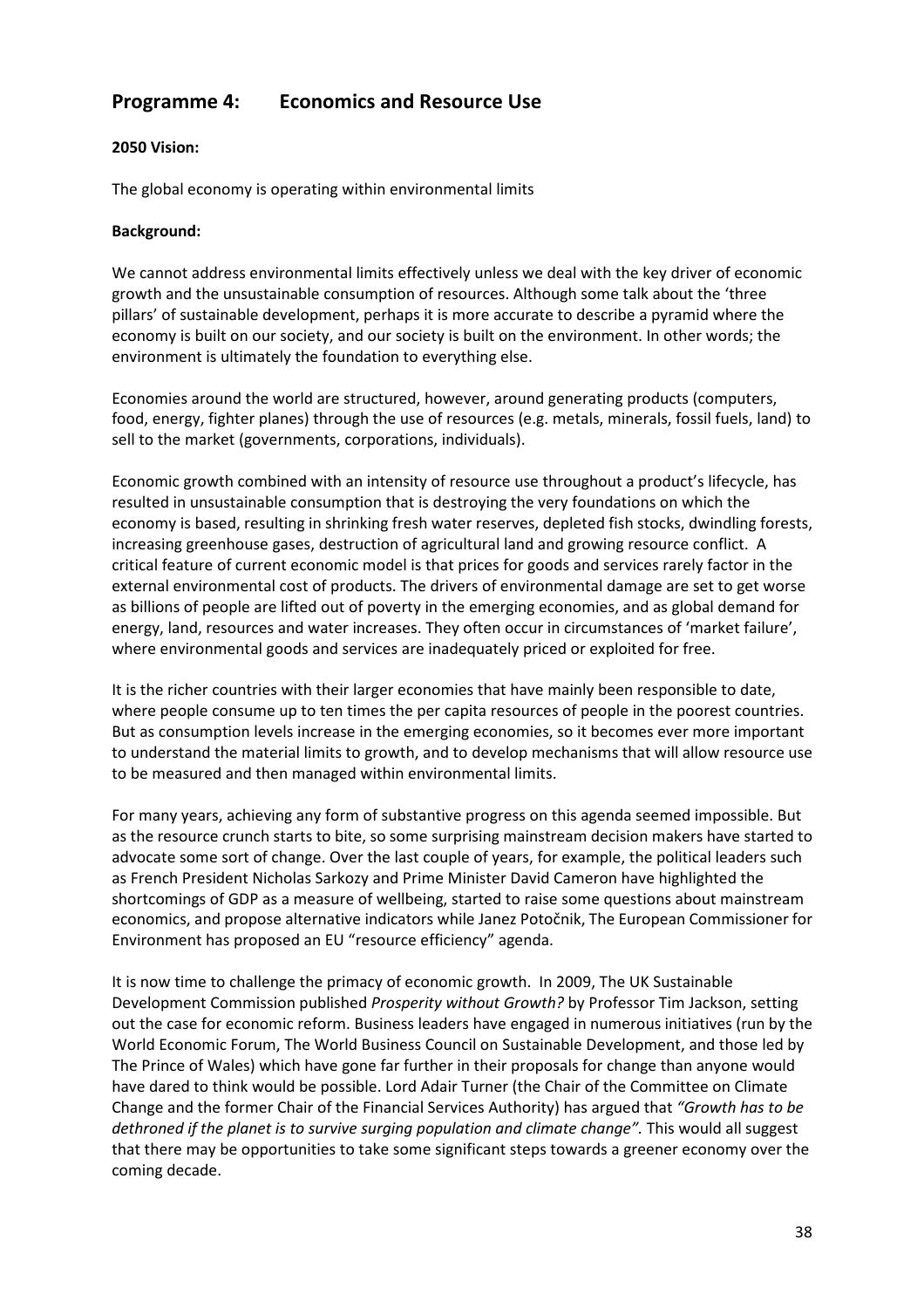## Programme 4: Economics and Resource Use

**2050 Vision:**

The global economy is operating within environmental limits

**Background:**

We cannot address environmental limits effectively unless we deal with the key driver of economic growth and the unsustainable consumption of resources. Although some talk about the 'three pillars' of sustainable development, perhaps it is more accurate to describe a pyramid where the economy is built on our society, and our society is built on the environment. In other words; the environment is ultimately the foundation to everything else.

Economies around the world are structured, however, around generating products (computers, food, energy, fighter planes) through the use of resources (e.g. metals, minerals, fossil fuels, land) to sell to the market (governments, corporations, individuals).

Economic growth combined with an intensity of resource use throughout a product's lifecycle, has resulted in unsustainable consumption that is destroying the very foundations on which the economy is based, resulting in shrinking fresh water reserves, depleted fish stocks, dwindling forests, increasing greenhouse gases, destruction of agricultural land and growing resource conflict. A critical feature of current economic model is that prices for goods and services rarely factor in the external environmental cost of products. The drivers of environmental damage are set to get worse as billions of people are lifted out of poverty in the emerging economies, and as global demand for energy, land, resources and water increases. They often occur in circumstances of 'market failure', where environmental goods and services are inadequately priced or exploited for free.

It is the richer countries with their larger economies that have mainly been responsible to date, where people consume up to ten times the per capita resources of people in the poorest countries. But as consumption levels increase in the emerging economies, so it becomes ever more important to understand the material limits to growth, and to develop mechanisms that will allow resource use to be measured and then managed within environmental limits.

For many years, achieving any form of substantive progress on this agenda seemed impossible. But as the resource crunch starts to bite, so some surprising mainstream decision makers have started to advocate some sort of change. Over the last couple of years, for example, the political leaders such as French President Nicholas Sarkozy and Prime Minister David Cameron have highlighted the shortcomings of GDP as a measure of wellbeing, started to raise some questions about mainstream economics, and propose alternative indicators while Janez Potočnik, The European Commissioner for Environment has proposed an EU "resource efficiency" agenda.

It is now time to challenge the primacy of economic growth. In 2009, The UK Sustainable Development Commission published *Prosperity without Growth?* by Professor Tim Jackson, setting out the case for economic reform. Business leaders have engaged in numerous initiatives (run by the World Economic Forum, The World Business Council on Sustainable Development, and those led by The Prince of Wales) which have gone far further in their proposals for change than anyone would have dared to think would be possible. Lord Adair Turner (the Chair of the Committee on Climate Change and the former Chair of the Financial Services Authority) has argued that *"Growth has to be dethroned if the planet is to survive surging population and climate change".* This would all suggest that there may be opportunities to take some significant steps towards a greener economy over the coming decade.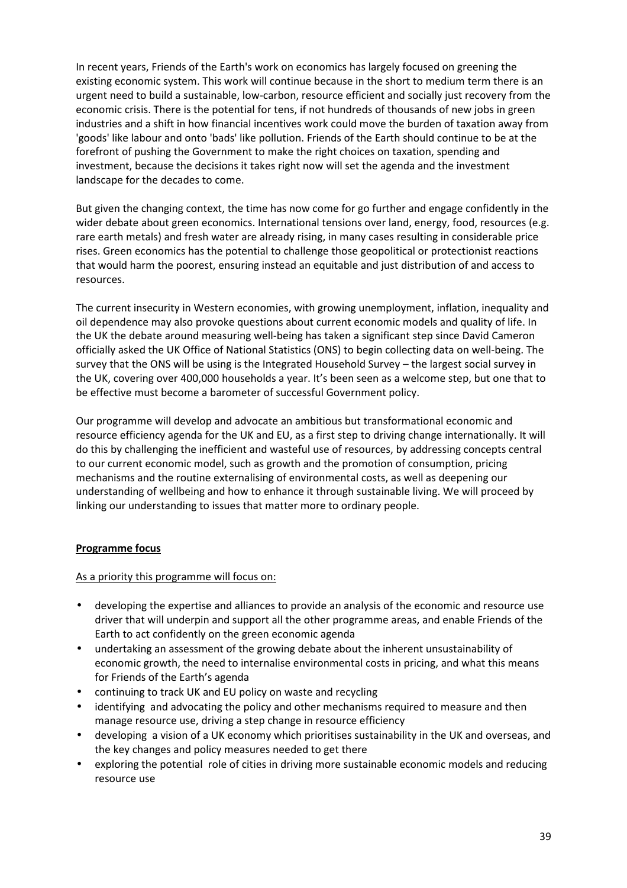In recent years, Friends of the Earth's work on economics has largely focused on greening the existing economic system. This work will continue because in the short to medium term there is an urgent need to build a sustainable, low-carbon, resource efficient and socially just recovery from the economic crisis. There is the potential for tens, if not hundreds of thousands of new jobs in green industries and a shift in how financial incentives work could move the burden of taxation away from 'goods' like labour and onto 'bads' like pollution. Friends of the Earth should continue to be at the forefront of pushing the Government to make the right choices on taxation, spending and investment, because the decisions it takes right now will set the agenda and the investment landscape for the decades to come.

But given the changing context, the time has now come for go further and engage confidently in the wider debate about green economics. International tensions over land, energy, food, resources (e.g. rare earth metals) and fresh water are already rising, in many cases resulting in considerable price rises. Green economics has the potential to challenge those geopolitical or protectionist reactions that would harm the poorest, ensuring instead an equitable and just distribution of and access to resources.

The current insecurity in Western economies, with growing unemployment, inflation, inequality and oil dependence may also provoke questions about current economic models and quality of life. In the UK the debate around measuring well-being has taken a significant step since David Cameron officially asked the UK Office of National Statistics (ONS) to begin collecting data on well-being. The survey that the ONS will be using is the Integrated Household Survey – the largest social survey in the UK, covering over 400,000 households a year. It's been seen as a welcome step, but one that to be effective must become a barometer of successful Government policy.

Our programme will develop and advocate an ambitious but transformational economic and resource efficiency agenda for the UK and EU, as a first step to driving change internationally. It will do this by challenging the inefficient and wasteful use of resources, by addressing concepts central to our current economic model, such as growth and the promotion of consumption, pricing mechanisms and the routine externalising of environmental costs, as well as deepening our understanding of wellbeing and how to enhance it through sustainable living. We will proceed by linking our understanding to issues that matter more to ordinary people.

**Programme focus**

As a priority this programme will focus on:

- developing the expertise and alliances to provide an analysis of the economic and resource use driver that will underpin and support all the other programme areas, and enable Friends of the Earth to act confidently on the green economic agenda
- undertaking an assessment of the growing debate about the inherent unsustainability of economic growth, the need to internalise environmental costs in pricing, and what this means for Friends of the Earth's agenda
- continuing to track UK and EU policy on waste and recycling
- identifying and advocating the policy and other mechanisms required to measure and then manage resource use, driving a step change in resource efficiency
- developing a vision of a UK economy which prioritises sustainability in the UK and overseas, and the key changes and policy measures needed to get there
- exploring the potential role of cities in driving more sustainable economic models and reducing resource use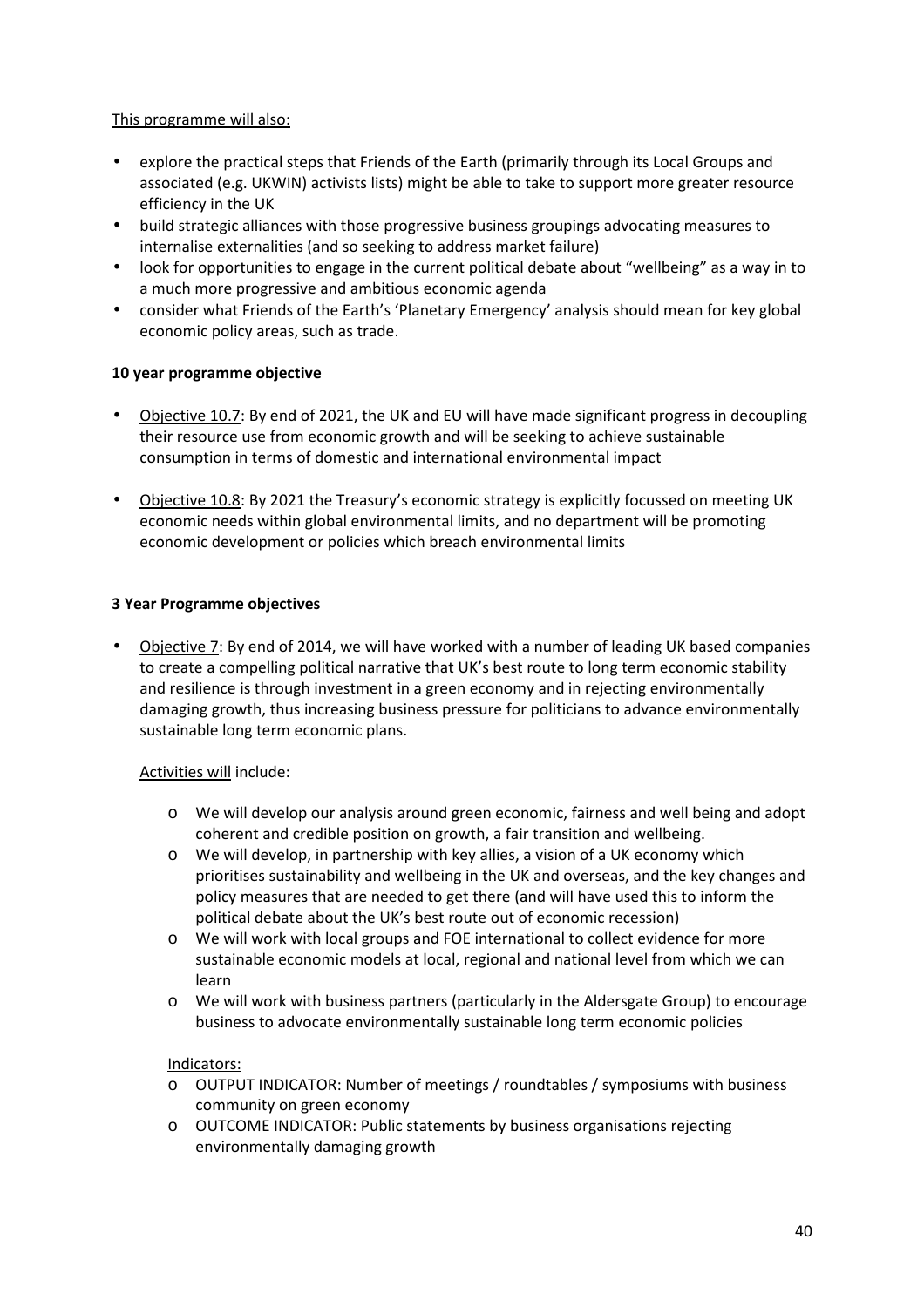This programme will also:

- explore the practical steps that Friends of the Earth (primarily through its Local Groups and associated (e.g. UKWIN) activists lists) might be able to take to support more greater resource efficiency in the UK
- build strategic alliances with those progressive business groupings advocating measures to internalise externalities (and so seeking to address market failure)
- look for opportunities to engage in the current political debate about "wellbeing" as a way in to a much more progressive and ambitious economic agenda
- consider what Friends of the Earth's 'Planetary Emergency' analysis should mean for key global economic policy areas, such as trade.

**10 year programme objective**

- Objective 10.7: By end of 2021, the UK and EU will have made significant progress in decoupling their resource use from economic growth and will be seeking to achieve sustainable consumption in terms of domestic and international environmental impact

- Objective 10.8: By 2021 the Treasury's economic strategy is explicitly focussed on meeting UK economic needs within global environmental limits, and no department will be promoting economic development or policies which breach environmental limits

**3 Year Programme objectives**

- Objective 7: By end of 2014, we will have worked with a number of leading UK based companies to create a compelling political narrative that UK's best route to long term economic stability and resilience is through investment in a green economy and in rejecting environmentally damaging growth, thus increasing business pressure for politicians to advance environmentally sustainable long term economic plans.

  Activities will include:

  - We will develop our analysis around green economic, fairness and well being and adopt coherent and credible position on growth, a fair transition and wellbeing.
  - We will develop, in partnership with key allies, a vision of a UK economy which prioritises sustainability and wellbeing in the UK and overseas, and the key changes and policy measures that are needed to get there (and will have used this to inform the political debate about the UK's best route out of economic recession)
  - We will work with local groups and FOE international to collect evidence for more sustainable economic models at local, regional and national level from which we can learn
  - We will work with business partners (particularly in the Aldersgate Group) to encourage business to advocate environmentally sustainable long term economic policies

  Indicators:
  - OUTPUT INDICATOR: Number of meetings / roundtables / symposiums with business community on green economy
  - OUTCOME INDICATOR: Public statements by business organisations rejecting environmentally damaging growth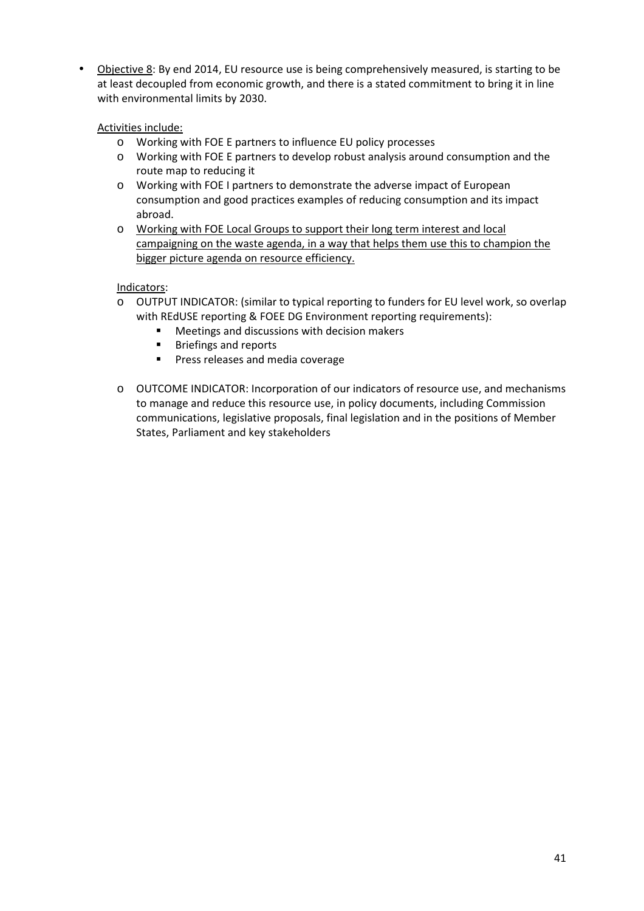- <u>Objective 8</u>: By end 2014, EU resource use is being comprehensively measured, is starting to be at least decoupled from economic growth, and there is a stated commitment to bring it in line with environmental limits by 2030.

  <u>Activities include:</u>
  - Working with FOE E partners to influence EU policy processes
  - Working with FOE E partners to develop robust analysis around consumption and the route map to reducing it
  - Working with FOE I partners to demonstrate the adverse impact of European consumption and good practices examples of reducing consumption and its impact abroad.
  - <u>Working with FOE Local Groups to support their long term interest and local campaigning on the waste agenda, in a way that helps them use this to champion the bigger picture agenda on resource efficiency.</u>

  <u>Indicators</u>:
  - OUTPUT INDICATOR: (similar to typical reporting to funders for EU level work, so overlap with REdUSE reporting & FOEE DG Environment reporting requirements):
    - Meetings and discussions with decision makers
    - Briefings and reports
    - Press releases and media coverage
  - OUTCOME INDICATOR: Incorporation of our indicators of resource use, and mechanisms to manage and reduce this resource use, in policy documents, including Commission communications, legislative proposals, final legislation and in the positions of Member States, Parliament and key stakeholders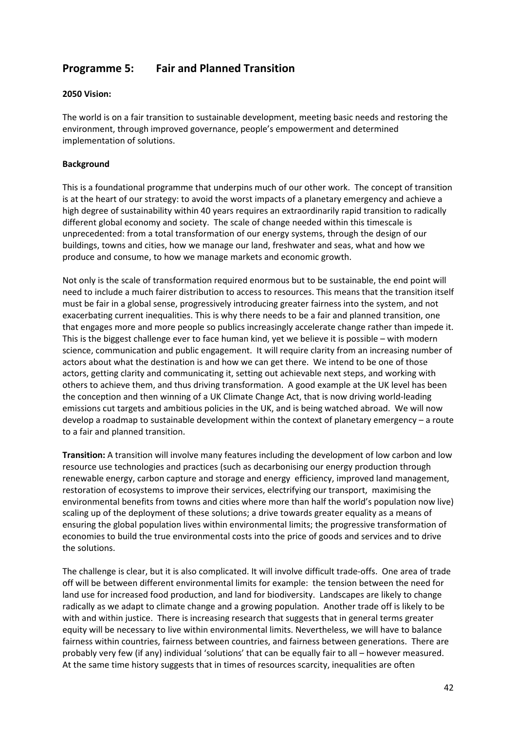## Programme 5: Fair and Planned Transition

**2050 Vision:**

The world is on a fair transition to sustainable development, meeting basic needs and restoring the environment, through improved governance, people's empowerment and determined implementation of solutions.

**Background**

This is a foundational programme that underpins much of our other work. The concept of transition is at the heart of our strategy: to avoid the worst impacts of a planetary emergency and achieve a high degree of sustainability within 40 years requires an extraordinarily rapid transition to radically different global economy and society. The scale of change needed within this timescale is unprecedented: from a total transformation of our energy systems, through the design of our buildings, towns and cities, how we manage our land, freshwater and seas, what and how we produce and consume, to how we manage markets and economic growth.

Not only is the scale of transformation required enormous but to be sustainable, the end point will need to include a much fairer distribution to access to resources. This means that the transition itself must be fair in a global sense, progressively introducing greater fairness into the system, and not exacerbating current inequalities. This is why there needs to be a fair and planned transition, one that engages more and more people so publics increasingly accelerate change rather than impede it. This is the biggest challenge ever to face human kind, yet we believe it is possible – with modern science, communication and public engagement. It will require clarity from an increasing number of actors about what the destination is and how we can get there. We intend to be one of those actors, getting clarity and communicating it, setting out achievable next steps, and working with others to achieve them, and thus driving transformation. A good example at the UK level has been the conception and then winning of a UK Climate Change Act, that is now driving world-leading emissions cut targets and ambitious policies in the UK, and is being watched abroad. We will now develop a roadmap to sustainable development within the context of planetary emergency – a route to a fair and planned transition.

**Transition:** A transition will involve many features including the development of low carbon and low resource use technologies and practices (such as decarbonising our energy production through renewable energy, carbon capture and storage and energy efficiency, improved land management, restoration of ecosystems to improve their services, electrifying our transport, maximising the environmental benefits from towns and cities where more than half the world's population now live) scaling up of the deployment of these solutions; a drive towards greater equality as a means of ensuring the global population lives within environmental limits; the progressive transformation of economies to build the true environmental costs into the price of goods and services and to drive the solutions.

The challenge is clear, but it is also complicated. It will involve difficult trade-offs. One area of trade off will be between different environmental limits for example: the tension between the need for land use for increased food production, and land for biodiversity. Landscapes are likely to change radically as we adapt to climate change and a growing population. Another trade off is likely to be with and within justice. There is increasing research that suggests that in general terms greater equity will be necessary to live within environmental limits. Nevertheless, we will have to balance fairness within countries, fairness between countries, and fairness between generations. There are probably very few (if any) individual 'solutions' that can be equally fair to all – however measured. At the same time history suggests that in times of resources scarcity, inequalities are often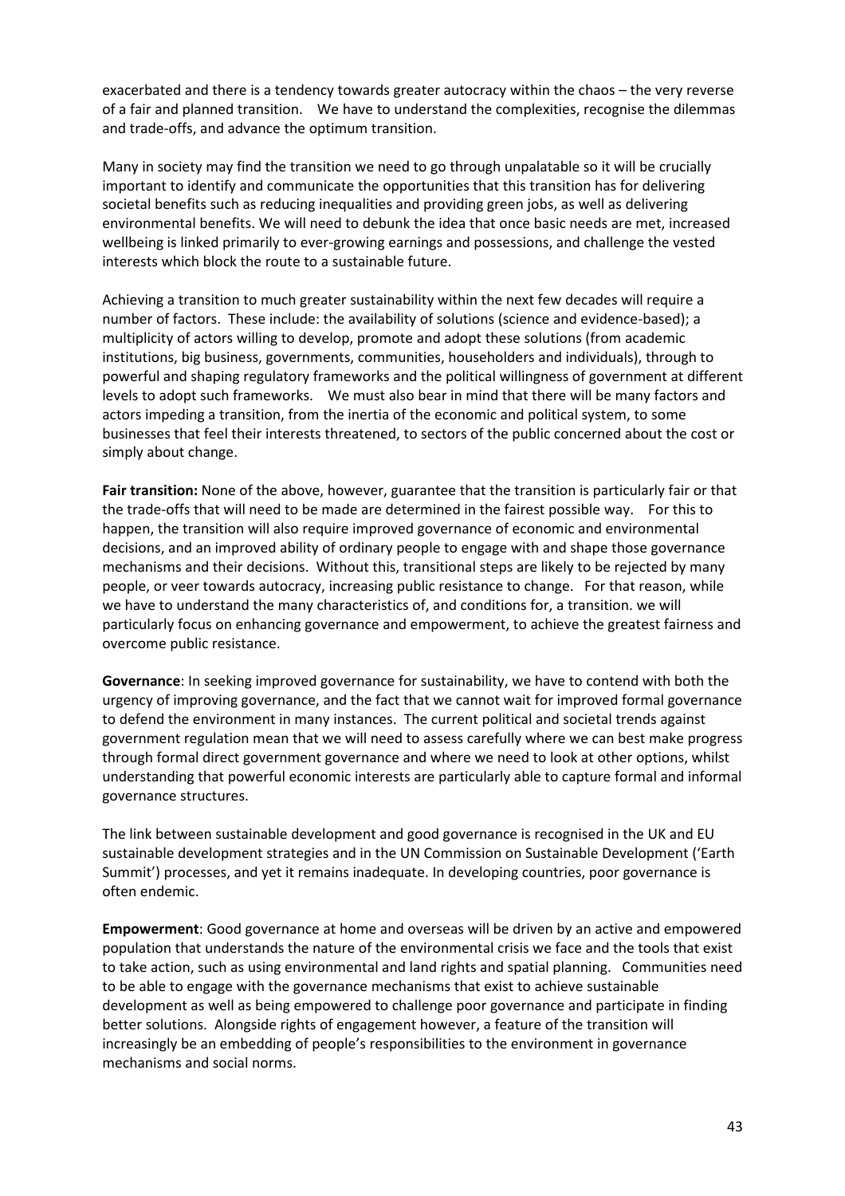exacerbated and there is a tendency towards greater autocracy within the chaos – the very reverse of a fair and planned transition. We have to understand the complexities, recognise the dilemmas and trade-offs, and advance the optimum transition.

Many in society may find the transition we need to go through unpalatable so it will be crucially important to identify and communicate the opportunities that this transition has for delivering societal benefits such as reducing inequalities and providing green jobs, as well as delivering environmental benefits. We will need to debunk the idea that once basic needs are met, increased wellbeing is linked primarily to ever-growing earnings and possessions, and challenge the vested interests which block the route to a sustainable future.

Achieving a transition to much greater sustainability within the next few decades will require a number of factors. These include: the availability of solutions (science and evidence-based); a multiplicity of actors willing to develop, promote and adopt these solutions (from academic institutions, big business, governments, communities, householders and individuals), through to powerful and shaping regulatory frameworks and the political willingness of government at different levels to adopt such frameworks. We must also bear in mind that there will be many factors and actors impeding a transition, from the inertia of the economic and political system, to some businesses that feel their interests threatened, to sectors of the public concerned about the cost or simply about change.

**Fair transition:** None of the above, however, guarantee that the transition is particularly fair or that the trade-offs that will need to be made are determined in the fairest possible way. For this to happen, the transition will also require improved governance of economic and environmental decisions, and an improved ability of ordinary people to engage with and shape those governance mechanisms and their decisions. Without this, transitional steps are likely to be rejected by many people, or veer towards autocracy, increasing public resistance to change. For that reason, while we have to understand the many characteristics of, and conditions for, a transition. we will particularly focus on enhancing governance and empowerment, to achieve the greatest fairness and overcome public resistance.

**Governance**: In seeking improved governance for sustainability, we have to contend with both the urgency of improving governance, and the fact that we cannot wait for improved formal governance to defend the environment in many instances. The current political and societal trends against government regulation mean that we will need to assess carefully where we can best make progress through formal direct government governance and where we need to look at other options, whilst understanding that powerful economic interests are particularly able to capture formal and informal governance structures.

The link between sustainable development and good governance is recognised in the UK and EU sustainable development strategies and in the UN Commission on Sustainable Development ('Earth Summit') processes, and yet it remains inadequate. In developing countries, poor governance is often endemic.

**Empowerment**: Good governance at home and overseas will be driven by an active and empowered population that understands the nature of the environmental crisis we face and the tools that exist to take action, such as using environmental and land rights and spatial planning. Communities need to be able to engage with the governance mechanisms that exist to achieve sustainable development as well as being empowered to challenge poor governance and participate in finding better solutions. Alongside rights of engagement however, a feature of the transition will increasingly be an embedding of people's responsibilities to the environment in governance mechanisms and social norms.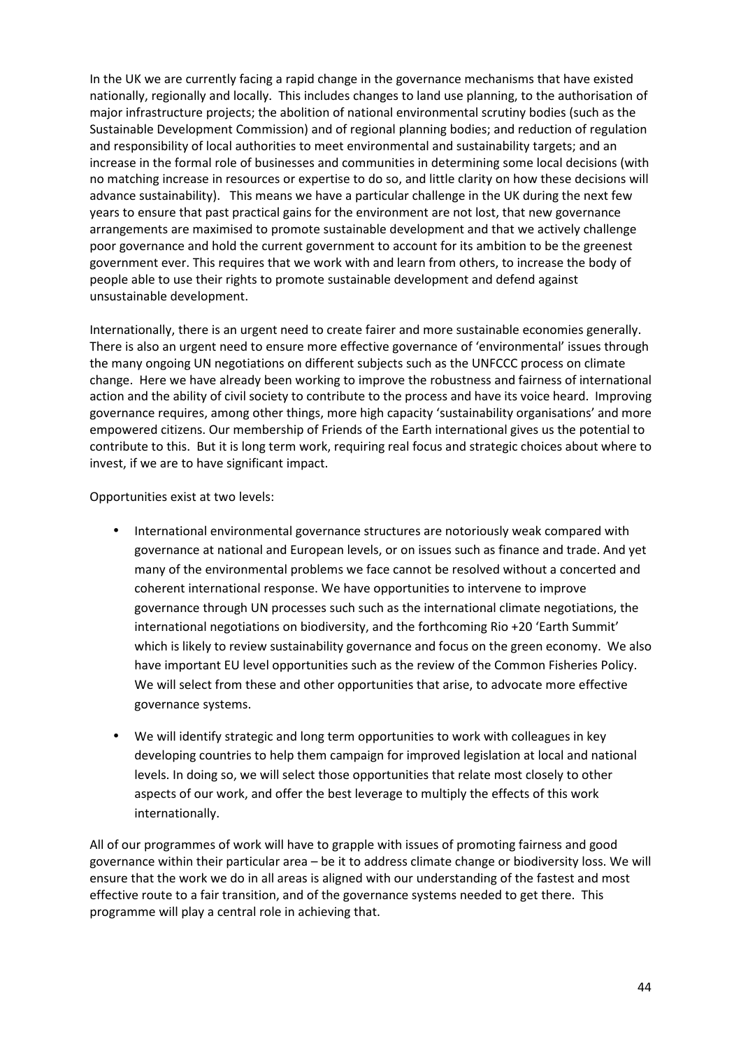In the UK we are currently facing a rapid change in the governance mechanisms that have existed nationally, regionally and locally. This includes changes to land use planning, to the authorisation of major infrastructure projects; the abolition of national environmental scrutiny bodies (such as the Sustainable Development Commission) and of regional planning bodies; and reduction of regulation and responsibility of local authorities to meet environmental and sustainability targets; and an increase in the formal role of businesses and communities in determining some local decisions (with no matching increase in resources or expertise to do so, and little clarity on how these decisions will advance sustainability). This means we have a particular challenge in the UK during the next few years to ensure that past practical gains for the environment are not lost, that new governance arrangements are maximised to promote sustainable development and that we actively challenge poor governance and hold the current government to account for its ambition to be the greenest government ever. This requires that we work with and learn from others, to increase the body of people able to use their rights to promote sustainable development and defend against unsustainable development.

Internationally, there is an urgent need to create fairer and more sustainable economies generally. There is also an urgent need to ensure more effective governance of 'environmental' issues through the many ongoing UN negotiations on different subjects such as the UNFCCC process on climate change. Here we have already been working to improve the robustness and fairness of international action and the ability of civil society to contribute to the process and have its voice heard. Improving governance requires, among other things, more high capacity 'sustainability organisations' and more empowered citizens. Our membership of Friends of the Earth international gives us the potential to contribute to this. But it is long term work, requiring real focus and strategic choices about where to invest, if we are to have significant impact.

Opportunities exist at two levels:

- International environmental governance structures are notoriously weak compared with governance at national and European levels, or on issues such as finance and trade. And yet many of the environmental problems we face cannot be resolved without a concerted and coherent international response. We have opportunities to intervene to improve governance through UN processes such such as the international climate negotiations, the international negotiations on biodiversity, and the forthcoming Rio +20 'Earth Summit' which is likely to review sustainability governance and focus on the green economy. We also have important EU level opportunities such as the review of the Common Fisheries Policy. We will select from these and other opportunities that arise, to advocate more effective governance systems.

- We will identify strategic and long term opportunities to work with colleagues in key developing countries to help them campaign for improved legislation at local and national levels. In doing so, we will select those opportunities that relate most closely to other aspects of our work, and offer the best leverage to multiply the effects of this work internationally.

All of our programmes of work will have to grapple with issues of promoting fairness and good governance within their particular area – be it to address climate change or biodiversity loss. We will ensure that the work we do in all areas is aligned with our understanding of the fastest and most effective route to a fair transition, and of the governance systems needed to get there. This programme will play a central role in achieving that.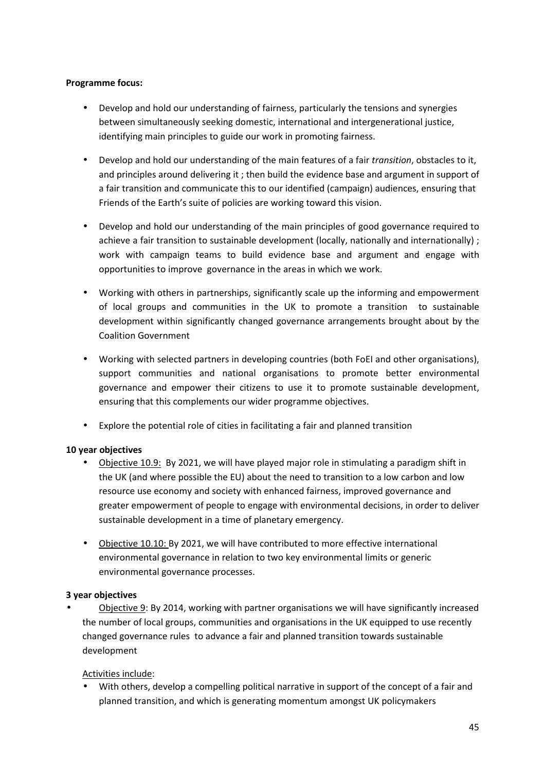**Programme focus:**

- Develop and hold our understanding of fairness, particularly the tensions and synergies between simultaneously seeking domestic, international and intergenerational justice, identifying main principles to guide our work in promoting fairness.

- Develop and hold our understanding of the main features of a fair *transition*, obstacles to it, and principles around delivering it ; then build the evidence base and argument in support of a fair transition and communicate this to our identified (campaign) audiences, ensuring that Friends of the Earth's suite of policies are working toward this vision.

- Develop and hold our understanding of the main principles of good governance required to achieve a fair transition to sustainable development (locally, nationally and internationally) ; work with campaign teams to build evidence base and argument and engage with opportunities to improve governance in the areas in which we work.

- Working with others in partnerships, significantly scale up the informing and empowerment of local groups and communities in the UK to promote a transition to sustainable development within significantly changed governance arrangements brought about by the Coalition Government

- Working with selected partners in developing countries (both FoEI and other organisations), support communities and national organisations to promote better environmental governance and empower their citizens to use it to promote sustainable development, ensuring that this complements our wider programme objectives.

- Explore the potential role of cities in facilitating a fair and planned transition

**10 year objectives**

- Objective 10.9: By 2021, we will have played major role in stimulating a paradigm shift in the UK (and where possible the EU) about the need to transition to a low carbon and low resource use economy and society with enhanced fairness, improved governance and greater empowerment of people to engage with environmental decisions, in order to deliver sustainable development in a time of planetary emergency.

- Objective 10.10: By 2021, we will have contributed to more effective international environmental governance in relation to two key environmental limits or generic environmental governance processes.

**3 year objectives**

- Objective 9: By 2014, working with partner organisations we will have significantly increased the number of local groups, communities and organisations in the UK equipped to use recently changed governance rules to advance a fair and planned transition towards sustainable development

Activities include:

- With others, develop a compelling political narrative in support of the concept of a fair and planned transition, and which is generating momentum amongst UK policymakers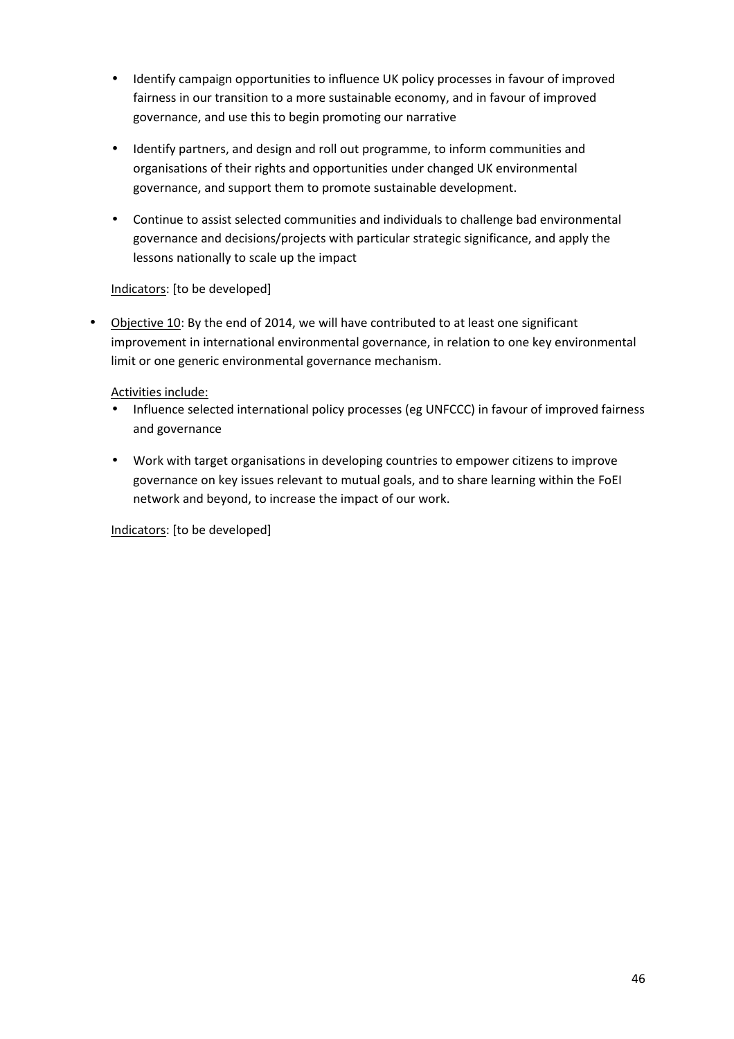- Identify campaign opportunities to influence UK policy processes in favour of improved fairness in our transition to a more sustainable economy, and in favour of improved governance, and use this to begin promoting our narrative

- Identify partners, and design and roll out programme, to inform communities and organisations of their rights and opportunities under changed UK environmental governance, and support them to promote sustainable development.

- Continue to assist selected communities and individuals to challenge bad environmental governance and decisions/projects with particular strategic significance, and apply the lessons nationally to scale up the impact

Indicators: [to be developed]

- Objective 10: By the end of 2014, we will have contributed to at least one significant improvement in international environmental governance, in relation to one key environmental limit or one generic environmental governance mechanism.

  Activities include:
  - Influence selected international policy processes (eg UNFCCC) in favour of improved fairness and governance

  - Work with target organisations in developing countries to empower citizens to improve governance on key issues relevant to mutual goals, and to share learning within the FoEI network and beyond, to increase the impact of our work.

  Indicators: [to be developed]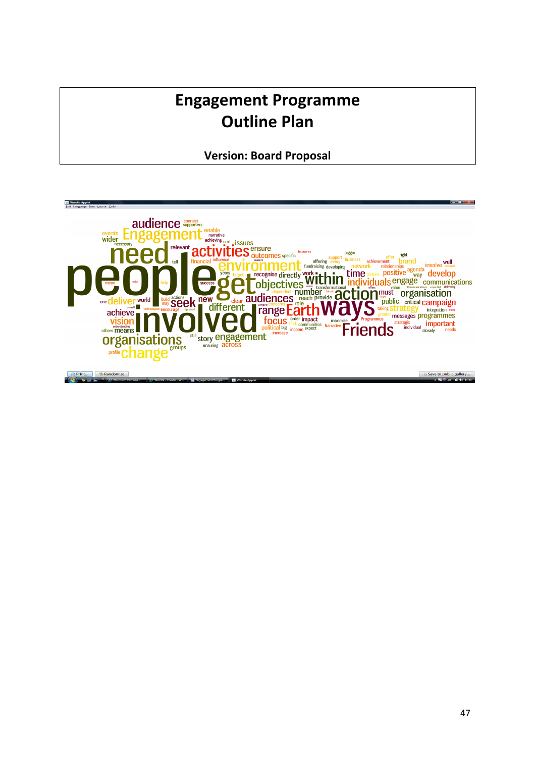# Engagement Programme Outline Plan

**Version: Board Proposal**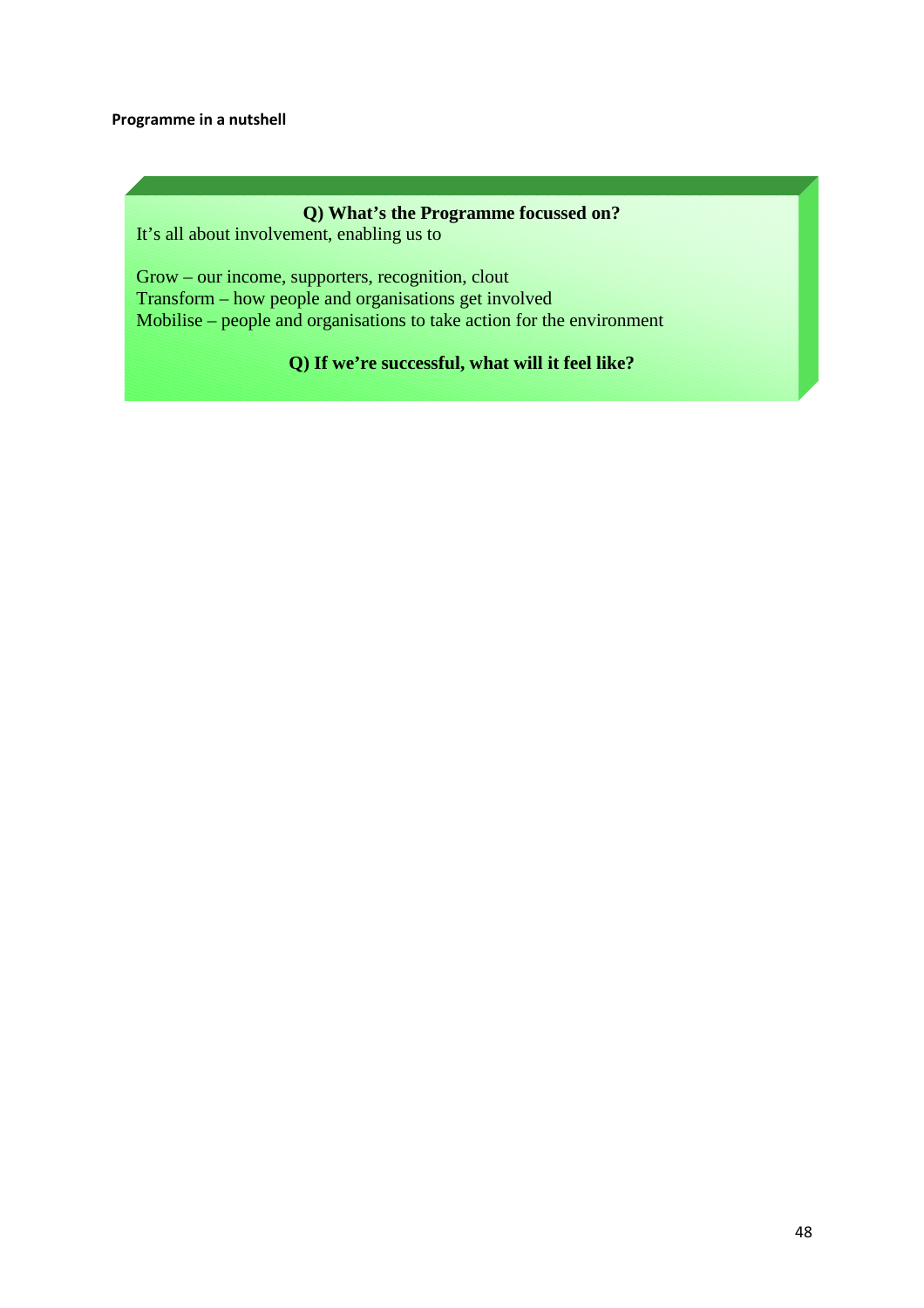**Programme in a nutshell**

**Q) What's the Programme focussed on?**

It's all about involvement, enabling us to

Grow – our income, supporters, recognition, clout
Transform – how people and organisations get involved
Mobilise – people and organisations to take action for the environment

**Q) If we're successful, what will it feel like?**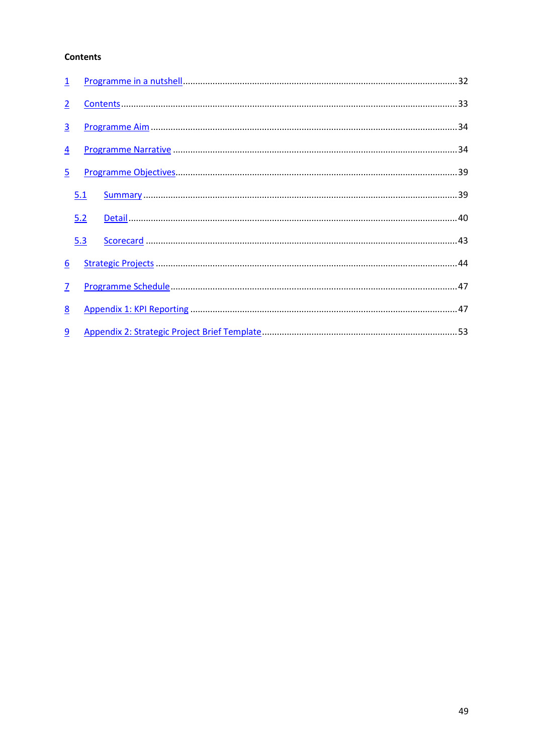**Contents**

1 Programme in a nutshell ........................................................................ 32

2 Contents ........................................................................ 33

3 Programme Aim ........................................................................ 34

4 Programme Narrative ........................................................................ 34

5 Programme Objectives ........................................................................ 39

  5.1 Summary ........................................................................ 39

  5.2 Detail ........................................................................ 40

  5.3 Scorecard ........................................................................ 43

6 Strategic Projects ........................................................................ 44

7 Programme Schedule ........................................................................ 47

8 Appendix 1: KPI Reporting ........................................................................ 47

9 Appendix 2: Strategic Project Brief Template ........................................................................ 53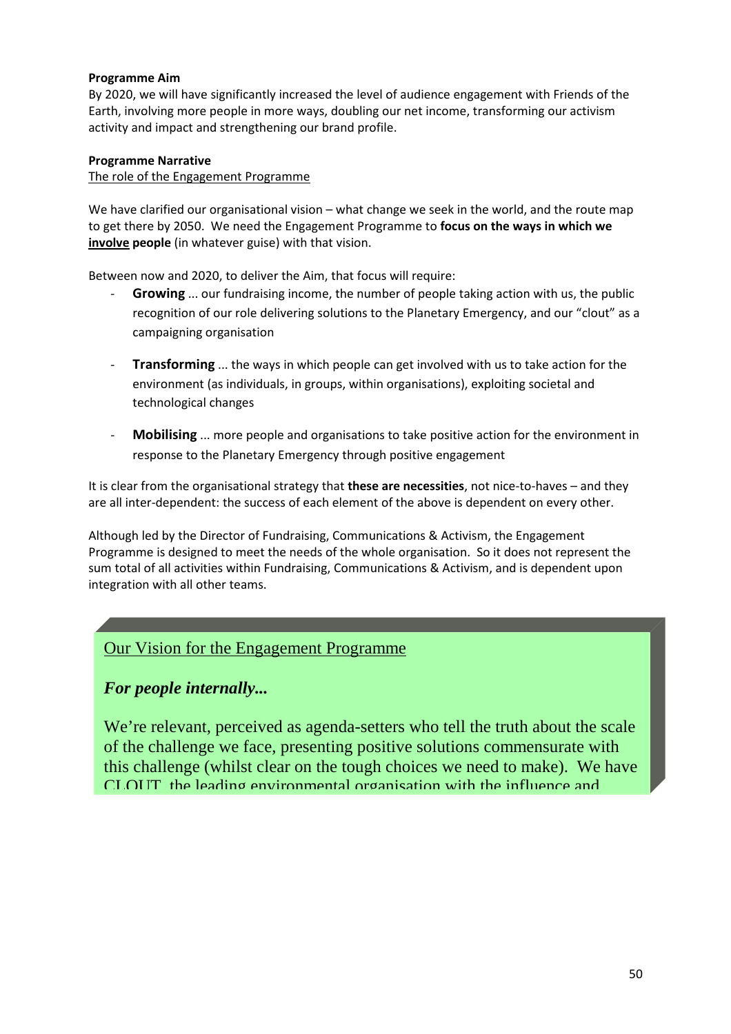**Programme Aim**

By 2020, we will have significantly increased the level of audience engagement with Friends of the Earth, involving more people in more ways, doubling our net income, transforming our activism activity and impact and strengthening our brand profile.

**Programme Narrative**

The role of the Engagement Programme

We have clarified our organisational vision – what change we seek in the world, and the route map to get there by 2050. We need the Engagement Programme to **focus on the ways in which we involve people** (in whatever guise) with that vision.

Between now and 2020, to deliver the Aim, that focus will require:

- **Growing** ... our fundraising income, the number of people taking action with us, the public recognition of our role delivering solutions to the Planetary Emergency, and our "clout" as a campaigning organisation
- **Transforming** ... the ways in which people can get involved with us to take action for the environment (as individuals, in groups, within organisations), exploiting societal and technological changes
- **Mobilising** ... more people and organisations to take positive action for the environment in response to the Planetary Emergency through positive engagement

It is clear from the organisational strategy that **these are necessities**, not nice-to-haves – and they are all inter-dependent: the success of each element of the above is dependent on every other.

Although led by the Director of Fundraising, Communications & Activism, the Engagement Programme is designed to meet the needs of the whole organisation. So it does not represent the sum total of all activities within Fundraising, Communications & Activism, and is dependent upon integration with all other teams.

Our Vision for the Engagement Programme

***For people internally...***

We're relevant, perceived as agenda-setters who tell the truth about the scale of the challenge we face, presenting positive solutions commensurate with this challenge (whilst clear on the tough choices we need to make). We have CLOUT, the leading environmental organisation with the influence and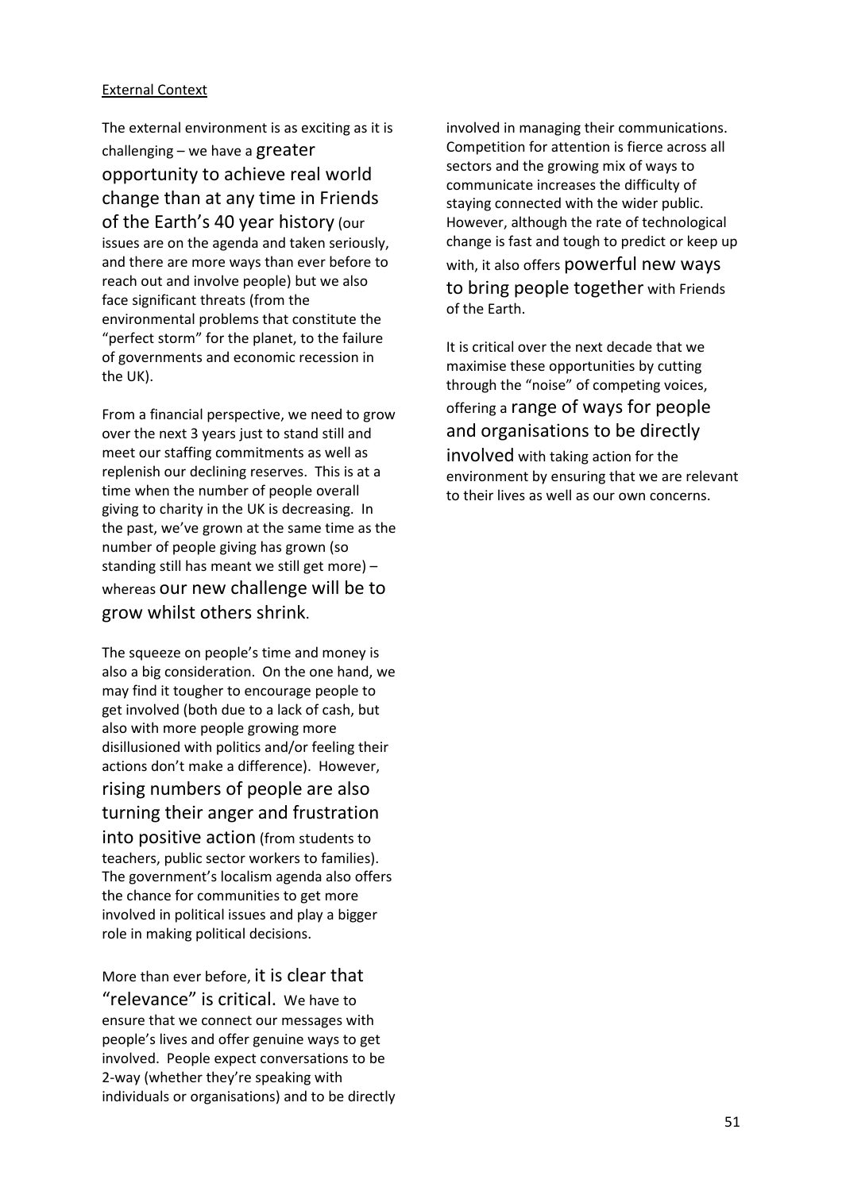## External Context

The external environment is as exciting as it is challenging – we have a greater opportunity to achieve real world change than at any time in Friends of the Earth's 40 year history (our issues are on the agenda and taken seriously, and there are more ways than ever before to reach out and involve people) but we also face significant threats (from the environmental problems that constitute the "perfect storm" for the planet, to the failure of governments and economic recession in the UK).

From a financial perspective, we need to grow over the next 3 years just to stand still and meet our staffing commitments as well as replenish our declining reserves. This is at a time when the number of people overall giving to charity in the UK is decreasing. In the past, we've grown at the same time as the number of people giving has grown (so standing still has meant we still get more) – whereas our new challenge will be to grow whilst others shrink.

The squeeze on people's time and money is also a big consideration. On the one hand, we may find it tougher to encourage people to get involved (both due to a lack of cash, but also with more people growing more disillusioned with politics and/or feeling their actions don't make a difference). However, rising numbers of people are also turning their anger and frustration into positive action (from students to teachers, public sector workers to families). The government's localism agenda also offers the chance for communities to get more involved in political issues and play a bigger role in making political decisions.

More than ever before, it is clear that "relevance" is critical. We have to ensure that we connect our messages with people's lives and offer genuine ways to get involved. People expect conversations to be 2-way (whether they're speaking with individuals or organisations) and to be directly involved in managing their communications. Competition for attention is fierce across all sectors and the growing mix of ways to communicate increases the difficulty of staying connected with the wider public. However, although the rate of technological change is fast and tough to predict or keep up with, it also offers powerful new ways to bring people together with Friends of the Earth.

It is critical over the next decade that we maximise these opportunities by cutting through the "noise" of competing voices, offering a range of ways for people and organisations to be directly involved with taking action for the environment by ensuring that we are relevant to their lives as well as our own concerns.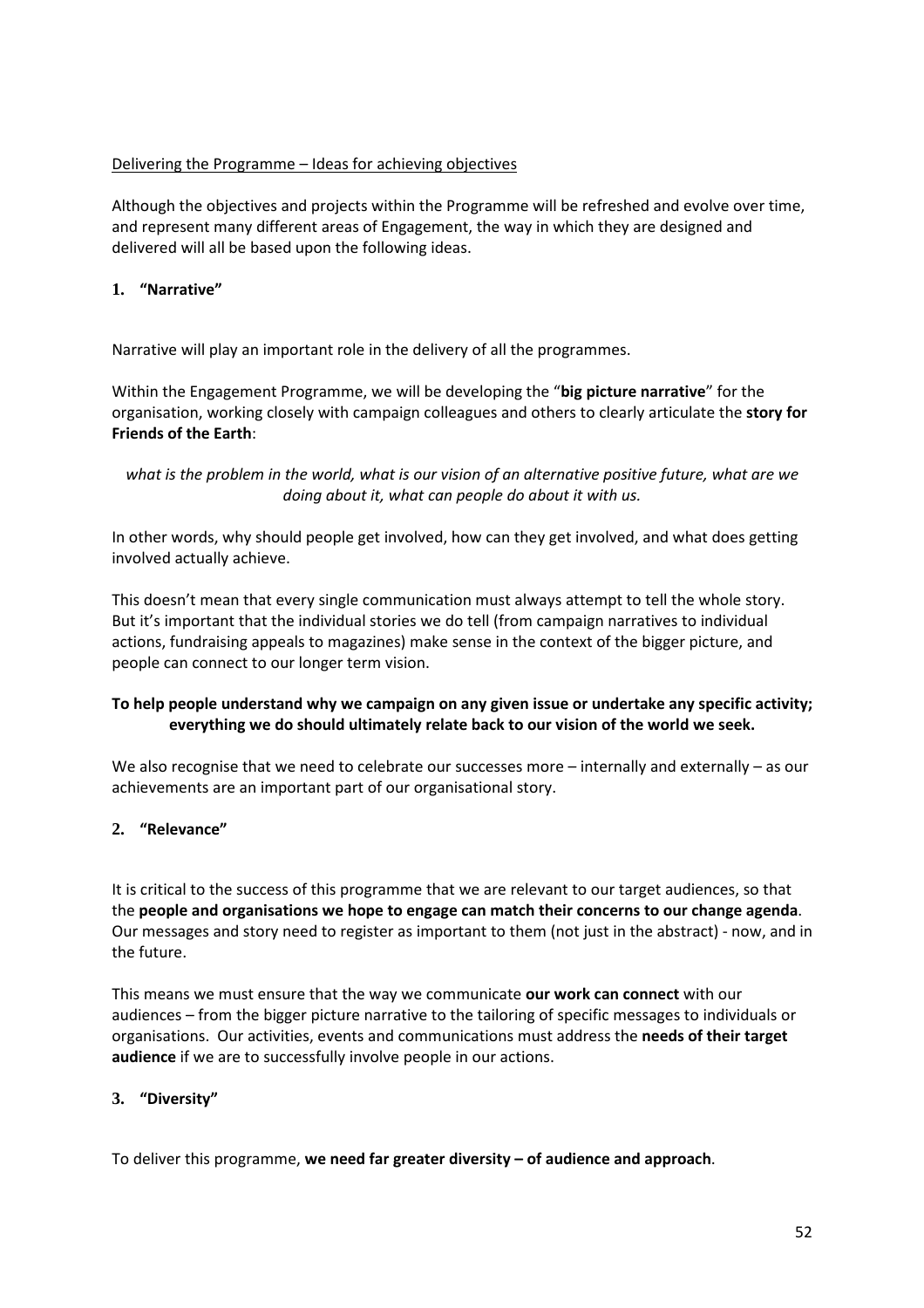Delivering the Programme – Ideas for achieving objectives

Although the objectives and projects within the Programme will be refreshed and evolve over time, and represent many different areas of Engagement, the way in which they are designed and delivered will all be based upon the following ideas.

## 1. "Narrative"

Narrative will play an important role in the delivery of all the programmes.

Within the Engagement Programme, we will be developing the "**big picture narrative**" for the organisation, working closely with campaign colleagues and others to clearly articulate the **story for Friends of the Earth**:

*what is the problem in the world, what is our vision of an alternative positive future, what are we doing about it, what can people do about it with us.*

In other words, why should people get involved, how can they get involved, and what does getting involved actually achieve.

This doesn't mean that every single communication must always attempt to tell the whole story. But it's important that the individual stories we do tell (from campaign narratives to individual actions, fundraising appeals to magazines) make sense in the context of the bigger picture, and people can connect to our longer term vision.

**To help people understand why we campaign on any given issue or undertake any specific activity; everything we do should ultimately relate back to our vision of the world we seek.**

We also recognise that we need to celebrate our successes more – internally and externally – as our achievements are an important part of our organisational story.

## 2. "Relevance"

It is critical to the success of this programme that we are relevant to our target audiences, so that the **people and organisations we hope to engage can match their concerns to our change agenda**. Our messages and story need to register as important to them (not just in the abstract) - now, and in the future.

This means we must ensure that the way we communicate **our work can connect** with our audiences – from the bigger picture narrative to the tailoring of specific messages to individuals or organisations. Our activities, events and communications must address the **needs of their target audience** if we are to successfully involve people in our actions.

## 3. "Diversity"

To deliver this programme, **we need far greater diversity – of audience and approach**.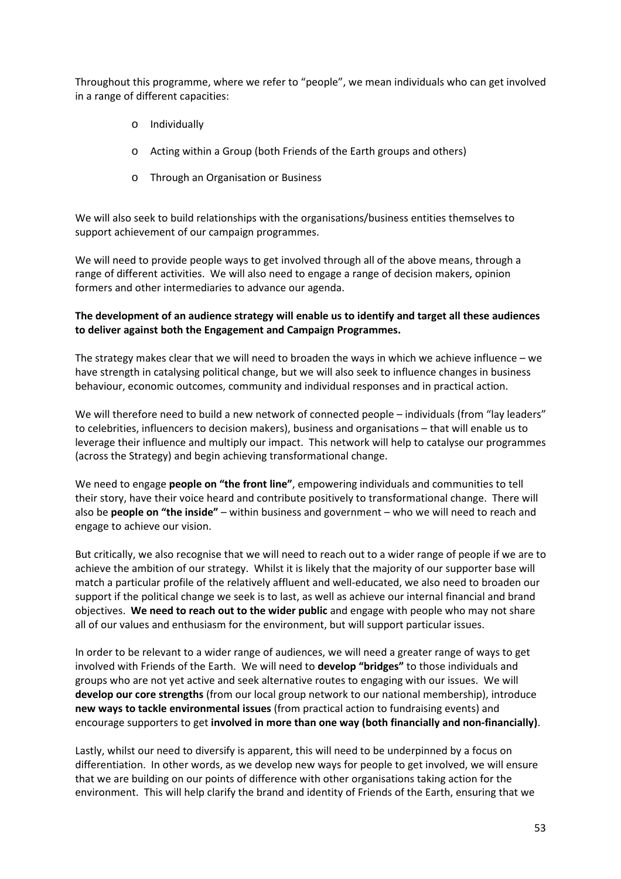Throughout this programme, where we refer to "people", we mean individuals who can get involved in a range of different capacities:

- Individually
- Acting within a Group (both Friends of the Earth groups and others)
- Through an Organisation or Business

We will also seek to build relationships with the organisations/business entities themselves to support achievement of our campaign programmes.

We will need to provide people ways to get involved through all of the above means, through a range of different activities. We will also need to engage a range of decision makers, opinion formers and other intermediaries to advance our agenda.

**The development of an audience strategy will enable us to identify and target all these audiences to deliver against both the Engagement and Campaign Programmes.**

The strategy makes clear that we will need to broaden the ways in which we achieve influence – we have strength in catalysing political change, but we will also seek to influence changes in business behaviour, economic outcomes, community and individual responses and in practical action.

We will therefore need to build a new network of connected people – individuals (from "lay leaders" to celebrities, influencers to decision makers), business and organisations – that will enable us to leverage their influence and multiply our impact. This network will help to catalyse our programmes (across the Strategy) and begin achieving transformational change.

We need to engage **people on "the front line"**, empowering individuals and communities to tell their story, have their voice heard and contribute positively to transformational change. There will also be **people on "the inside"** – within business and government – who we will need to reach and engage to achieve our vision.

But critically, we also recognise that we will need to reach out to a wider range of people if we are to achieve the ambition of our strategy. Whilst it is likely that the majority of our supporter base will match a particular profile of the relatively affluent and well-educated, we also need to broaden our support if the political change we seek is to last, as well as achieve our internal financial and brand objectives. **We need to reach out to the wider public** and engage with people who may not share all of our values and enthusiasm for the environment, but will support particular issues.

In order to be relevant to a wider range of audiences, we will need a greater range of ways to get involved with Friends of the Earth. We will need to **develop "bridges"** to those individuals and groups who are not yet active and seek alternative routes to engaging with our issues. We will **develop our core strengths** (from our local group network to our national membership), introduce **new ways to tackle environmental issues** (from practical action to fundraising events) and encourage supporters to get **involved in more than one way (both financially and non-financially)**.

Lastly, whilst our need to diversify is apparent, this will need to be underpinned by a focus on differentiation. In other words, as we develop new ways for people to get involved, we will ensure that we are building on our points of difference with other organisations taking action for the environment. This will help clarify the brand and identity of Friends of the Earth, ensuring that we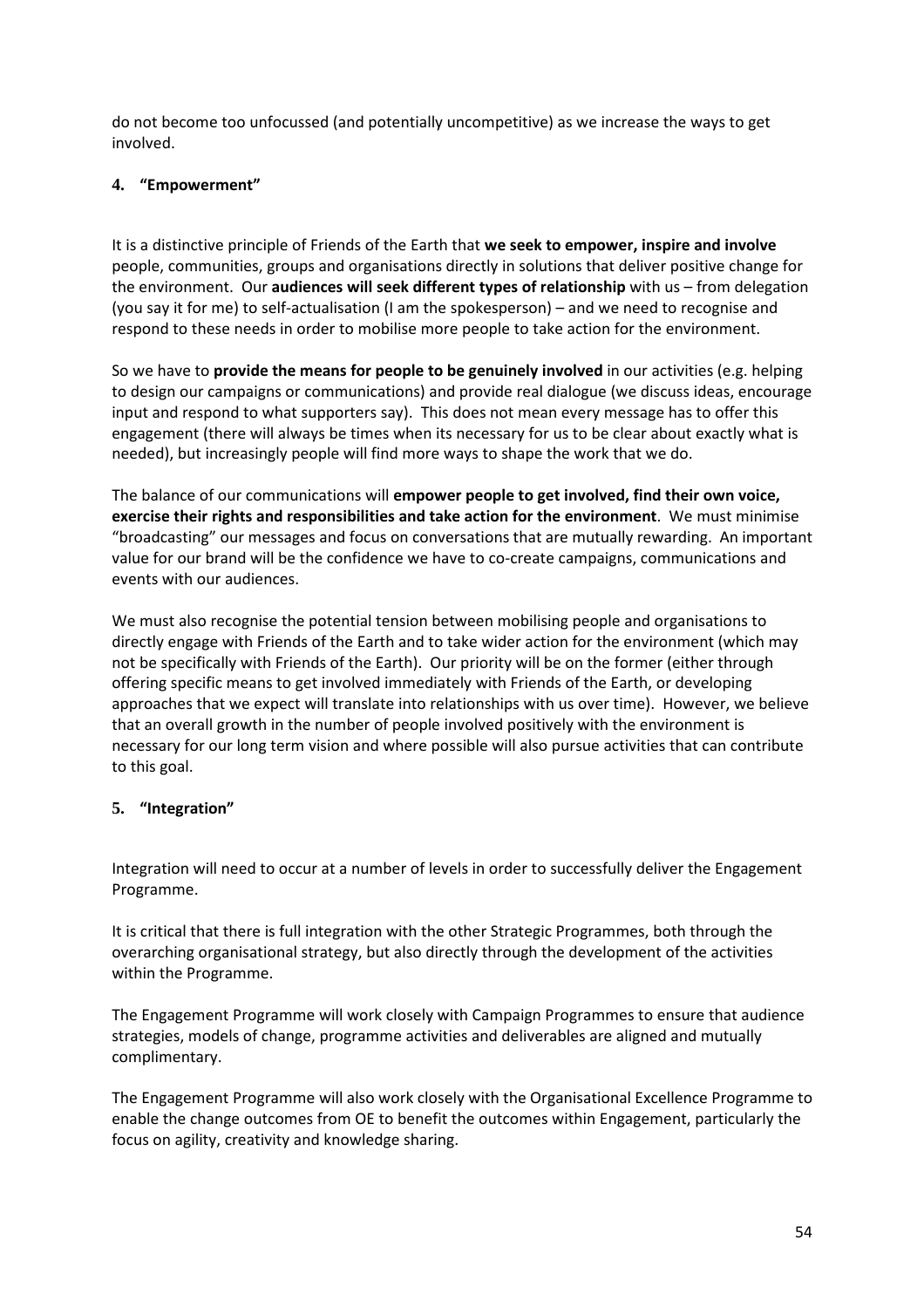do not become too unfocussed (and potentially uncompetitive) as we increase the ways to get involved.

### 4. "Empowerment"

It is a distinctive principle of Friends of the Earth that **we seek to empower, inspire and involve** people, communities, groups and organisations directly in solutions that deliver positive change for the environment. Our **audiences will seek different types of relationship** with us – from delegation (you say it for me) to self-actualisation (I am the spokesperson) – and we need to recognise and respond to these needs in order to mobilise more people to take action for the environment.

So we have to **provide the means for people to be genuinely involved** in our activities (e.g. helping to design our campaigns or communications) and provide real dialogue (we discuss ideas, encourage input and respond to what supporters say). This does not mean every message has to offer this engagement (there will always be times when its necessary for us to be clear about exactly what is needed), but increasingly people will find more ways to shape the work that we do.

The balance of our communications will **empower people to get involved, find their own voice, exercise their rights and responsibilities and take action for the environment**. We must minimise "broadcasting" our messages and focus on conversations that are mutually rewarding. An important value for our brand will be the confidence we have to co-create campaigns, communications and events with our audiences.

We must also recognise the potential tension between mobilising people and organisations to directly engage with Friends of the Earth and to take wider action for the environment (which may not be specifically with Friends of the Earth). Our priority will be on the former (either through offering specific means to get involved immediately with Friends of the Earth, or developing approaches that we expect will translate into relationships with us over time). However, we believe that an overall growth in the number of people involved positively with the environment is necessary for our long term vision and where possible will also pursue activities that can contribute to this goal.

### 5. "Integration"

Integration will need to occur at a number of levels in order to successfully deliver the Engagement Programme.

It is critical that there is full integration with the other Strategic Programmes, both through the overarching organisational strategy, but also directly through the development of the activities within the Programme.

The Engagement Programme will work closely with Campaign Programmes to ensure that audience strategies, models of change, programme activities and deliverables are aligned and mutually complimentary.

The Engagement Programme will also work closely with the Organisational Excellence Programme to enable the change outcomes from OE to benefit the outcomes within Engagement, particularly the focus on agility, creativity and knowledge sharing.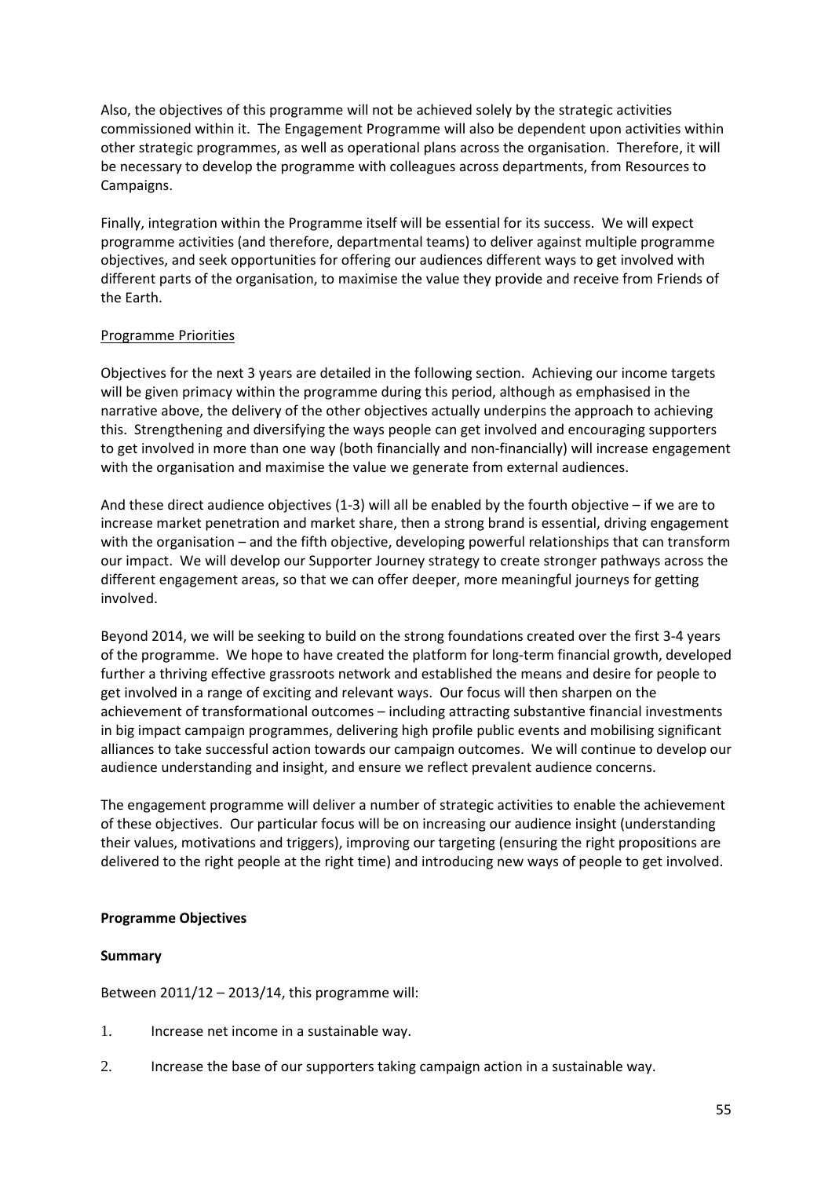Also, the objectives of this programme will not be achieved solely by the strategic activities commissioned within it. The Engagement Programme will also be dependent upon activities within other strategic programmes, as well as operational plans across the organisation. Therefore, it will be necessary to develop the programme with colleagues across departments, from Resources to Campaigns.

Finally, integration within the Programme itself will be essential for its success. We will expect programme activities (and therefore, departmental teams) to deliver against multiple programme objectives, and seek opportunities for offering our audiences different ways to get involved with different parts of the organisation, to maximise the value they provide and receive from Friends of the Earth.

<u>Programme Priorities</u>

Objectives for the next 3 years are detailed in the following section. Achieving our income targets will be given primacy within the programme during this period, although as emphasised in the narrative above, the delivery of the other objectives actually underpins the approach to achieving this. Strengthening and diversifying the ways people can get involved and encouraging supporters to get involved in more than one way (both financially and non-financially) will increase engagement with the organisation and maximise the value we generate from external audiences.

And these direct audience objectives (1-3) will all be enabled by the fourth objective – if we are to increase market penetration and market share, then a strong brand is essential, driving engagement with the organisation – and the fifth objective, developing powerful relationships that can transform our impact. We will develop our Supporter Journey strategy to create stronger pathways across the different engagement areas, so that we can offer deeper, more meaningful journeys for getting involved.

Beyond 2014, we will be seeking to build on the strong foundations created over the first 3-4 years of the programme. We hope to have created the platform for long-term financial growth, developed further a thriving effective grassroots network and established the means and desire for people to get involved in a range of exciting and relevant ways. Our focus will then sharpen on the achievement of transformational outcomes – including attracting substantive financial investments in big impact campaign programmes, delivering high profile public events and mobilising significant alliances to take successful action towards our campaign outcomes. We will continue to develop our audience understanding and insight, and ensure we reflect prevalent audience concerns.

The engagement programme will deliver a number of strategic activities to enable the achievement of these objectives. Our particular focus will be on increasing our audience insight (understanding their values, motivations and triggers), improving our targeting (ensuring the right propositions are delivered to the right people at the right time) and introducing new ways of people to get involved.

**Programme Objectives**

**Summary**

Between 2011/12 – 2013/14, this programme will:

1. Increase net income in a sustainable way.
2. Increase the base of our supporters taking campaign action in a sustainable way.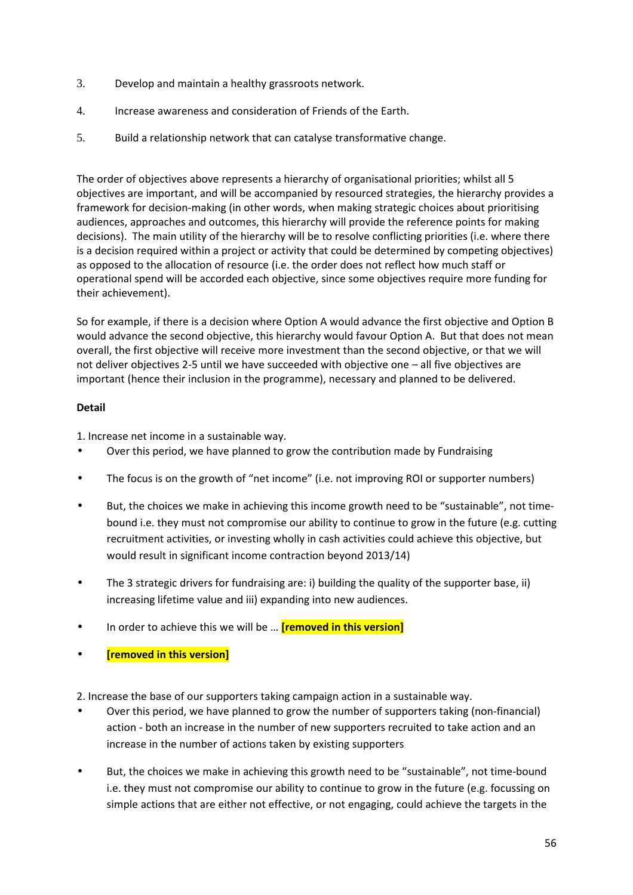3. Develop and maintain a healthy grassroots network.

4. Increase awareness and consideration of Friends of the Earth.

5. Build a relationship network that can catalyse transformative change.

The order of objectives above represents a hierarchy of organisational priorities; whilst all 5 objectives are important, and will be accompanied by resourced strategies, the hierarchy provides a framework for decision-making (in other words, when making strategic choices about prioritising audiences, approaches and outcomes, this hierarchy will provide the reference points for making decisions). The main utility of the hierarchy will be to resolve conflicting priorities (i.e. where there is a decision required within a project or activity that could be determined by competing objectives) as opposed to the allocation of resource (i.e. the order does not reflect how much staff or operational spend will be accorded each objective, since some objectives require more funding for their achievement).

So for example, if there is a decision where Option A would advance the first objective and Option B would advance the second objective, this hierarchy would favour Option A. But that does not mean overall, the first objective will receive more investment than the second objective, or that we will not deliver objectives 2-5 until we have succeeded with objective one – all five objectives are important (hence their inclusion in the programme), necessary and planned to be delivered.

**Detail**

1. Increase net income in a sustainable way.

- Over this period, we have planned to grow the contribution made by Fundraising
- The focus is on the growth of "net income" (i.e. not improving ROI or supporter numbers)
- But, the choices we make in achieving this income growth need to be "sustainable", not time-bound i.e. they must not compromise our ability to continue to grow in the future (e.g. cutting recruitment activities, or investing wholly in cash activities could achieve this objective, but would result in significant income contraction beyond 2013/14)
- The 3 strategic drivers for fundraising are: i) building the quality of the supporter base, ii) increasing lifetime value and iii) expanding into new audiences.
- In order to achieve this we will be … **[removed in this version]**
- **[removed in this version]**

2. Increase the base of our supporters taking campaign action in a sustainable way.

- Over this period, we have planned to grow the number of supporters taking (non-financial) action - both an increase in the number of new supporters recruited to take action and an increase in the number of actions taken by existing supporters
- But, the choices we make in achieving this growth need to be "sustainable", not time-bound i.e. they must not compromise our ability to continue to grow in the future (e.g. focussing on simple actions that are either not effective, or not engaging, could achieve the targets in the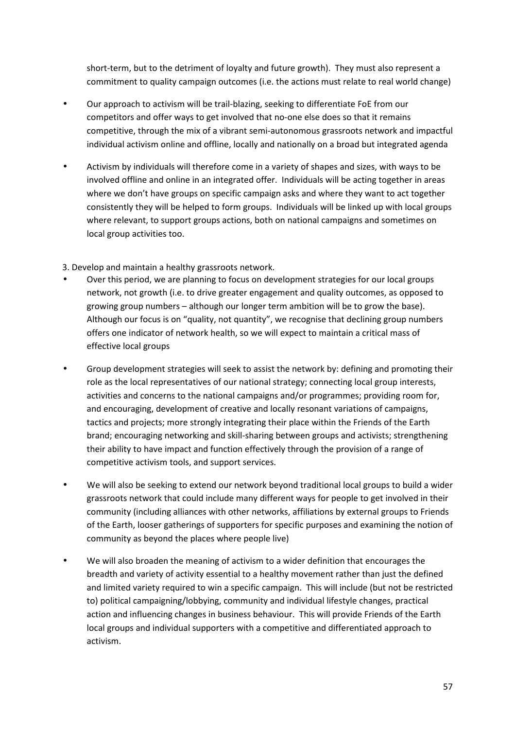short-term, but to the detriment of loyalty and future growth). They must also represent a commitment to quality campaign outcomes (i.e. the actions must relate to real world change)

- Our approach to activism will be trail-blazing, seeking to differentiate FoE from our competitors and offer ways to get involved that no-one else does so that it remains competitive, through the mix of a vibrant semi-autonomous grassroots network and impactful individual activism online and offline, locally and nationally on a broad but integrated agenda

- Activism by individuals will therefore come in a variety of shapes and sizes, with ways to be involved offline and online in an integrated offer. Individuals will be acting together in areas where we don't have groups on specific campaign asks and where they want to act together consistently they will be helped to form groups. Individuals will be linked up with local groups where relevant, to support groups actions, both on national campaigns and sometimes on local group activities too.

3. Develop and maintain a healthy grassroots network.

- Over this period, we are planning to focus on development strategies for our local groups network, not growth (i.e. to drive greater engagement and quality outcomes, as opposed to growing group numbers – although our longer term ambition will be to grow the base). Although our focus is on "quality, not quantity", we recognise that declining group numbers offers one indicator of network health, so we will expect to maintain a critical mass of effective local groups

- Group development strategies will seek to assist the network by: defining and promoting their role as the local representatives of our national strategy; connecting local group interests, activities and concerns to the national campaigns and/or programmes; providing room for, and encouraging, development of creative and locally resonant variations of campaigns, tactics and projects; more strongly integrating their place within the Friends of the Earth brand; encouraging networking and skill-sharing between groups and activists; strengthening their ability to have impact and function effectively through the provision of a range of competitive activism tools, and support services.

- We will also be seeking to extend our network beyond traditional local groups to build a wider grassroots network that could include many different ways for people to get involved in their community (including alliances with other networks, affiliations by external groups to Friends of the Earth, looser gatherings of supporters for specific purposes and examining the notion of community as beyond the places where people live)

- We will also broaden the meaning of activism to a wider definition that encourages the breadth and variety of activity essential to a healthy movement rather than just the defined and limited variety required to win a specific campaign. This will include (but not be restricted to) political campaigning/lobbying, community and individual lifestyle changes, practical action and influencing changes in business behaviour. This will provide Friends of the Earth local groups and individual supporters with a competitive and differentiated approach to activism.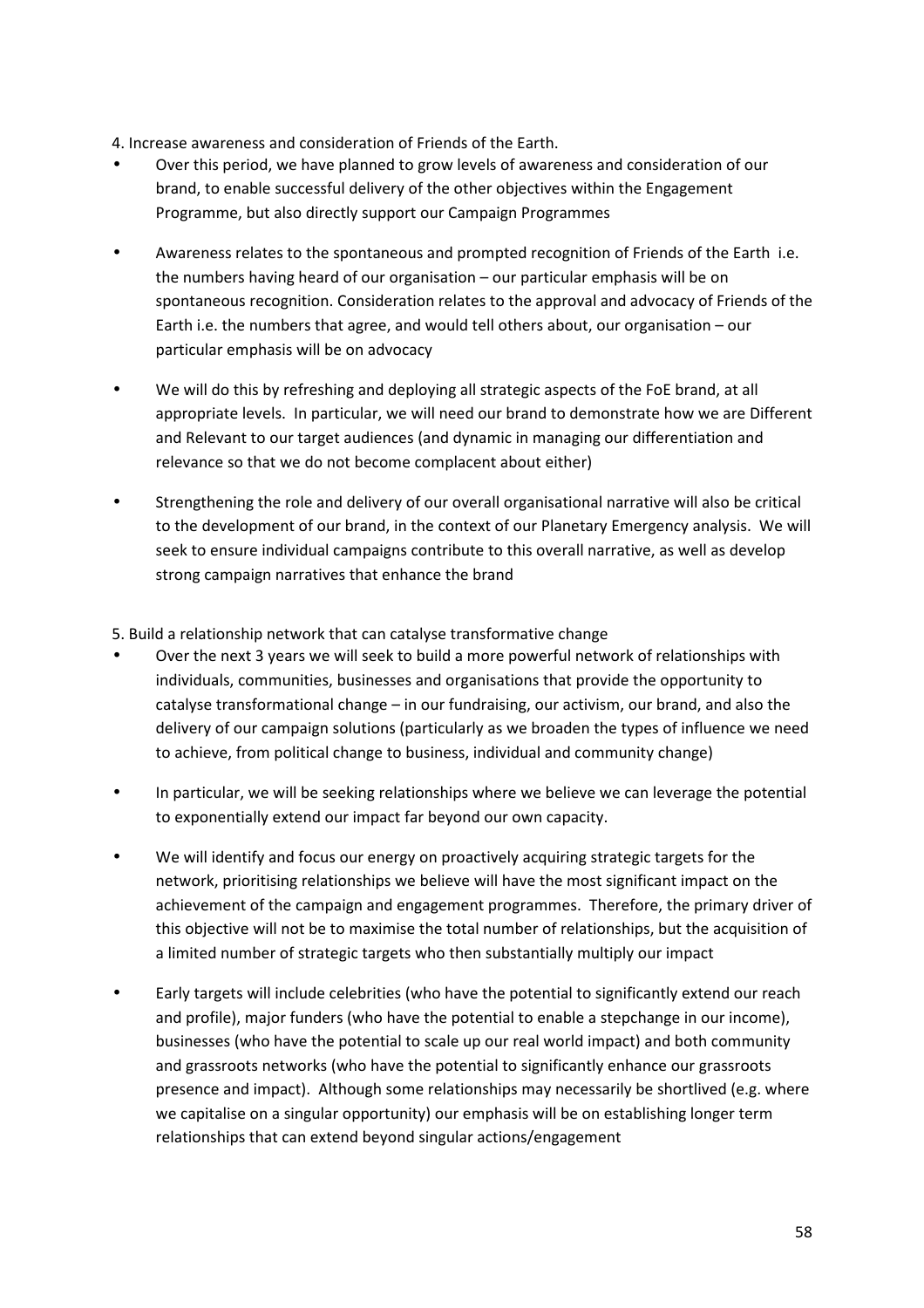4. Increase awareness and consideration of Friends of the Earth.

- Over this period, we have planned to grow levels of awareness and consideration of our brand, to enable successful delivery of the other objectives within the Engagement Programme, but also directly support our Campaign Programmes
- Awareness relates to the spontaneous and prompted recognition of Friends of the Earth i.e. the numbers having heard of our organisation – our particular emphasis will be on spontaneous recognition. Consideration relates to the approval and advocacy of Friends of the Earth i.e. the numbers that agree, and would tell others about, our organisation – our particular emphasis will be on advocacy
- We will do this by refreshing and deploying all strategic aspects of the FoE brand, at all appropriate levels. In particular, we will need our brand to demonstrate how we are Different and Relevant to our target audiences (and dynamic in managing our differentiation and relevance so that we do not become complacent about either)
- Strengthening the role and delivery of our overall organisational narrative will also be critical to the development of our brand, in the context of our Planetary Emergency analysis. We will seek to ensure individual campaigns contribute to this overall narrative, as well as develop strong campaign narratives that enhance the brand

5. Build a relationship network that can catalyse transformative change

- Over the next 3 years we will seek to build a more powerful network of relationships with individuals, communities, businesses and organisations that provide the opportunity to catalyse transformational change – in our fundraising, our activism, our brand, and also the delivery of our campaign solutions (particularly as we broaden the types of influence we need to achieve, from political change to business, individual and community change)
- In particular, we will be seeking relationships where we believe we can leverage the potential to exponentially extend our impact far beyond our own capacity.
- We will identify and focus our energy on proactively acquiring strategic targets for the network, prioritising relationships we believe will have the most significant impact on the achievement of the campaign and engagement programmes. Therefore, the primary driver of this objective will not be to maximise the total number of relationships, but the acquisition of a limited number of strategic targets who then substantially multiply our impact
- Early targets will include celebrities (who have the potential to significantly extend our reach and profile), major funders (who have the potential to enable a stepchange in our income), businesses (who have the potential to scale up our real world impact) and both community and grassroots networks (who have the potential to significantly enhance our grassroots presence and impact). Although some relationships may necessarily be shortlived (e.g. where we capitalise on a singular opportunity) our emphasis will be on establishing longer term relationships that can extend beyond singular actions/engagement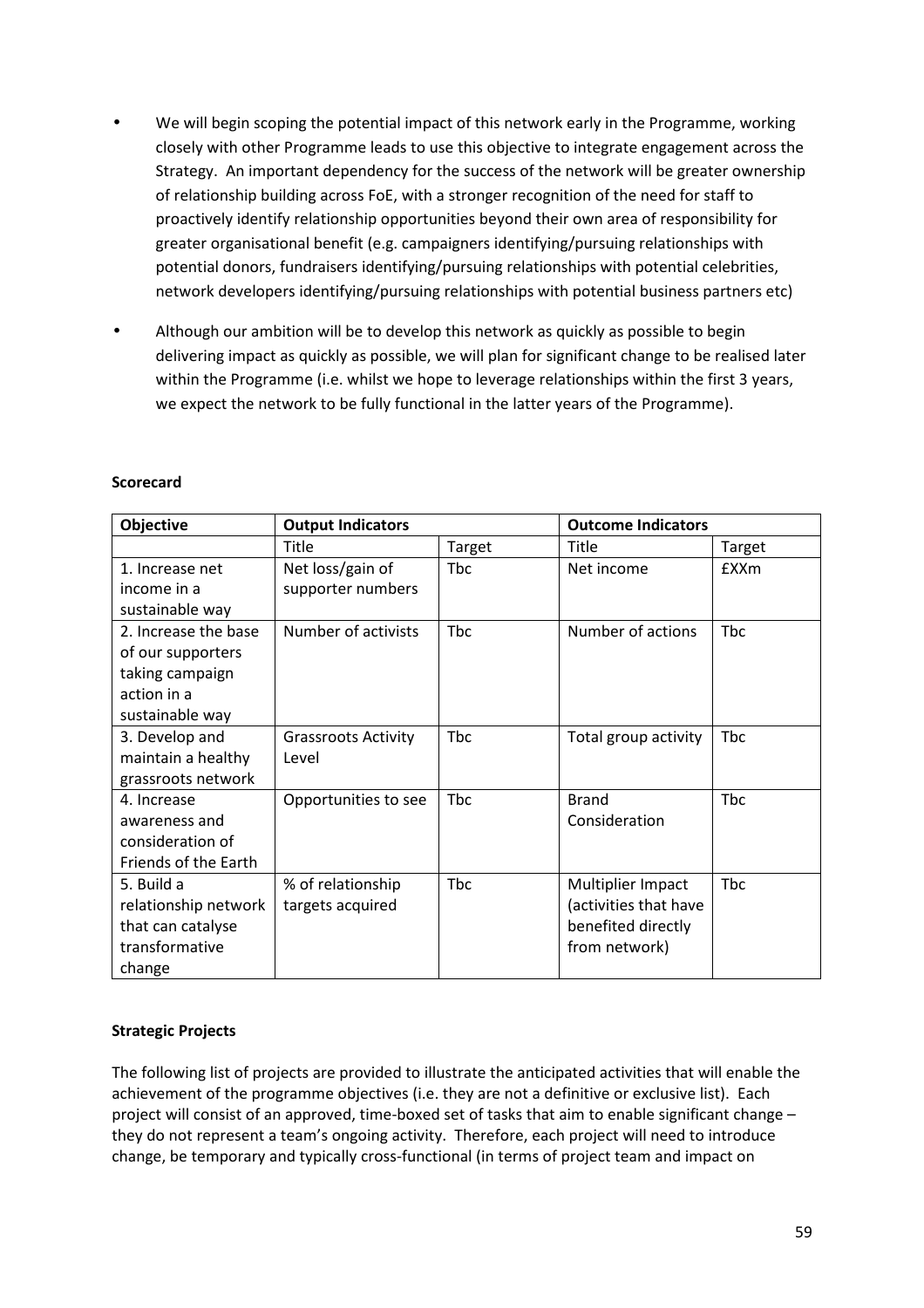- We will begin scoping the potential impact of this network early in the Programme, working closely with other Programme leads to use this objective to integrate engagement across the Strategy. An important dependency for the success of the network will be greater ownership of relationship building across FoE, with a stronger recognition of the need for staff to proactively identify relationship opportunities beyond their own area of responsibility for greater organisational benefit (e.g. campaigners identifying/pursuing relationships with potential donors, fundraisers identifying/pursuing relationships with potential celebrities, network developers identifying/pursuing relationships with potential business partners etc)

- Although our ambition will be to develop this network as quickly as possible to begin delivering impact as quickly as possible, we will plan for significant change to be realised later within the Programme (i.e. whilst we hope to leverage relationships within the first 3 years, we expect the network to be fully functional in the latter years of the Programme).

**Scorecard**

| Objective | Output Indicators | | Outcome Indicators | |
|---|---|---|---|---|
| | Title | Target | Title | Target |
| 1. Increase net income in a sustainable way | Net loss/gain of supporter numbers | Tbc | Net income | £XXm |
| 2. Increase the base of our supporters taking campaign action in a sustainable way | Number of activists | Tbc | Number of actions | Tbc |
| 3. Develop and maintain a healthy grassroots network | Grassroots Activity Level | Tbc | Total group activity | Tbc |
| 4. Increase awareness and consideration of Friends of the Earth | Opportunities to see | Tbc | Brand Consideration | Tbc |
| 5. Build a relationship network that can catalyse transformative change | % of relationship targets acquired | Tbc | Multiplier Impact (activities that have benefited directly from network) | Tbc |

**Strategic Projects**

The following list of projects are provided to illustrate the anticipated activities that will enable the achievement of the programme objectives (i.e. they are not a definitive or exclusive list). Each project will consist of an approved, time-boxed set of tasks that aim to enable significant change – they do not represent a team's ongoing activity. Therefore, each project will need to introduce change, be temporary and typically cross-functional (in terms of project team and impact on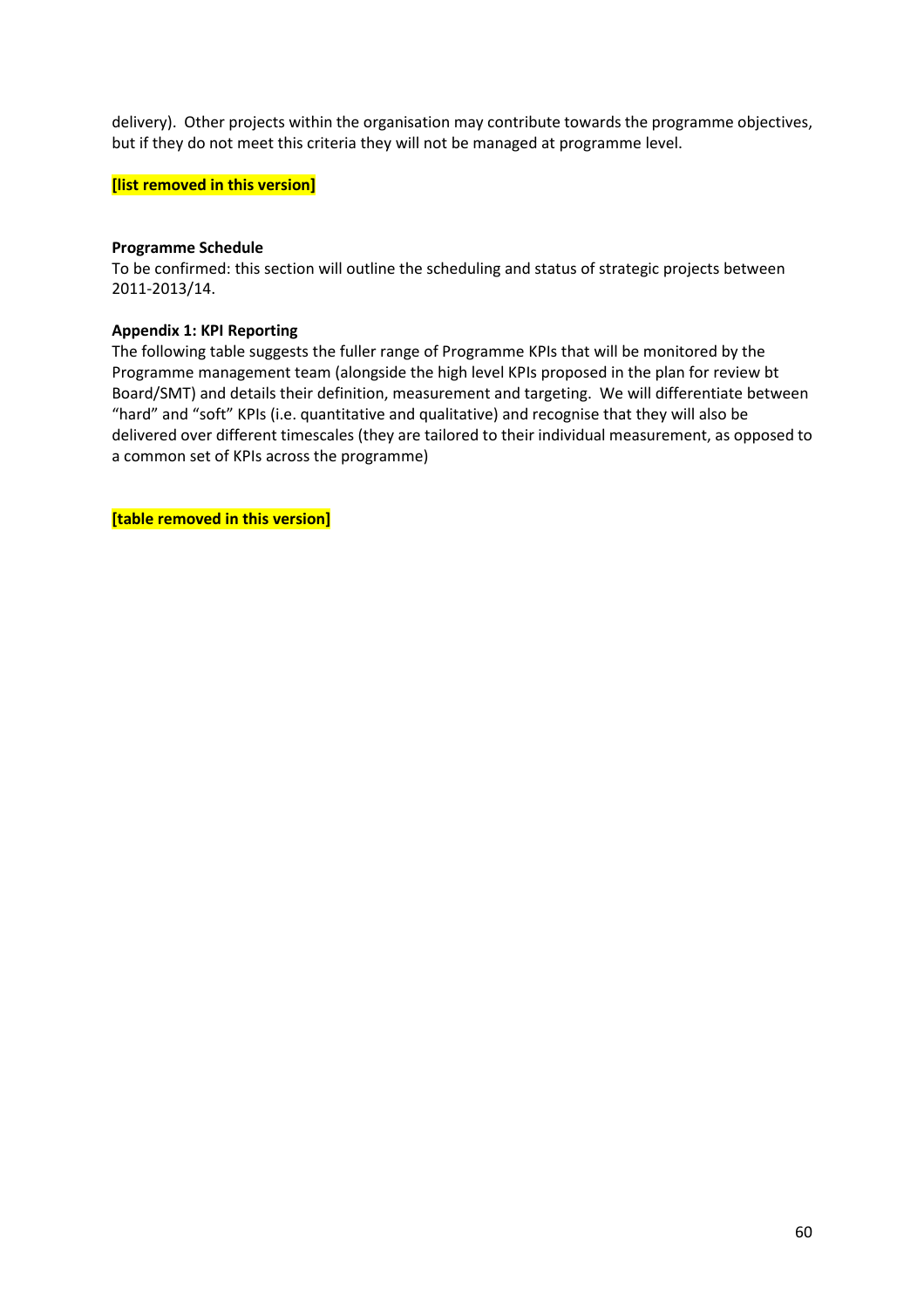delivery). Other projects within the organisation may contribute towards the programme objectives, but if they do not meet this criteria they will not be managed at programme level.

**[list removed in this version]**

**Programme Schedule**

To be confirmed: this section will outline the scheduling and status of strategic projects between 2011-2013/14.

**Appendix 1: KPI Reporting**

The following table suggests the fuller range of Programme KPIs that will be monitored by the Programme management team (alongside the high level KPIs proposed in the plan for review bt Board/SMT) and details their definition, measurement and targeting. We will differentiate between "hard" and "soft" KPIs (i.e. quantitative and qualitative) and recognise that they will also be delivered over different timescales (they are tailored to their individual measurement, as opposed to a common set of KPIs across the programme)

**[table removed in this version]**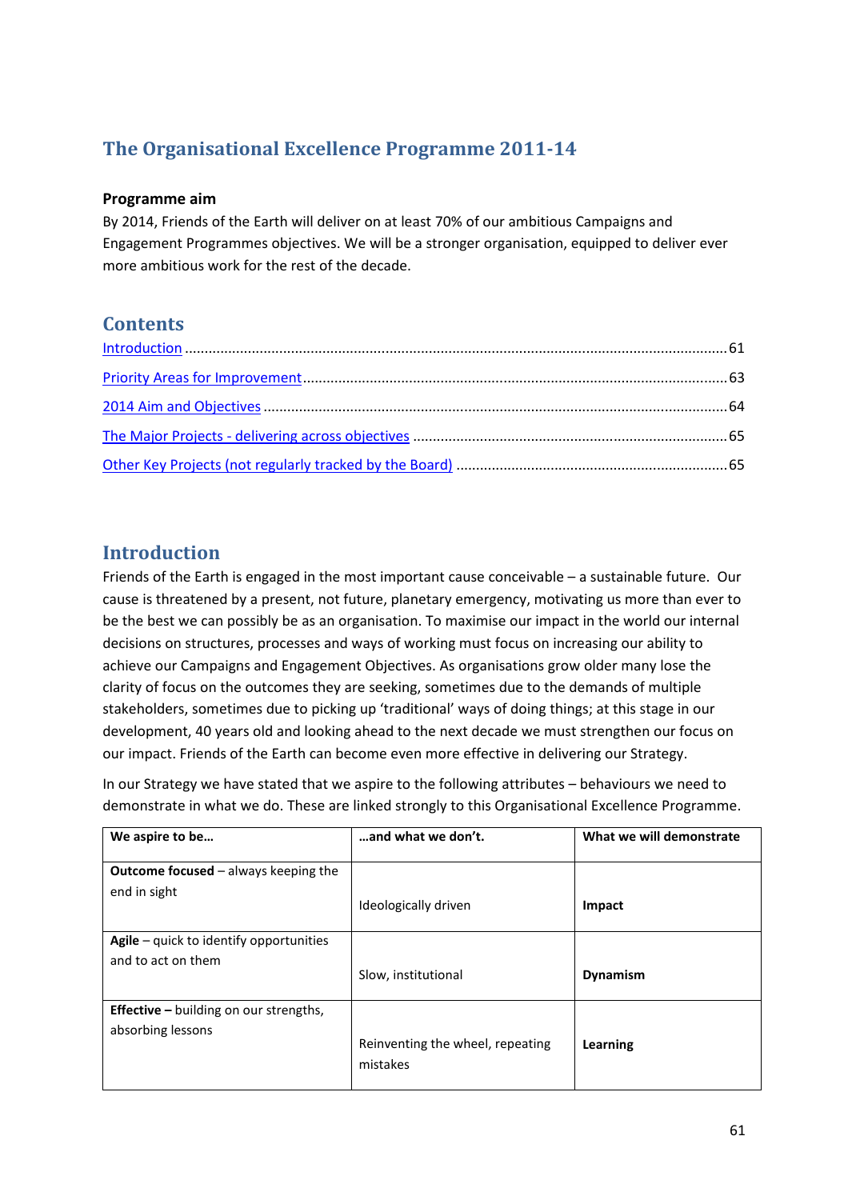## The Organisational Excellence Programme 2011-14

**Programme aim**

By 2014, Friends of the Earth will deliver on at least 70% of our ambitious Campaigns and Engagement Programmes objectives. We will be a stronger organisation, equipped to deliver ever more ambitious work for the rest of the decade.

## Contents

Introduction ........................................................................................................................................ 61

Priority Areas for Improvement ......................................................................................................... 63

2014 Aim and Objectives .................................................................................................................... 64

The Major Projects - delivering across objectives ............................................................................... 65

Other Key Projects (not regularly tracked by the Board) .................................................................... 65

## Introduction

Friends of the Earth is engaged in the most important cause conceivable – a sustainable future. Our cause is threatened by a present, not future, planetary emergency, motivating us more than ever to be the best we can possibly be as an organisation. To maximise our impact in the world our internal decisions on structures, processes and ways of working must focus on increasing our ability to achieve our Campaigns and Engagement Objectives. As organisations grow older many lose the clarity of focus on the outcomes they are seeking, sometimes due to the demands of multiple stakeholders, sometimes due to picking up 'traditional' ways of doing things; at this stage in our development, 40 years old and looking ahead to the next decade we must strengthen our focus on our impact. Friends of the Earth can become even more effective in delivering our Strategy.

In our Strategy we have stated that we aspire to the following attributes – behaviours we need to demonstrate in what we do. These are linked strongly to this Organisational Excellence Programme.

| We aspire to be… | …and what we don't. | What we will demonstrate |
|---|---|---|
| **Outcome focused** – always keeping the end in sight | Ideologically driven | **Impact** |
| **Agile** – quick to identify opportunities and to act on them | Slow, institutional | **Dynamism** |
| **Effective –** building on our strengths, absorbing lessons | Reinventing the wheel, repeating mistakes | **Learning** |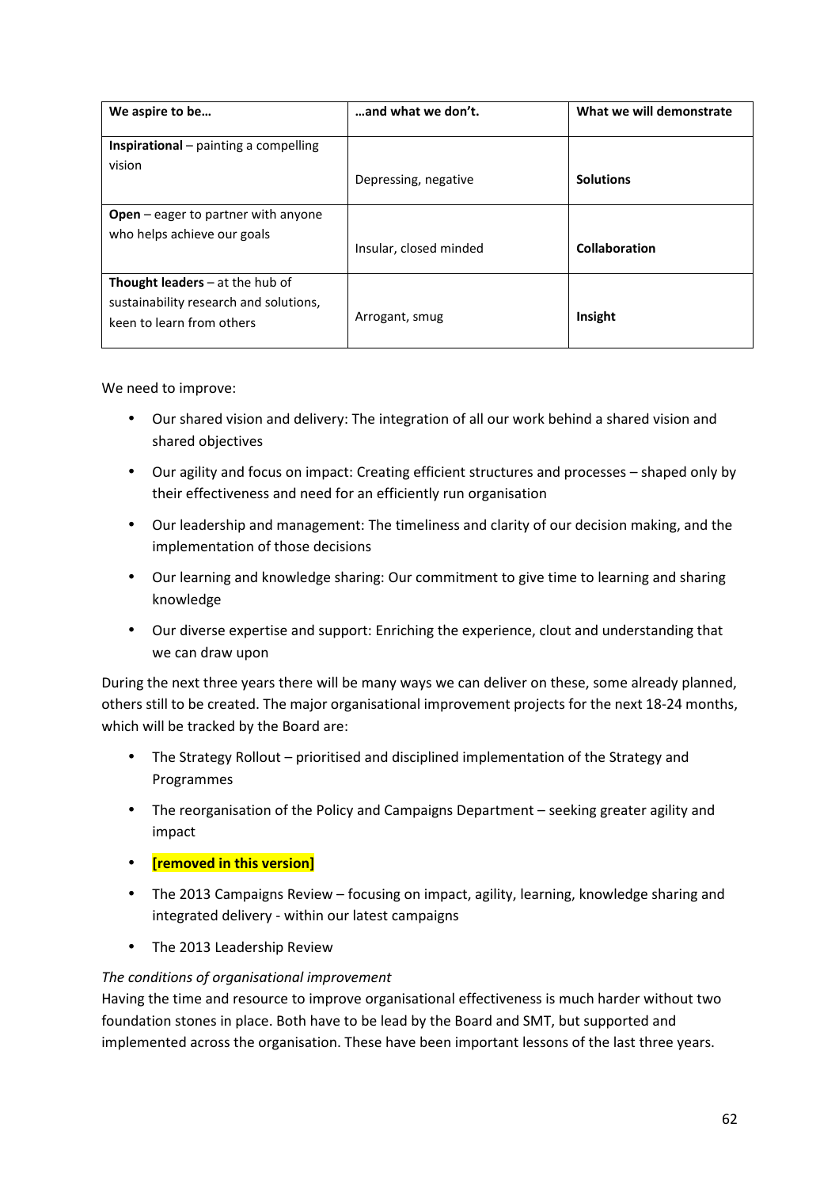| We aspire to be… | …and what we don't. | What we will demonstrate |
|---|---|---|
| **Inspirational** – painting a compelling vision | Depressing, negative | **Solutions** |
| **Open** – eager to partner with anyone who helps achieve our goals | Insular, closed minded | **Collaboration** |
| **Thought leaders** – at the hub of sustainability research and solutions, keen to learn from others | Arrogant, smug | **Insight** |

We need to improve:

- Our shared vision and delivery: The integration of all our work behind a shared vision and shared objectives
- Our agility and focus on impact: Creating efficient structures and processes – shaped only by their effectiveness and need for an efficiently run organisation
- Our leadership and management: The timeliness and clarity of our decision making, and the implementation of those decisions
- Our learning and knowledge sharing: Our commitment to give time to learning and sharing knowledge
- Our diverse expertise and support: Enriching the experience, clout and understanding that we can draw upon

During the next three years there will be many ways we can deliver on these, some already planned, others still to be created. The major organisational improvement projects for the next 18-24 months, which will be tracked by the Board are:

- The Strategy Rollout – prioritised and disciplined implementation of the Strategy and Programmes
- The reorganisation of the Policy and Campaigns Department – seeking greater agility and impact
- **[removed in this version]**
- The 2013 Campaigns Review – focusing on impact, agility, learning, knowledge sharing and integrated delivery - within our latest campaigns
- The 2013 Leadership Review

*The conditions of organisational improvement*

Having the time and resource to improve organisational effectiveness is much harder without two foundation stones in place. Both have to be lead by the Board and SMT, but supported and implemented across the organisation. These have been important lessons of the last three years.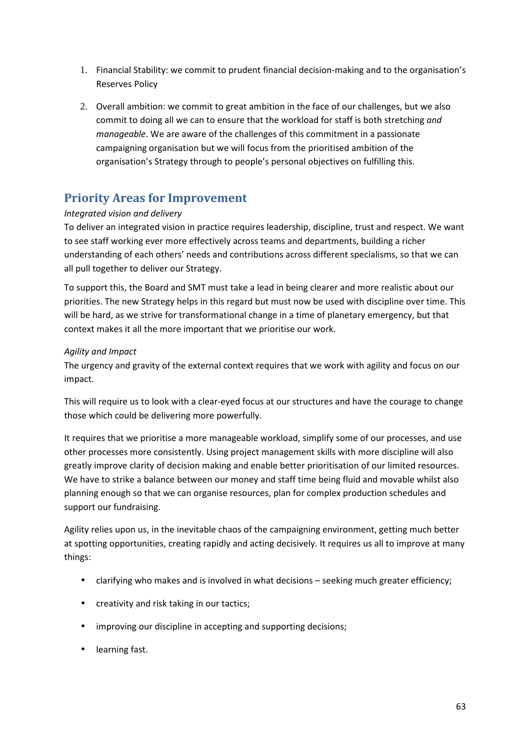1. Financial Stability: we commit to prudent financial decision-making and to the organisation's Reserves Policy

2. Overall ambition: we commit to great ambition in the face of our challenges, but we also commit to doing all we can to ensure that the workload for staff is both stretching *and manageable*. We are aware of the challenges of this commitment in a passionate campaigning organisation but we will focus from the prioritised ambition of the organisation's Strategy through to people's personal objectives on fulfilling this.

## Priority Areas for Improvement

*Integrated vision and delivery*

To deliver an integrated vision in practice requires leadership, discipline, trust and respect. We want to see staff working ever more effectively across teams and departments, building a richer understanding of each others' needs and contributions across different specialisms, so that we can all pull together to deliver our Strategy.

To support this, the Board and SMT must take a lead in being clearer and more realistic about our priorities. The new Strategy helps in this regard but must now be used with discipline over time. This will be hard, as we strive for transformational change in a time of planetary emergency, but that context makes it all the more important that we prioritise our work.

*Agility and Impact*

The urgency and gravity of the external context requires that we work with agility and focus on our impact.

This will require us to look with a clear-eyed focus at our structures and have the courage to change those which could be delivering more powerfully.

It requires that we prioritise a more manageable workload, simplify some of our processes, and use other processes more consistently. Using project management skills with more discipline will also greatly improve clarity of decision making and enable better prioritisation of our limited resources. We have to strike a balance between our money and staff time being fluid and movable whilst also planning enough so that we can organise resources, plan for complex production schedules and support our fundraising.

Agility relies upon us, in the inevitable chaos of the campaigning environment, getting much better at spotting opportunities, creating rapidly and acting decisively. It requires us all to improve at many things:

- clarifying who makes and is involved in what decisions – seeking much greater efficiency;
- creativity and risk taking in our tactics;
- improving our discipline in accepting and supporting decisions;
- learning fast.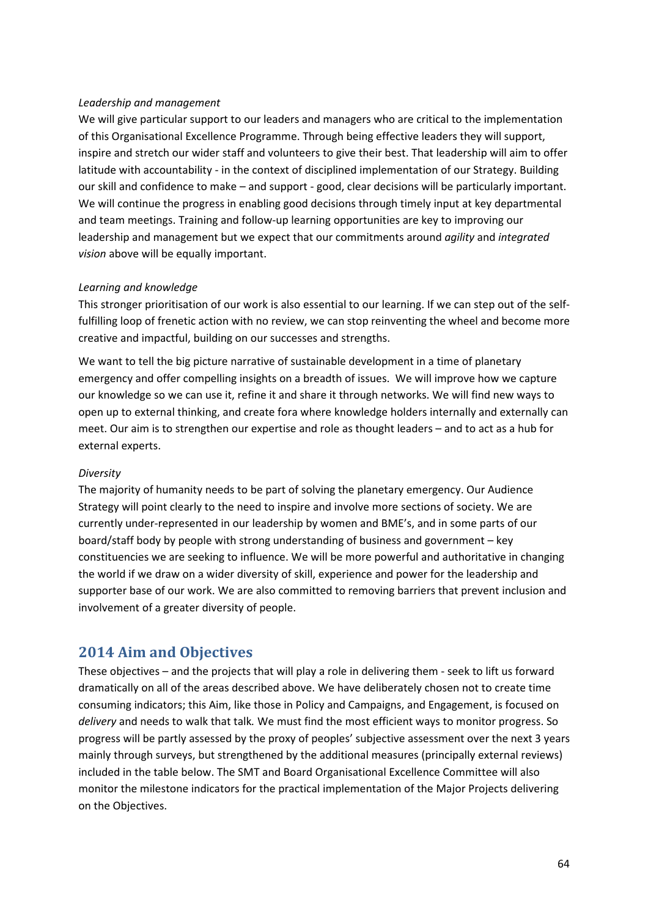*Leadership and management*

We will give particular support to our leaders and managers who are critical to the implementation of this Organisational Excellence Programme. Through being effective leaders they will support, inspire and stretch our wider staff and volunteers to give their best. That leadership will aim to offer latitude with accountability - in the context of disciplined implementation of our Strategy. Building our skill and confidence to make – and support - good, clear decisions will be particularly important. We will continue the progress in enabling good decisions through timely input at key departmental and team meetings. Training and follow-up learning opportunities are key to improving our leadership and management but we expect that our commitments around *agility* and *integrated vision* above will be equally important.

*Learning and knowledge*

This stronger prioritisation of our work is also essential to our learning. If we can step out of the self-fulfilling loop of frenetic action with no review, we can stop reinventing the wheel and become more creative and impactful, building on our successes and strengths.

We want to tell the big picture narrative of sustainable development in a time of planetary emergency and offer compelling insights on a breadth of issues. We will improve how we capture our knowledge so we can use it, refine it and share it through networks. We will find new ways to open up to external thinking, and create fora where knowledge holders internally and externally can meet. Our aim is to strengthen our expertise and role as thought leaders – and to act as a hub for external experts.

*Diversity*

The majority of humanity needs to be part of solving the planetary emergency. Our Audience Strategy will point clearly to the need to inspire and involve more sections of society. We are currently under-represented in our leadership by women and BME's, and in some parts of our board/staff body by people with strong understanding of business and government – key constituencies we are seeking to influence. We will be more powerful and authoritative in changing the world if we draw on a wider diversity of skill, experience and power for the leadership and supporter base of our work. We are also committed to removing barriers that prevent inclusion and involvement of a greater diversity of people.

## 2014 Aim and Objectives

These objectives – and the projects that will play a role in delivering them - seek to lift us forward dramatically on all of the areas described above. We have deliberately chosen not to create time consuming indicators; this Aim, like those in Policy and Campaigns, and Engagement, is focused on *delivery* and needs to walk that talk. We must find the most efficient ways to monitor progress. So progress will be partly assessed by the proxy of peoples' subjective assessment over the next 3 years mainly through surveys, but strengthened by the additional measures (principally external reviews) included in the table below. The SMT and Board Organisational Excellence Committee will also monitor the milestone indicators for the practical implementation of the Major Projects delivering on the Objectives.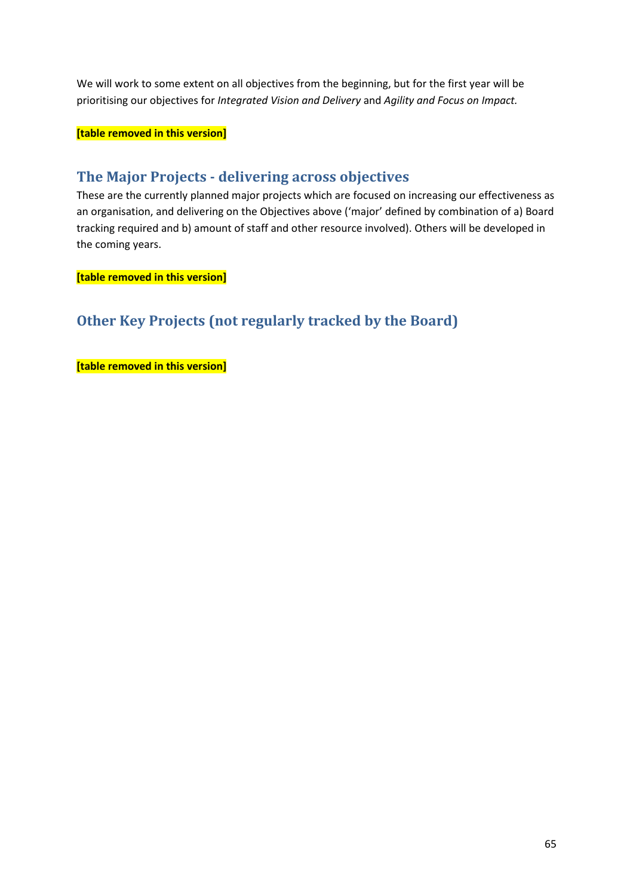We will work to some extent on all objectives from the beginning, but for the first year will be prioritising our objectives for *Integrated Vision and Delivery* and *Agility and Focus on Impact.*

**[table removed in this version]**

## The Major Projects - delivering across objectives

These are the currently planned major projects which are focused on increasing our effectiveness as an organisation, and delivering on the Objectives above ('major' defined by combination of a) Board tracking required and b) amount of staff and other resource involved). Others will be developed in the coming years.

**[table removed in this version]**

## Other Key Projects (not regularly tracked by the Board)

**[table removed in this version]**